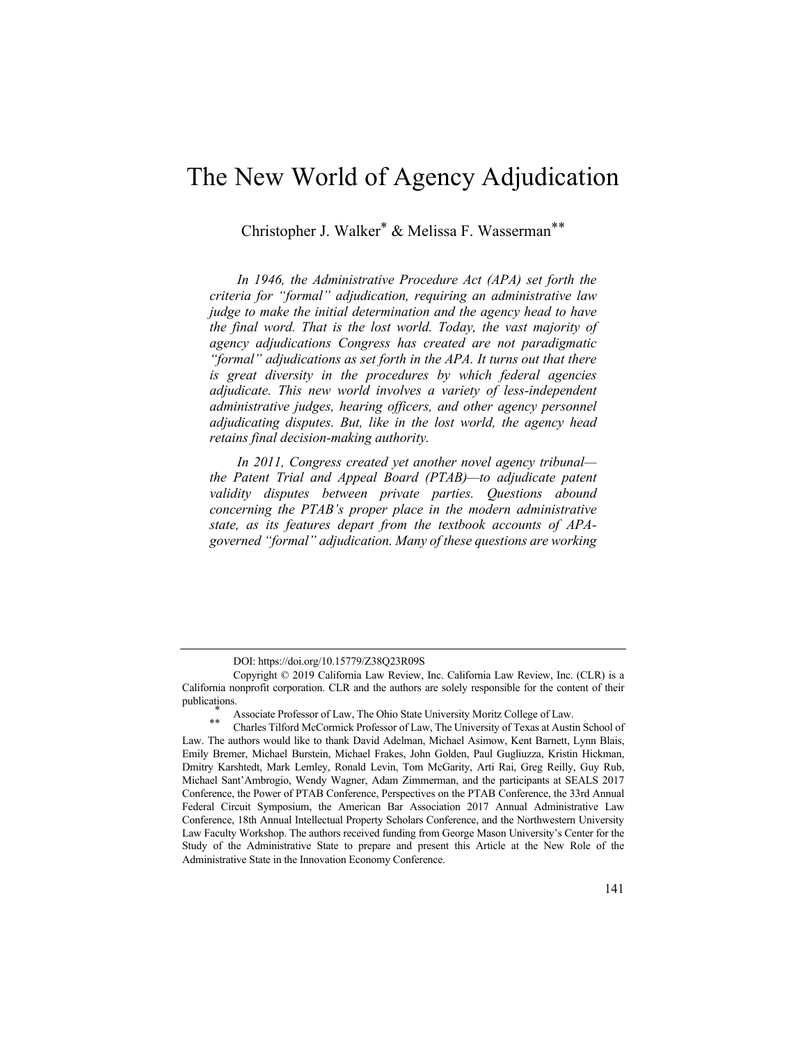# The New World of Agency Adjudication

Christopher J. Walker[*] & Melissa F. Wasserman[**]

*In 1946, the Administrative Procedure Act (APA) set forth the criteria for "formal" adjudication, requiring an administrative law judge to make the initial determination and the agency head to have the final word. That is the lost world. Today, the vast majority of agency adjudications Congress has created are not paradigmatic "formal" adjudications as set forth in the APA. It turns out that there is great diversity in the procedures by which federal agencies adjudicate. This new world involves a variety of less-independent administrative judges, hearing officers, and other agency personnel adjudicating disputes. But, like in the lost world, the agency head retains final decision-making authority.*

*In 2011, Congress created yet another novel agency tribunal—the Patent Trial and Appeal Board (PTAB)—to adjudicate patent validity disputes between private parties. Questions abound concerning the PTAB's proper place in the modern administrative state, as its features depart from the textbook accounts of APA-governed "formal" adjudication. Many of these questions are working*

---

DOI: https://doi.org/10.15779/Z38Q23R09S

Copyright © 2019 California Law Review, Inc. California Law Review, Inc. (CLR) is a California nonprofit corporation. CLR and the authors are solely responsible for the content of their publications.

[*] Associate Professor of Law, The Ohio State University Moritz College of Law.

[**] Charles Tilford McCormick Professor of Law, The University of Texas at Austin School of Law. The authors would like to thank David Adelman, Michael Asimow, Kent Barnett, Lynn Blais, Emily Bremer, Michael Burstein, Michael Frakes, John Golden, Paul Gugliuzza, Kristin Hickman, Dmitry Karshtedt, Mark Lemley, Ronald Levin, Tom McGarity, Arti Rai, Greg Reilly, Guy Rub, Michael Sant'Ambrogio, Wendy Wagner, Adam Zimmerman, and the participants at SEALS 2017 Conference, the Power of PTAB Conference, Perspectives on the PTAB Conference, the 33rd Annual Federal Circuit Symposium, the American Bar Association 2017 Annual Administrative Law Conference, 18th Annual Intellectual Property Scholars Conference, and the Northwestern University Law Faculty Workshop. The authors received funding from George Mason University's Center for the Study of the Administrative State to prepare and present this Article at the New Role of the Administrative State in the Innovation Economy Conference.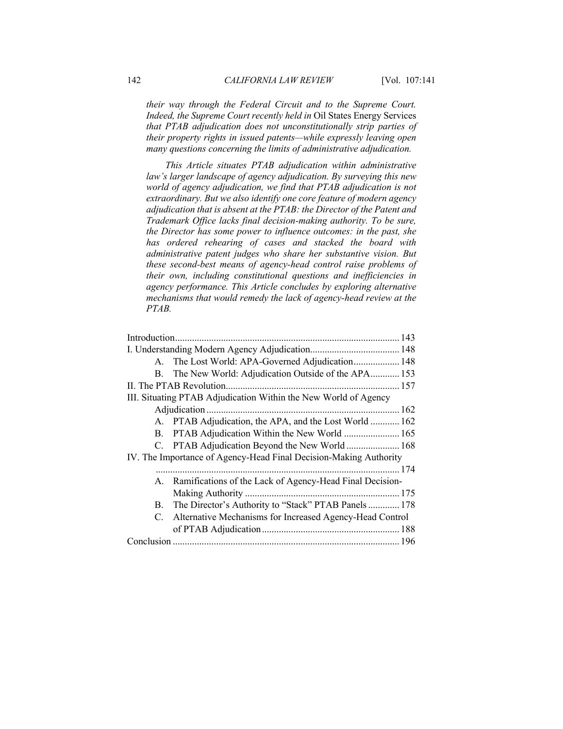*their way through the Federal Circuit and to the Supreme Court. Indeed, the Supreme Court recently held in* Oil States Energy Services *that PTAB adjudication does not unconstitutionally strip parties of their property rights in issued patents—while expressly leaving open many questions concerning the limits of administrative adjudication.*

*This Article situates PTAB adjudication within administrative law's larger landscape of agency adjudication. By surveying this new world of agency adjudication, we find that PTAB adjudication is not extraordinary. But we also identify one core feature of modern agency adjudication that is absent at the PTAB: the Director of the Patent and Trademark Office lacks final decision-making authority. To be sure, the Director has some power to influence outcomes: in the past, she has ordered rehearing of cases and stacked the board with administrative patent judges who share her substantive vision. But these second-best means of agency-head control raise problems of their own, including constitutional questions and inefficiencies in agency performance. This Article concludes by exploring alternative mechanisms that would remedy the lack of agency-head review at the PTAB.*

| | |
|---|---|
| Introduction | 143 |
| I. Understanding Modern Agency Adjudication | 148 |
| A. The Lost World: APA-Governed Adjudication | 148 |
| B. The New World: Adjudication Outside of the APA | 153 |
| II. The PTAB Revolution | 157 |
| III. Situating PTAB Adjudication Within the New World of Agency Adjudication | 162 |
| A. PTAB Adjudication, the APA, and the Lost World | 162 |
| B. PTAB Adjudication Within the New World | 165 |
| C. PTAB Adjudication Beyond the New World | 168 |
| IV. The Importance of Agency-Head Final Decision-Making Authority | 174 |
| A. Ramifications of the Lack of Agency-Head Final Decision-Making Authority | 175 |
| B. The Director's Authority to "Stack" PTAB Panels | 178 |
| C. Alternative Mechanisms for Increased Agency-Head Control of PTAB Adjudication | 188 |
| Conclusion | 196 |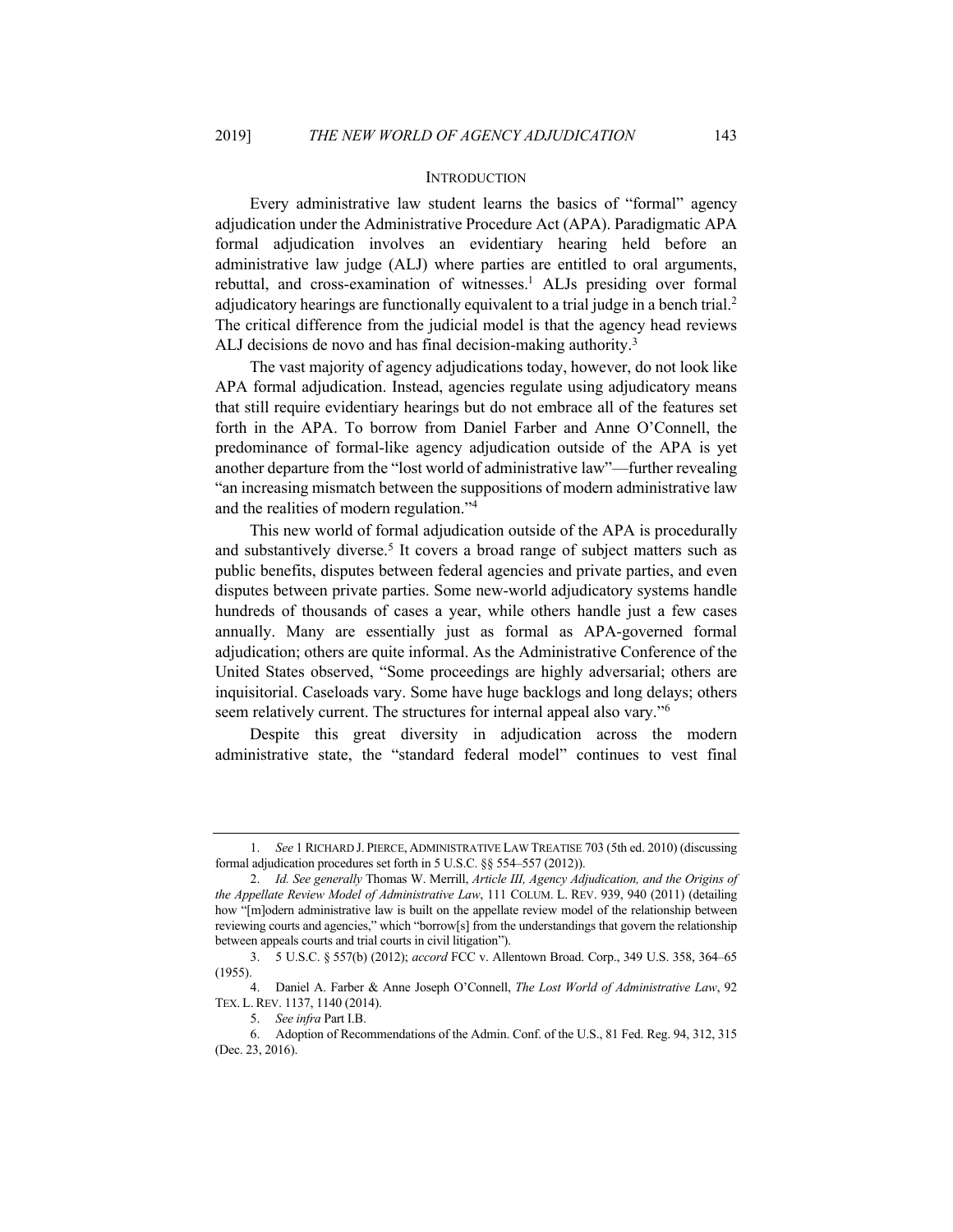## INTRODUCTION

Every administrative law student learns the basics of "formal" agency adjudication under the Administrative Procedure Act (APA). Paradigmatic APA formal adjudication involves an evidentiary hearing held before an administrative law judge (ALJ) where parties are entitled to oral arguments, rebuttal, and cross-examination of witnesses.[1] ALJs presiding over formal adjudicatory hearings are functionally equivalent to a trial judge in a bench trial.[2] The critical difference from the judicial model is that the agency head reviews ALJ decisions de novo and has final decision-making authority.[3]

The vast majority of agency adjudications today, however, do not look like APA formal adjudication. Instead, agencies regulate using adjudicatory means that still require evidentiary hearings but do not embrace all of the features set forth in the APA. To borrow from Daniel Farber and Anne O'Connell, the predominance of formal-like agency adjudication outside of the APA is yet another departure from the "lost world of administrative law"—further revealing "an increasing mismatch between the suppositions of modern administrative law and the realities of modern regulation."[4]

This new world of formal adjudication outside of the APA is procedurally and substantively diverse.[5] It covers a broad range of subject matters such as public benefits, disputes between federal agencies and private parties, and even disputes between private parties. Some new-world adjudicatory systems handle hundreds of thousands of cases a year, while others handle just a few cases annually. Many are essentially just as formal as APA-governed formal adjudication; others are quite informal. As the Administrative Conference of the United States observed, "Some proceedings are highly adversarial; others are inquisitorial. Caseloads vary. Some have huge backlogs and long delays; others seem relatively current. The structures for internal appeal also vary."[6]

Despite this great diversity in adjudication across the modern administrative state, the "standard federal model" continues to vest final

---

1. *See* 1 RICHARD J. PIERCE, ADMINISTRATIVE LAW TREATISE 703 (5th ed. 2010) (discussing formal adjudication procedures set forth in 5 U.S.C. §§ 554–557 (2012)).

2. *Id. See generally* Thomas W. Merrill, *Article III, Agency Adjudication, and the Origins of the Appellate Review Model of Administrative Law*, 111 COLUM. L. REV. 939, 940 (2011) (detailing how "[m]odern administrative law is built on the appellate review model of the relationship between reviewing courts and agencies," which "borrow[s] from the understandings that govern the relationship between appeals courts and trial courts in civil litigation").

3. 5 U.S.C. § 557(b) (2012); *accord* FCC v. Allentown Broad. Corp., 349 U.S. 358, 364–65 (1955).

4. Daniel A. Farber & Anne Joseph O'Connell, *The Lost World of Administrative Law*, 92 TEX. L. REV. 1137, 1140 (2014).

5. *See infra* Part I.B.

6. Adoption of Recommendations of the Admin. Conf. of the U.S., 81 Fed. Reg. 94, 312, 315 (Dec. 23, 2016).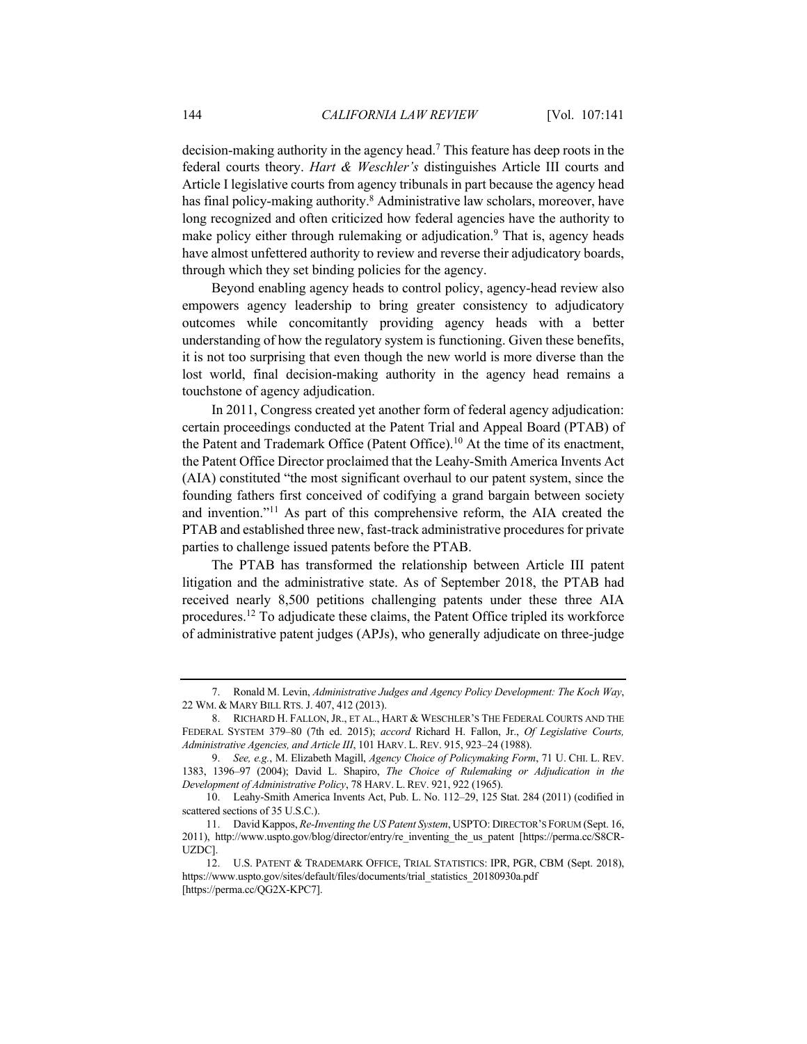decision-making authority in the agency head.[7] This feature has deep roots in the federal courts theory. *Hart & Weschler's* distinguishes Article III courts and Article I legislative courts from agency tribunals in part because the agency head has final policy-making authority.[8] Administrative law scholars, moreover, have long recognized and often criticized how federal agencies have the authority to make policy either through rulemaking or adjudication.[9] That is, agency heads have almost unfettered authority to review and reverse their adjudicatory boards, through which they set binding policies for the agency.

Beyond enabling agency heads to control policy, agency-head review also empowers agency leadership to bring greater consistency to adjudicatory outcomes while concomitantly providing agency heads with a better understanding of how the regulatory system is functioning. Given these benefits, it is not too surprising that even though the new world is more diverse than the lost world, final decision-making authority in the agency head remains a touchstone of agency adjudication.

In 2011, Congress created yet another form of federal agency adjudication: certain proceedings conducted at the Patent Trial and Appeal Board (PTAB) of the Patent and Trademark Office (Patent Office).[10] At the time of its enactment, the Patent Office Director proclaimed that the Leahy-Smith America Invents Act (AIA) constituted "the most significant overhaul to our patent system, since the founding fathers first conceived of codifying a grand bargain between society and invention."[11] As part of this comprehensive reform, the AIA created the PTAB and established three new, fast-track administrative procedures for private parties to challenge issued patents before the PTAB.

The PTAB has transformed the relationship between Article III patent litigation and the administrative state. As of September 2018, the PTAB had received nearly 8,500 petitions challenging patents under these three AIA procedures.[12] To adjudicate these claims, the Patent Office tripled its workforce of administrative patent judges (APJs), who generally adjudicate on three-judge

---

7. Ronald M. Levin, *Administrative Judges and Agency Policy Development: The Koch Way*, 22 WM. & MARY BILL RTS. J. 407, 412 (2013).

8. RICHARD H. FALLON, JR., ET AL., HART & WESCHLER'S THE FEDERAL COURTS AND THE FEDERAL SYSTEM 379–80 (7th ed. 2015); *accord* Richard H. Fallon, Jr., *Of Legislative Courts, Administrative Agencies, and Article III*, 101 HARV. L. REV. 915, 923–24 (1988).

9. *See, e.g.*, M. Elizabeth Magill, *Agency Choice of Policymaking Form*, 71 U. CHI. L. REV. 1383, 1396–97 (2004); David L. Shapiro, *The Choice of Rulemaking or Adjudication in the Development of Administrative Policy*, 78 HARV. L. REV. 921, 922 (1965).

10. Leahy-Smith America Invents Act, Pub. L. No. 112–29, 125 Stat. 284 (2011) (codified in scattered sections of 35 U.S.C.).

11. David Kappos, *Re-Inventing the US Patent System*, USPTO: DIRECTOR'S FORUM (Sept. 16, 2011), http://www.uspto.gov/blog/director/entry/re_inventing_the_us_patent [https://perma.cc/S8CR-UZDC].

12. U.S. PATENT & TRADEMARK OFFICE, TRIAL STATISTICS: IPR, PGR, CBM (Sept. 2018), https://www.uspto.gov/sites/default/files/documents/trial_statistics_20180930a.pdf [https://perma.cc/QG2X-KPC7].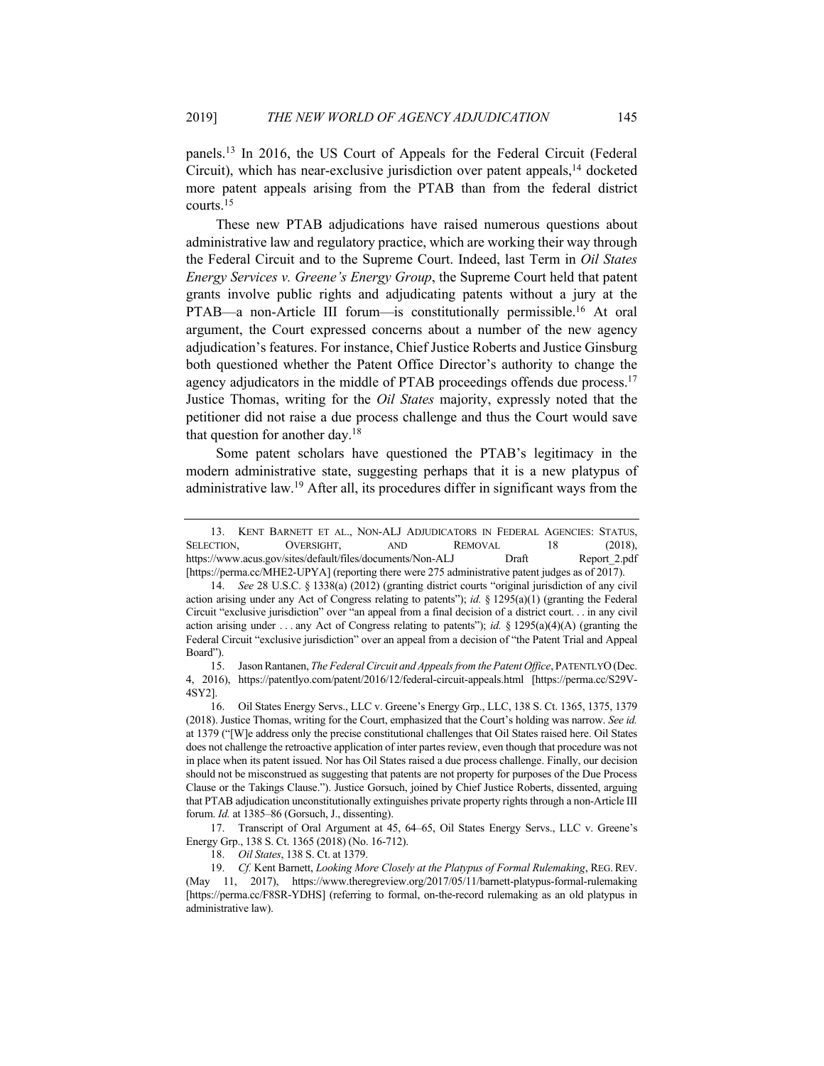panels.[13] In 2016, the US Court of Appeals for the Federal Circuit (Federal Circuit), which has near-exclusive jurisdiction over patent appeals,[14] docketed more patent appeals arising from the PTAB than from the federal district courts.[15]

These new PTAB adjudications have raised numerous questions about administrative law and regulatory practice, which are working their way through the Federal Circuit and to the Supreme Court. Indeed, last Term in *Oil States Energy Services v. Greene's Energy Group*, the Supreme Court held that patent grants involve public rights and adjudicating patents without a jury at the PTAB—a non-Article III forum—is constitutionally permissible.[16] At oral argument, the Court expressed concerns about a number of the new agency adjudication's features. For instance, Chief Justice Roberts and Justice Ginsburg both questioned whether the Patent Office Director's authority to change the agency adjudicators in the middle of PTAB proceedings offends due process.[17] Justice Thomas, writing for the *Oil States* majority, expressly noted that the petitioner did not raise a due process challenge and thus the Court would save that question for another day.[18]

Some patent scholars have questioned the PTAB's legitimacy in the modern administrative state, suggesting perhaps that it is a new platypus of administrative law.[19] After all, its procedures differ in significant ways from the

---

13. KENT BARNETT ET AL., NON-ALJ ADJUDICATORS IN FEDERAL AGENCIES: STATUS, SELECTION, OVERSIGHT, AND REMOVAL 18 (2018), https://www.acus.gov/sites/default/files/documents/Non-ALJ Draft Report_2.pdf [https://perma.cc/MHE2-UPYA] (reporting there were 275 administrative patent judges as of 2017).

14. *See* 28 U.S.C. § 1338(a) (2012) (granting district courts "original jurisdiction of any civil action arising under any Act of Congress relating to patents"); *id.* § 1295(a)(1) (granting the Federal Circuit "exclusive jurisdiction" over "an appeal from a final decision of a district court. . . in any civil action arising under . . . any Act of Congress relating to patents"); *id.* § 1295(a)(4)(A) (granting the Federal Circuit "exclusive jurisdiction" over an appeal from a decision of "the Patent Trial and Appeal Board").

15. Jason Rantanen, *The Federal Circuit and Appeals from the Patent Office*, PATENTLYO (Dec. 4, 2016), https://patentlyo.com/patent/2016/12/federal-circuit-appeals.html [https://perma.cc/S29V-4SY2].

16. Oil States Energy Servs., LLC v. Greene's Energy Grp., LLC, 138 S. Ct. 1365, 1375, 1379 (2018). Justice Thomas, writing for the Court, emphasized that the Court's holding was narrow. *See id.* at 1379 ("[W]e address only the precise constitutional challenges that Oil States raised here. Oil States does not challenge the retroactive application of inter partes review, even though that procedure was not in place when its patent issued. Nor has Oil States raised a due process challenge. Finally, our decision should not be misconstrued as suggesting that patents are not property for purposes of the Due Process Clause or the Takings Clause."). Justice Gorsuch, joined by Chief Justice Roberts, dissented, arguing that PTAB adjudication unconstitutionally extinguishes private property rights through a non-Article III forum. *Id.* at 1385–86 (Gorsuch, J., dissenting).

17. Transcript of Oral Argument at 45, 64–65, Oil States Energy Servs., LLC v. Greene's Energy Grp., 138 S. Ct. 1365 (2018) (No. 16-712).

18. *Oil States*, 138 S. Ct. at 1379.

19. *Cf.* Kent Barnett, *Looking More Closely at the Platypus of Formal Rulemaking*, REG. REV. (May 11, 2017), https://www.theregreview.org/2017/05/11/barnett-platypus-formal-rulemaking [https://perma.cc/F8SR-YDHS] (referring to formal, on-the-record rulemaking as an old platypus in administrative law).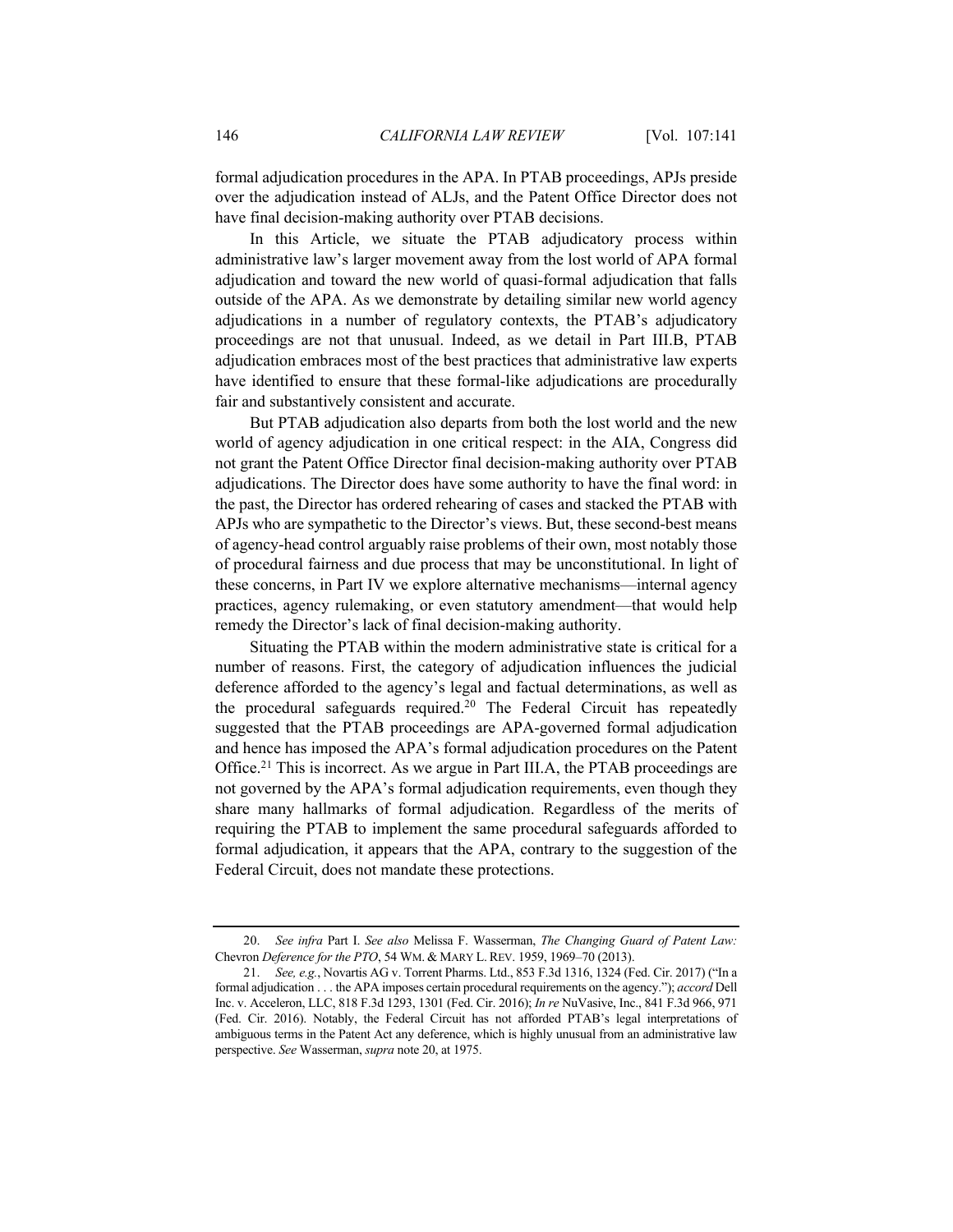formal adjudication procedures in the APA. In PTAB proceedings, APJs preside over the adjudication instead of ALJs, and the Patent Office Director does not have final decision-making authority over PTAB decisions.

In this Article, we situate the PTAB adjudicatory process within administrative law's larger movement away from the lost world of APA formal adjudication and toward the new world of quasi-formal adjudication that falls outside of the APA. As we demonstrate by detailing similar new world agency adjudications in a number of regulatory contexts, the PTAB's adjudicatory proceedings are not that unusual. Indeed, as we detail in Part III.B, PTAB adjudication embraces most of the best practices that administrative law experts have identified to ensure that these formal-like adjudications are procedurally fair and substantively consistent and accurate.

But PTAB adjudication also departs from both the lost world and the new world of agency adjudication in one critical respect: in the AIA, Congress did not grant the Patent Office Director final decision-making authority over PTAB adjudications. The Director does have some authority to have the final word: in the past, the Director has ordered rehearing of cases and stacked the PTAB with APJs who are sympathetic to the Director's views. But, these second-best means of agency-head control arguably raise problems of their own, most notably those of procedural fairness and due process that may be unconstitutional. In light of these concerns, in Part IV we explore alternative mechanisms—internal agency practices, agency rulemaking, or even statutory amendment—that would help remedy the Director's lack of final decision-making authority.

Situating the PTAB within the modern administrative state is critical for a number of reasons. First, the category of adjudication influences the judicial deference afforded to the agency's legal and factual determinations, as well as the procedural safeguards required.[20] The Federal Circuit has repeatedly suggested that the PTAB proceedings are APA-governed formal adjudication and hence has imposed the APA's formal adjudication procedures on the Patent Office.[21] This is incorrect. As we argue in Part III.A, the PTAB proceedings are not governed by the APA's formal adjudication requirements, even though they share many hallmarks of formal adjudication. Regardless of the merits of requiring the PTAB to implement the same procedural safeguards afforded to formal adjudication, it appears that the APA, contrary to the suggestion of the Federal Circuit, does not mandate these protections.

---

20. *See infra* Part I. *See also* Melissa F. Wasserman, *The Changing Guard of Patent Law:* Chevron *Deference for the PTO*, 54 WM. & MARY L. REV. 1959, 1969–70 (2013).

21. *See, e.g.*, Novartis AG v. Torrent Pharms. Ltd., 853 F.3d 1316, 1324 (Fed. Cir. 2017) ("In a formal adjudication . . . the APA imposes certain procedural requirements on the agency."); *accord* Dell Inc. v. Acceleron, LLC, 818 F.3d 1293, 1301 (Fed. Cir. 2016); *In re* NuVasive, Inc., 841 F.3d 966, 971 (Fed. Cir. 2016). Notably, the Federal Circuit has not afforded PTAB's legal interpretations of ambiguous terms in the Patent Act any deference, which is highly unusual from an administrative law perspective. *See* Wasserman, *supra* note 20, at 1975.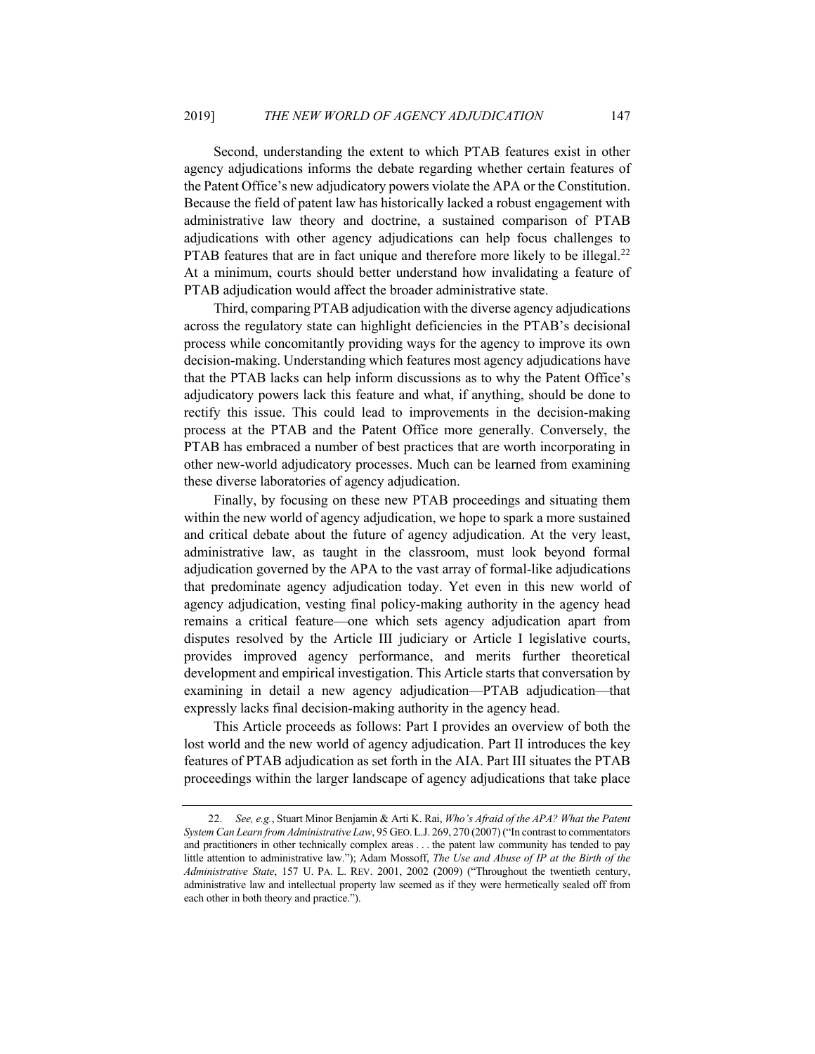Second, understanding the extent to which PTAB features exist in other agency adjudications informs the debate regarding whether certain features of the Patent Office's new adjudicatory powers violate the APA or the Constitution. Because the field of patent law has historically lacked a robust engagement with administrative law theory and doctrine, a sustained comparison of PTAB adjudications with other agency adjudications can help focus challenges to PTAB features that are in fact unique and therefore more likely to be illegal.[22] At a minimum, courts should better understand how invalidating a feature of PTAB adjudication would affect the broader administrative state.

Third, comparing PTAB adjudication with the diverse agency adjudications across the regulatory state can highlight deficiencies in the PTAB's decisional process while concomitantly providing ways for the agency to improve its own decision-making. Understanding which features most agency adjudications have that the PTAB lacks can help inform discussions as to why the Patent Office's adjudicatory powers lack this feature and what, if anything, should be done to rectify this issue. This could lead to improvements in the decision-making process at the PTAB and the Patent Office more generally. Conversely, the PTAB has embraced a number of best practices that are worth incorporating in other new-world adjudicatory processes. Much can be learned from examining these diverse laboratories of agency adjudication.

Finally, by focusing on these new PTAB proceedings and situating them within the new world of agency adjudication, we hope to spark a more sustained and critical debate about the future of agency adjudication. At the very least, administrative law, as taught in the classroom, must look beyond formal adjudication governed by the APA to the vast array of formal-like adjudications that predominate agency adjudication today. Yet even in this new world of agency adjudication, vesting final policy-making authority in the agency head remains a critical feature—one which sets agency adjudication apart from disputes resolved by the Article III judiciary or Article I legislative courts, provides improved agency performance, and merits further theoretical development and empirical investigation. This Article starts that conversation by examining in detail a new agency adjudication—PTAB adjudication—that expressly lacks final decision-making authority in the agency head.

This Article proceeds as follows: Part I provides an overview of both the lost world and the new world of agency adjudication. Part II introduces the key features of PTAB adjudication as set forth in the AIA. Part III situates the PTAB proceedings within the larger landscape of agency adjudications that take place

---

22. *See, e.g.*, Stuart Minor Benjamin & Arti K. Rai, *Who's Afraid of the APA? What the Patent System Can Learn from Administrative Law*, 95 GEO. L.J. 269, 270 (2007) ("In contrast to commentators and practitioners in other technically complex areas . . . the patent law community has tended to pay little attention to administrative law."); Adam Mossoff, *The Use and Abuse of IP at the Birth of the Administrative State*, 157 U. PA. L. REV. 2001, 2002 (2009) ("Throughout the twentieth century, administrative law and intellectual property law seemed as if they were hermetically sealed off from each other in both theory and practice.").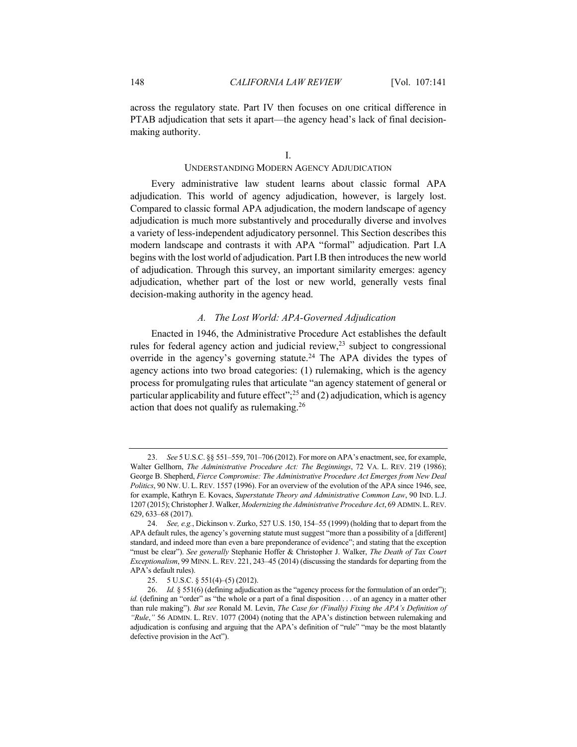across the regulatory state. Part IV then focuses on one critical difference in PTAB adjudication that sets it apart—the agency head's lack of final decision-making authority.

## I.
## UNDERSTANDING MODERN AGENCY ADJUDICATION

Every administrative law student learns about classic formal APA adjudication. This world of agency adjudication, however, is largely lost. Compared to classic formal APA adjudication, the modern landscape of agency adjudication is much more substantively and procedurally diverse and involves a variety of less-independent adjudicatory personnel. This Section describes this modern landscape and contrasts it with APA "formal" adjudication. Part I.A begins with the lost world of adjudication. Part I.B then introduces the new world of adjudication. Through this survey, an important similarity emerges: agency adjudication, whether part of the lost or new world, generally vests final decision-making authority in the agency head.

### *A. The Lost World: APA-Governed Adjudication*

Enacted in 1946, the Administrative Procedure Act establishes the default rules for federal agency action and judicial review,[23] subject to congressional override in the agency's governing statute.[24] The APA divides the types of agency actions into two broad categories: (1) rulemaking, which is the agency process for promulgating rules that articulate "an agency statement of general or particular applicability and future effect";[25] and (2) adjudication, which is agency action that does not qualify as rulemaking.[26]

---

23. *See* 5 U.S.C. §§ 551–559, 701–706 (2012). For more on APA's enactment, see, for example, Walter Gellhorn, *The Administrative Procedure Act: The Beginnings*, 72 VA. L. REV. 219 (1986); George B. Shepherd, *Fierce Compromise: The Administrative Procedure Act Emerges from New Deal Politics*, 90 NW. U. L. REV. 1557 (1996). For an overview of the evolution of the APA since 1946, see, for example, Kathryn E. Kovacs, *Superstatute Theory and Administrative Common Law*, 90 IND. L.J. 1207 (2015); Christopher J. Walker, *Modernizing the Administrative Procedure Act*, 69 ADMIN. L. REV. 629, 633–68 (2017).

24. *See, e.g.*, Dickinson v. Zurko, 527 U.S. 150, 154–55 (1999) (holding that to depart from the APA default rules, the agency's governing statute must suggest "more than a possibility of a [different] standard, and indeed more than even a bare preponderance of evidence"; and stating that the exception "must be clear"). *See generally* Stephanie Hoffer & Christopher J. Walker, *The Death of Tax Court Exceptionalism*, 99 MINN. L. REV. 221, 243–45 (2014) (discussing the standards for departing from the APA's default rules).

25. 5 U.S.C. § 551(4)–(5) (2012).

26. *Id.* § 551(6) (defining adjudication as the "agency process for the formulation of an order"); *id.* (defining an "order" as "the whole or a part of a final disposition . . . of an agency in a matter other than rule making"). *But see* Ronald M. Levin, *The Case for (Finally) Fixing the APA's Definition of "Rule*,*"* 56 ADMIN. L. REV. 1077 (2004) (noting that the APA's distinction between rulemaking and adjudication is confusing and arguing that the APA's definition of "rule" "may be the most blatantly defective provision in the Act").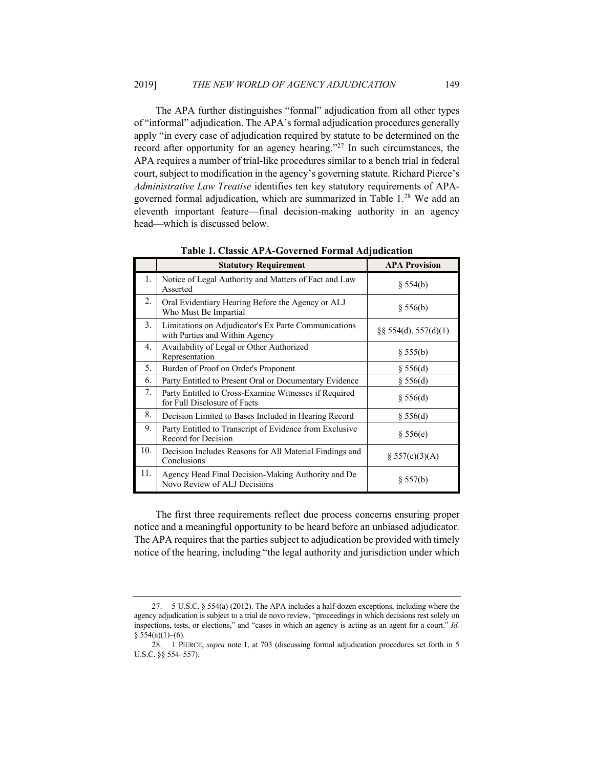The APA further distinguishes "formal" adjudication from all other types of "informal" adjudication. The APA's formal adjudication procedures generally apply "in every case of adjudication required by statute to be determined on the record after opportunity for an agency hearing."[27] In such circumstances, the APA requires a number of trial-like procedures similar to a bench trial in federal court, subject to modification in the agency's governing statute. Richard Pierce's *Administrative Law Treatise* identifies ten key statutory requirements of APA-governed formal adjudication, which are summarized in Table 1.[28] We add an eleventh important feature—final decision-making authority in an agency head—which is discussed below.

**Table 1. Classic APA-Governed Formal Adjudication**

| | Statutory Requirement | APA Provision |
|---|---|---|
| 1. | Notice of Legal Authority and Matters of Fact and Law Asserted | § 554(b) |
| 2. | Oral Evidentiary Hearing Before the Agency or ALJ Who Must Be Impartial | § 556(b) |
| 3. | Limitations on Adjudicator's Ex Parte Communications with Parties and Within Agency | §§ 554(d), 557(d)(1) |
| 4. | Availability of Legal or Other Authorized Representation | § 555(b) |
| 5. | Burden of Proof on Order's Proponent | § 556(d) |
| 6. | Party Entitled to Present Oral or Documentary Evidence | § 556(d) |
| 7. | Party Entitled to Cross-Examine Witnesses if Required for Full Disclosure of Facts | § 556(d) |
| 8. | Decision Limited to Bases Included in Hearing Record | § 556(d) |
| 9. | Party Entitled to Transcript of Evidence from Exclusive Record for Decision | § 556(e) |
| 10. | Decision Includes Reasons for All Material Findings and Conclusions | § 557(c)(3)(A) |
| 11. | Agency Head Final Decision-Making Authority and De Novo Review of ALJ Decisions | § 557(b) |

The first three requirements reflect due process concerns ensuring proper notice and a meaningful opportunity to be heard before an unbiased adjudicator. The APA requires that the parties subject to adjudication be provided with timely notice of the hearing, including "the legal authority and jurisdiction under which

---

27. 5 U.S.C. § 554(a) (2012). The APA includes a half-dozen exceptions, including where the agency adjudication is subject to a trial de novo review, "proceedings in which decisions rest solely on inspections, tests, or elections," and "cases in which an agency is acting as an agent for a court." *Id.* § 554(a)(1)–(6).

28. 1 PIERCE, *supra* note 1, at 703 (discussing formal adjudication procedures set forth in 5 U.S.C. §§ 554–557).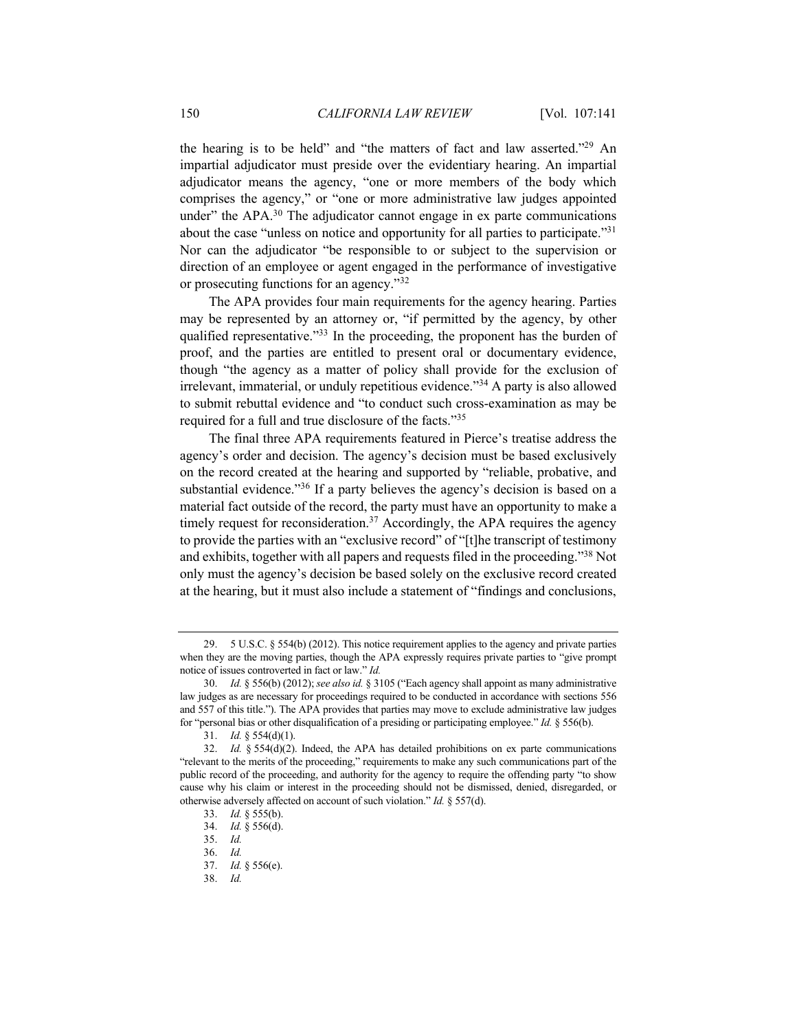the hearing is to be held" and "the matters of fact and law asserted."[29] An impartial adjudicator must preside over the evidentiary hearing. An impartial adjudicator means the agency, "one or more members of the body which comprises the agency," or "one or more administrative law judges appointed under" the APA.[30] The adjudicator cannot engage in ex parte communications about the case "unless on notice and opportunity for all parties to participate."[31] Nor can the adjudicator "be responsible to or subject to the supervision or direction of an employee or agent engaged in the performance of investigative or prosecuting functions for an agency."[32]

The APA provides four main requirements for the agency hearing. Parties may be represented by an attorney or, "if permitted by the agency, by other qualified representative."[33] In the proceeding, the proponent has the burden of proof, and the parties are entitled to present oral or documentary evidence, though "the agency as a matter of policy shall provide for the exclusion of irrelevant, immaterial, or unduly repetitious evidence."[34] A party is also allowed to submit rebuttal evidence and "to conduct such cross-examination as may be required for a full and true disclosure of the facts."[35]

The final three APA requirements featured in Pierce's treatise address the agency's order and decision. The agency's decision must be based exclusively on the record created at the hearing and supported by "reliable, probative, and substantial evidence."[36] If a party believes the agency's decision is based on a material fact outside of the record, the party must have an opportunity to make a timely request for reconsideration.[37] Accordingly, the APA requires the agency to provide the parties with an "exclusive record" of "[t]he transcript of testimony and exhibits, together with all papers and requests filed in the proceeding."[38] Not only must the agency's decision be based solely on the exclusive record created at the hearing, but it must also include a statement of "findings and conclusions,

---

29. 5 U.S.C. § 554(b) (2012). This notice requirement applies to the agency and private parties when they are the moving parties, though the APA expressly requires private parties to "give prompt notice of issues controverted in fact or law." *Id.*

30. *Id.* § 556(b) (2012); *see also id.* § 3105 ("Each agency shall appoint as many administrative law judges as are necessary for proceedings required to be conducted in accordance with sections 556 and 557 of this title."). The APA provides that parties may move to exclude administrative law judges for "personal bias or other disqualification of a presiding or participating employee." *Id.* § 556(b).

31. *Id.* § 554(d)(1).

32. *Id.* § 554(d)(2). Indeed, the APA has detailed prohibitions on ex parte communications "relevant to the merits of the proceeding," requirements to make any such communications part of the public record of the proceeding, and authority for the agency to require the offending party "to show cause why his claim or interest in the proceeding should not be dismissed, denied, disregarded, or otherwise adversely affected on account of such violation." *Id.* § 557(d).

33. *Id.* § 555(b).

34. *Id.* § 556(d).

35. *Id.*

36. *Id.*

37. *Id.* § 556(e).

38. *Id.*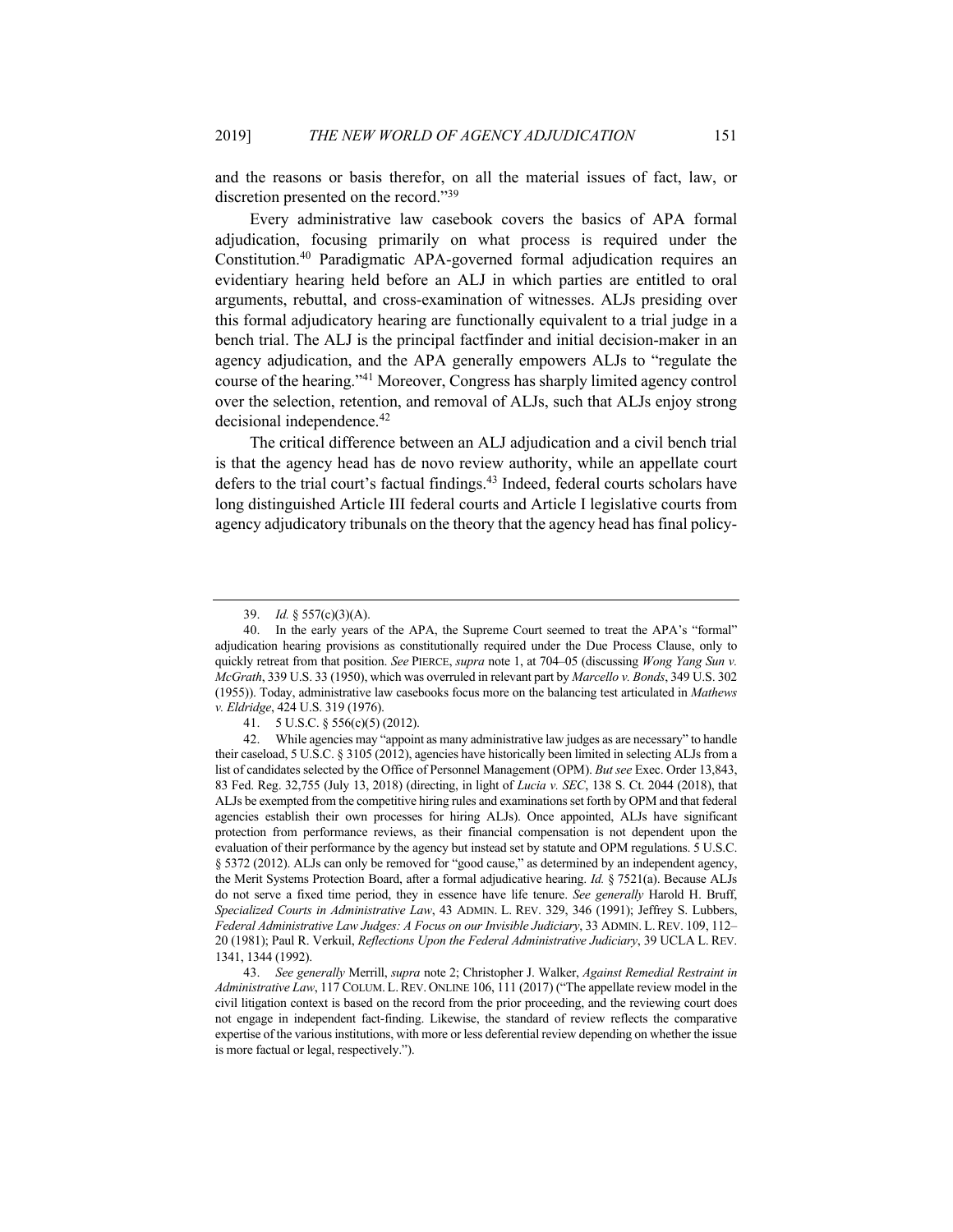and the reasons or basis therefor, on all the material issues of fact, law, or discretion presented on the record."[39]

Every administrative law casebook covers the basics of APA formal adjudication, focusing primarily on what process is required under the Constitution.[40] Paradigmatic APA-governed formal adjudication requires an evidentiary hearing held before an ALJ in which parties are entitled to oral arguments, rebuttal, and cross-examination of witnesses. ALJs presiding over this formal adjudicatory hearing are functionally equivalent to a trial judge in a bench trial. The ALJ is the principal factfinder and initial decision-maker in an agency adjudication, and the APA generally empowers ALJs to "regulate the course of the hearing."[41] Moreover, Congress has sharply limited agency control over the selection, retention, and removal of ALJs, such that ALJs enjoy strong decisional independence.[42]

The critical difference between an ALJ adjudication and a civil bench trial is that the agency head has de novo review authority, while an appellate court defers to the trial court's factual findings.[43] Indeed, federal courts scholars have long distinguished Article III federal courts and Article I legislative courts from agency adjudicatory tribunals on the theory that the agency head has final policy-

---

39. *Id.* § 557(c)(3)(A).

40. In the early years of the APA, the Supreme Court seemed to treat the APA's "formal" adjudication hearing provisions as constitutionally required under the Due Process Clause, only to quickly retreat from that position. *See* PIERCE, *supra* note 1, at 704–05 (discussing *Wong Yang Sun v. McGrath*, 339 U.S. 33 (1950), which was overruled in relevant part by *Marcello v. Bonds*, 349 U.S. 302 (1955)). Today, administrative law casebooks focus more on the balancing test articulated in *Mathews v. Eldridge*, 424 U.S. 319 (1976).

41. 5 U.S.C. § 556(c)(5) (2012).

42. While agencies may "appoint as many administrative law judges as are necessary" to handle their caseload, 5 U.S.C. § 3105 (2012), agencies have historically been limited in selecting ALJs from a list of candidates selected by the Office of Personnel Management (OPM). *But see* Exec. Order 13,843, 83 Fed. Reg. 32,755 (July 13, 2018) (directing, in light of *Lucia v. SEC*, 138 S. Ct. 2044 (2018), that ALJs be exempted from the competitive hiring rules and examinations set forth by OPM and that federal agencies establish their own processes for hiring ALJs). Once appointed, ALJs have significant protection from performance reviews, as their financial compensation is not dependent upon the evaluation of their performance by the agency but instead set by statute and OPM regulations. 5 U.S.C. § 5372 (2012). ALJs can only be removed for "good cause," as determined by an independent agency, the Merit Systems Protection Board, after a formal adjudicative hearing. *Id.* § 7521(a). Because ALJs do not serve a fixed time period, they in essence have life tenure. *See generally* Harold H. Bruff, *Specialized Courts in Administrative Law*, 43 ADMIN. L. REV. 329, 346 (1991); Jeffrey S. Lubbers, *Federal Administrative Law Judges: A Focus on our Invisible Judiciary*, 33 ADMIN. L. REV. 109, 112–20 (1981); Paul R. Verkuil, *Reflections Upon the Federal Administrative Judiciary*, 39 UCLA L. REV. 1341, 1344 (1992).

43. *See generally* Merrill, *supra* note 2; Christopher J. Walker, *Against Remedial Restraint in Administrative Law*, 117 COLUM. L. REV. ONLINE 106, 111 (2017) ("The appellate review model in the civil litigation context is based on the record from the prior proceeding, and the reviewing court does not engage in independent fact-finding. Likewise, the standard of review reflects the comparative expertise of the various institutions, with more or less deferential review depending on whether the issue is more factual or legal, respectively.").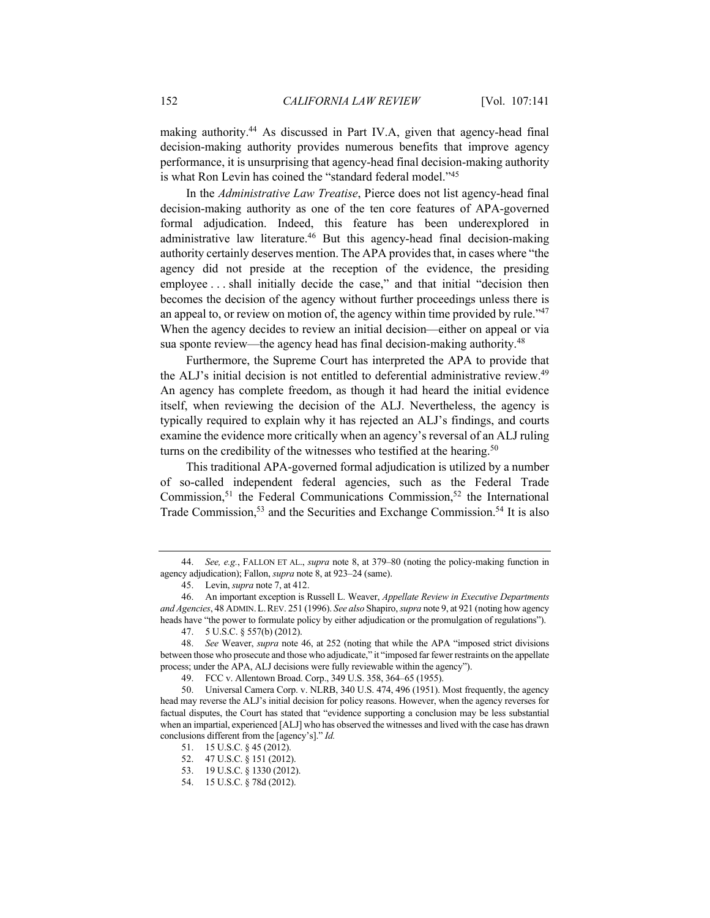making authority.[44] As discussed in Part IV.A, given that agency-head final decision-making authority provides numerous benefits that improve agency performance, it is unsurprising that agency-head final decision-making authority is what Ron Levin has coined the "standard federal model."[45]

In the *Administrative Law Treatise*, Pierce does not list agency-head final decision-making authority as one of the ten core features of APA-governed formal adjudication. Indeed, this feature has been underexplored in administrative law literature.[46] But this agency-head final decision-making authority certainly deserves mention. The APA provides that, in cases where "the agency did not preside at the reception of the evidence, the presiding employee . . . shall initially decide the case," and that initial "decision then becomes the decision of the agency without further proceedings unless there is an appeal to, or review on motion of, the agency within time provided by rule."[47] When the agency decides to review an initial decision—either on appeal or via sua sponte review—the agency head has final decision-making authority.[48]

Furthermore, the Supreme Court has interpreted the APA to provide that the ALJ's initial decision is not entitled to deferential administrative review.[49] An agency has complete freedom, as though it had heard the initial evidence itself, when reviewing the decision of the ALJ. Nevertheless, the agency is typically required to explain why it has rejected an ALJ's findings, and courts examine the evidence more critically when an agency's reversal of an ALJ ruling turns on the credibility of the witnesses who testified at the hearing.[50]

This traditional APA-governed formal adjudication is utilized by a number of so-called independent federal agencies, such as the Federal Trade Commission,[51] the Federal Communications Commission,[52] the International Trade Commission,[53] and the Securities and Exchange Commission.[54] It is also

---

44. *See, e.g.*, FALLON ET AL., *supra* note 8, at 379–80 (noting the policy-making function in agency adjudication); Fallon, *supra* note 8, at 923–24 (same).

45. Levin, *supra* note 7, at 412.

46. An important exception is Russell L. Weaver, *Appellate Review in Executive Departments and Agencies*, 48 ADMIN. L. REV. 251 (1996). *See also* Shapiro, *supra* note 9, at 921 (noting how agency heads have "the power to formulate policy by either adjudication or the promulgation of regulations").

47. 5 U.S.C. § 557(b) (2012).

48. *See* Weaver, *supra* note 46, at 252 (noting that while the APA "imposed strict divisions between those who prosecute and those who adjudicate," it "imposed far fewer restraints on the appellate process; under the APA, ALJ decisions were fully reviewable within the agency").

49. FCC v. Allentown Broad. Corp., 349 U.S. 358, 364–65 (1955).

50. Universal Camera Corp. v. NLRB, 340 U.S. 474, 496 (1951). Most frequently, the agency head may reverse the ALJ's initial decision for policy reasons. However, when the agency reverses for factual disputes, the Court has stated that "evidence supporting a conclusion may be less substantial when an impartial, experienced [ALJ] who has observed the witnesses and lived with the case has drawn conclusions different from the [agency's]." *Id.*

51. 15 U.S.C. § 45 (2012).

52. 47 U.S.C. § 151 (2012).

53. 19 U.S.C. § 1330 (2012).

54. 15 U.S.C. § 78d (2012).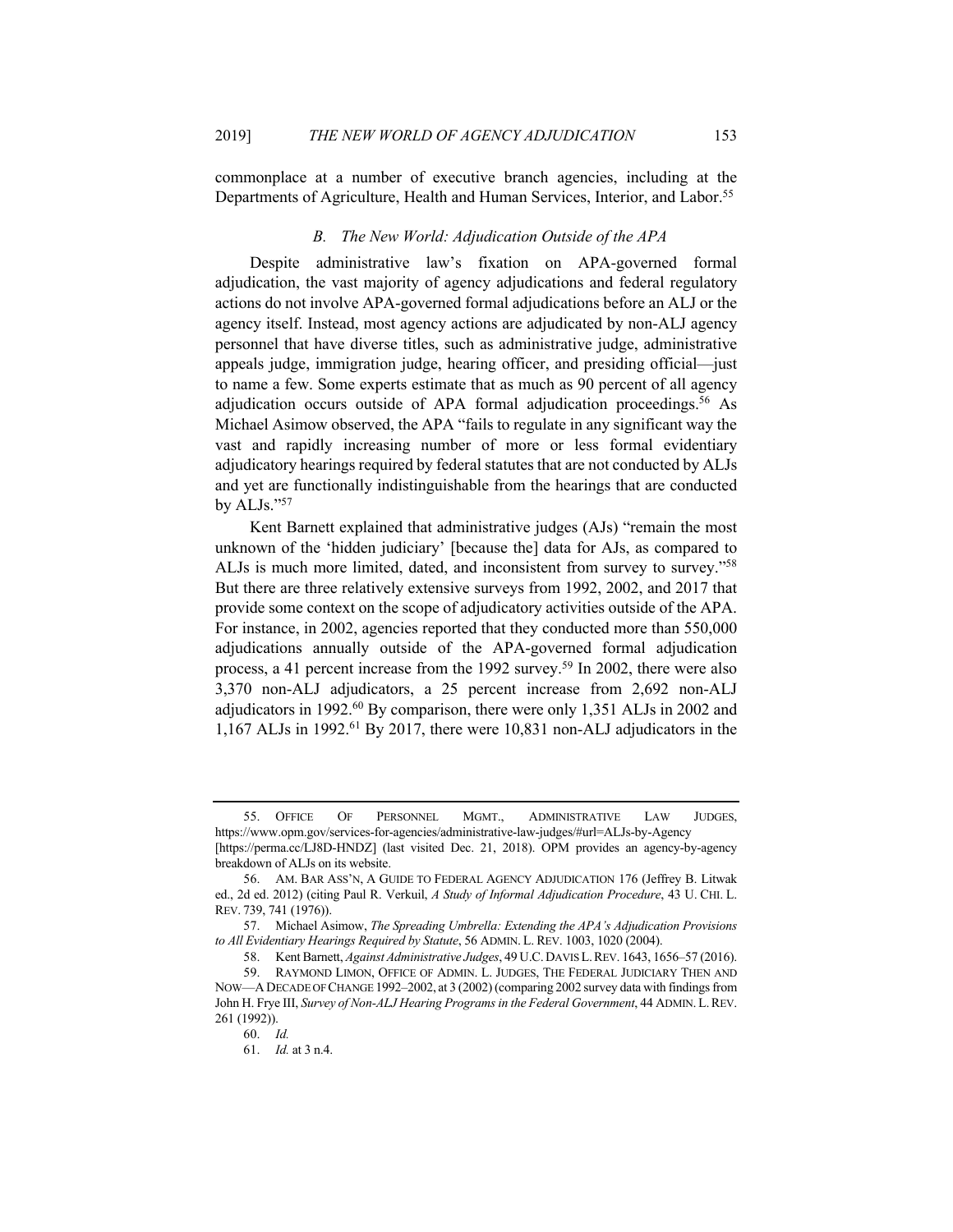commonplace at a number of executive branch agencies, including at the Departments of Agriculture, Health and Human Services, Interior, and Labor.[55]

### *B. The New World: Adjudication Outside of the APA*

Despite administrative law's fixation on APA-governed formal adjudication, the vast majority of agency adjudications and federal regulatory actions do not involve APA-governed formal adjudications before an ALJ or the agency itself. Instead, most agency actions are adjudicated by non-ALJ agency personnel that have diverse titles, such as administrative judge, administrative appeals judge, immigration judge, hearing officer, and presiding official—just to name a few. Some experts estimate that as much as 90 percent of all agency adjudication occurs outside of APA formal adjudication proceedings.[56] As Michael Asimow observed, the APA "fails to regulate in any significant way the vast and rapidly increasing number of more or less formal evidentiary adjudicatory hearings required by federal statutes that are not conducted by ALJs and yet are functionally indistinguishable from the hearings that are conducted by ALJs."[57]

Kent Barnett explained that administrative judges (AJs) "remain the most unknown of the 'hidden judiciary' [because the] data for AJs, as compared to ALJs is much more limited, dated, and inconsistent from survey to survey."[58] But there are three relatively extensive surveys from 1992, 2002, and 2017 that provide some context on the scope of adjudicatory activities outside of the APA. For instance, in 2002, agencies reported that they conducted more than 550,000 adjudications annually outside of the APA-governed formal adjudication process, a 41 percent increase from the 1992 survey.[59] In 2002, there were also 3,370 non-ALJ adjudicators, a 25 percent increase from 2,692 non-ALJ adjudicators in 1992.[60] By comparison, there were only 1,351 ALJs in 2002 and 1,167 ALJs in 1992.[61] By 2017, there were 10,831 non-ALJ adjudicators in the

---

55. OFFICE OF PERSONNEL MGMT., ADMINISTRATIVE LAW JUDGES, https://www.opm.gov/services-for-agencies/administrative-law-judges/#url=ALJs-by-Agency [https://perma.cc/LJ8D-HNDZ] (last visited Dec. 21, 2018). OPM provides an agency-by-agency breakdown of ALJs on its website.

56. AM. BAR ASS'N, A GUIDE TO FEDERAL AGENCY ADJUDICATION 176 (Jeffrey B. Litwak ed., 2d ed. 2012) (citing Paul R. Verkuil, *A Study of Informal Adjudication Procedure*, 43 U. CHI. L. REV. 739, 741 (1976)).

57. Michael Asimow, *The Spreading Umbrella: Extending the APA's Adjudication Provisions to All Evidentiary Hearings Required by Statute*, 56 ADMIN. L. REV. 1003, 1020 (2004).

58. Kent Barnett, *Against Administrative Judges*, 49 U.C. DAVIS L. REV. 1643, 1656–57 (2016).

59. RAYMOND LIMON, OFFICE OF ADMIN. L. JUDGES, THE FEDERAL JUDICIARY THEN AND NOW—A DECADE OF CHANGE 1992–2002, at 3 (2002) (comparing 2002 survey data with findings from John H. Frye III, *Survey of Non-ALJ Hearing Programs in the Federal Government*, 44 ADMIN. L. REV. 261 (1992)).

60. *Id.*

61. *Id.* at 3 n.4.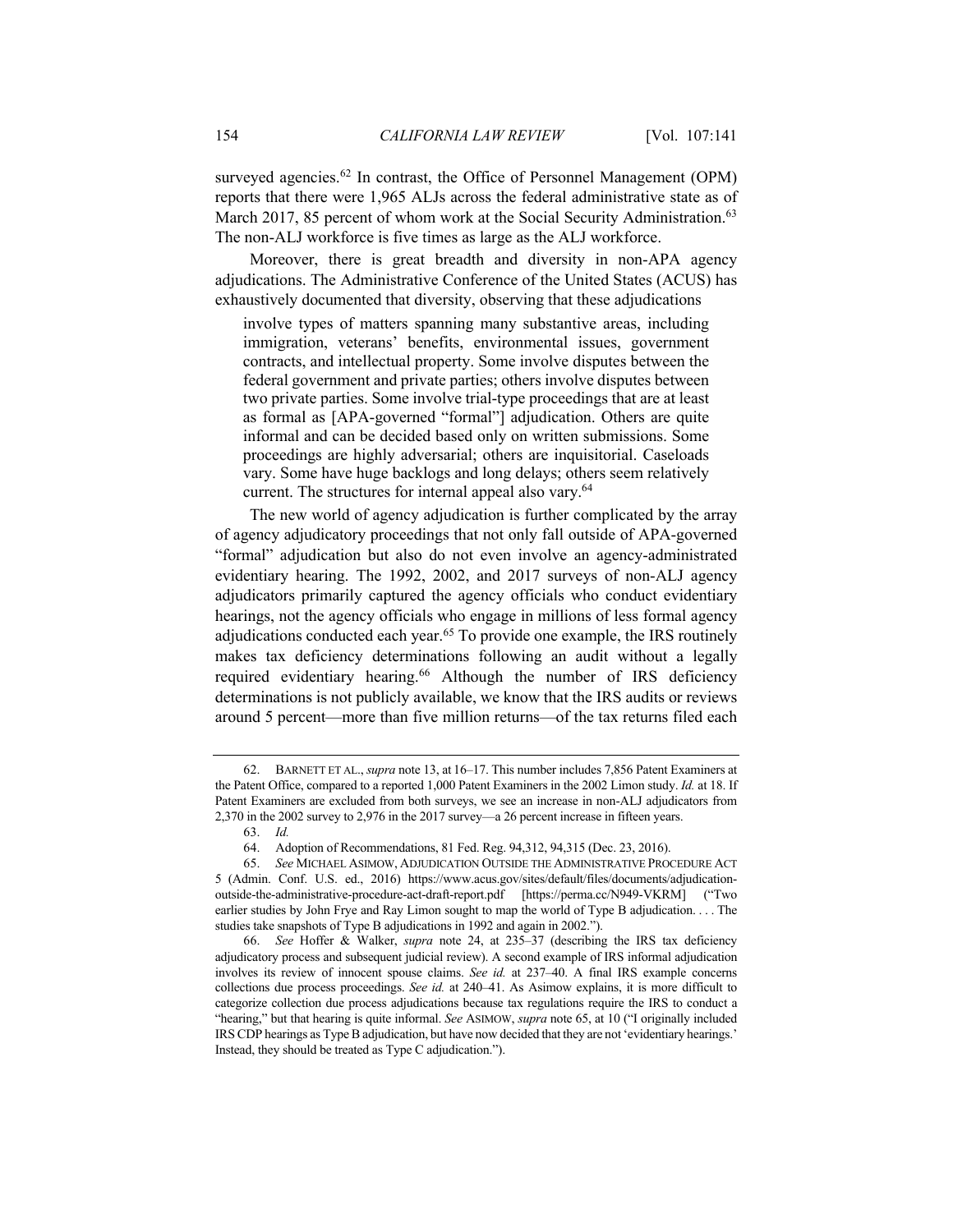surveyed agencies.[62] In contrast, the Office of Personnel Management (OPM) reports that there were 1,965 ALJs across the federal administrative state as of March 2017, 85 percent of whom work at the Social Security Administration.[63] The non-ALJ workforce is five times as large as the ALJ workforce.

Moreover, there is great breadth and diversity in non-APA agency adjudications. The Administrative Conference of the United States (ACUS) has exhaustively documented that diversity, observing that these adjudications

> involve types of matters spanning many substantive areas, including immigration, veterans' benefits, environmental issues, government contracts, and intellectual property. Some involve disputes between the federal government and private parties; others involve disputes between two private parties. Some involve trial-type proceedings that are at least as formal as [APA-governed "formal"] adjudication. Others are quite informal and can be decided based only on written submissions. Some proceedings are highly adversarial; others are inquisitorial. Caseloads vary. Some have huge backlogs and long delays; others seem relatively current. The structures for internal appeal also vary.[64]

The new world of agency adjudication is further complicated by the array of agency adjudicatory proceedings that not only fall outside of APA-governed "formal" adjudication but also do not even involve an agency-administrated evidentiary hearing. The 1992, 2002, and 2017 surveys of non-ALJ agency adjudicators primarily captured the agency officials who conduct evidentiary hearings, not the agency officials who engage in millions of less formal agency adjudications conducted each year.[65] To provide one example, the IRS routinely makes tax deficiency determinations following an audit without a legally required evidentiary hearing.[66] Although the number of IRS deficiency determinations is not publicly available, we know that the IRS audits or reviews around 5 percent—more than five million returns—of the tax returns filed each

---

62. BARNETT ET AL., *supra* note 13, at 16–17. This number includes 7,856 Patent Examiners at the Patent Office, compared to a reported 1,000 Patent Examiners in the 2002 Limon study. *Id.* at 18. If Patent Examiners are excluded from both surveys, we see an increase in non-ALJ adjudicators from 2,370 in the 2002 survey to 2,976 in the 2017 survey—a 26 percent increase in fifteen years.

63. *Id.*

64. Adoption of Recommendations, 81 Fed. Reg. 94,312, 94,315 (Dec. 23, 2016).

65. *See* MICHAEL ASIMOW, ADJUDICATION OUTSIDE THE ADMINISTRATIVE PROCEDURE ACT 5 (Admin. Conf. U.S. ed., 2016) https://www.acus.gov/sites/default/files/documents/adjudication-outside-the-administrative-procedure-act-draft-report.pdf [https://perma.cc/N949-VKRM] ("Two earlier studies by John Frye and Ray Limon sought to map the world of Type B adjudication. . . . The studies take snapshots of Type B adjudications in 1992 and again in 2002.").

66. *See* Hoffer & Walker, *supra* note 24, at 235–37 (describing the IRS tax deficiency adjudicatory process and subsequent judicial review). A second example of IRS informal adjudication involves its review of innocent spouse claims. *See id.* at 237–40. A final IRS example concerns collections due process proceedings. *See id.* at 240–41. As Asimow explains, it is more difficult to categorize collection due process adjudications because tax regulations require the IRS to conduct a "hearing," but that hearing is quite informal. *See* ASIMOW, *supra* note 65, at 10 ("I originally included IRS CDP hearings as Type B adjudication, but have now decided that they are not 'evidentiary hearings.' Instead, they should be treated as Type C adjudication.").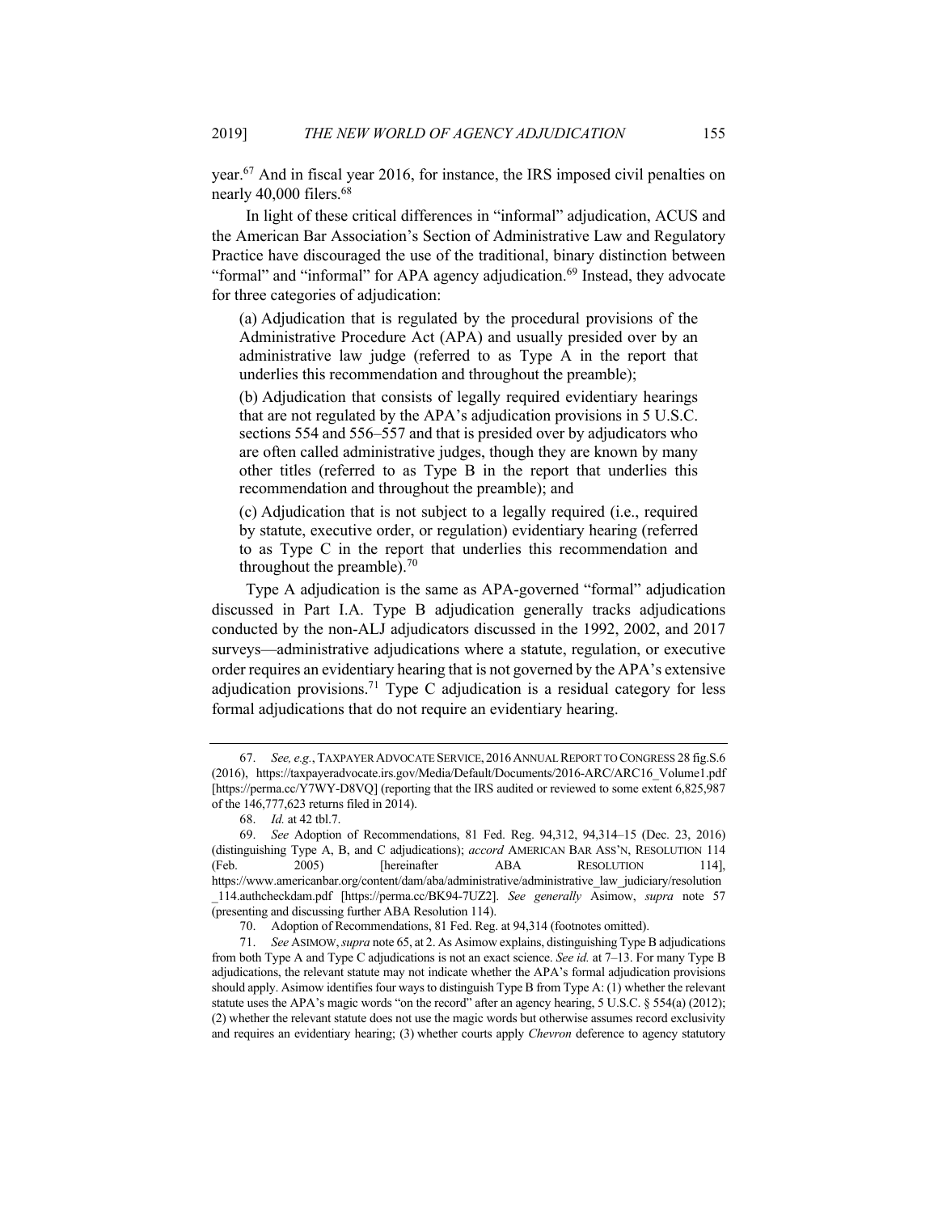year.[67] And in fiscal year 2016, for instance, the IRS imposed civil penalties on nearly 40,000 filers.[68]

In light of these critical differences in "informal" adjudication, ACUS and the American Bar Association's Section of Administrative Law and Regulatory Practice have discouraged the use of the traditional, binary distinction between "formal" and "informal" for APA agency adjudication.[69] Instead, they advocate for three categories of adjudication:

> (a) Adjudication that is regulated by the procedural provisions of the Administrative Procedure Act (APA) and usually presided over by an administrative law judge (referred to as Type A in the report that underlies this recommendation and throughout the preamble);
>
> (b) Adjudication that consists of legally required evidentiary hearings that are not regulated by the APA's adjudication provisions in 5 U.S.C. sections 554 and 556–557 and that is presided over by adjudicators who are often called administrative judges, though they are known by many other titles (referred to as Type B in the report that underlies this recommendation and throughout the preamble); and
>
> (c) Adjudication that is not subject to a legally required (i.e., required by statute, executive order, or regulation) evidentiary hearing (referred to as Type C in the report that underlies this recommendation and throughout the preamble).[70]

Type A adjudication is the same as APA-governed "formal" adjudication discussed in Part I.A. Type B adjudication generally tracks adjudications conducted by the non-ALJ adjudicators discussed in the 1992, 2002, and 2017 surveys—administrative adjudications where a statute, regulation, or executive order requires an evidentiary hearing that is not governed by the APA's extensive adjudication provisions.[71] Type C adjudication is a residual category for less formal adjudications that do not require an evidentiary hearing.

---

67. *See, e.g.*, TAXPAYER ADVOCATE SERVICE, 2016 ANNUAL REPORT TO CONGRESS 28 fig.S.6 (2016), https://taxpayeradvocate.irs.gov/Media/Default/Documents/2016-ARC/ARC16_Volume1.pdf [https://perma.cc/Y7WY-D8VQ] (reporting that the IRS audited or reviewed to some extent 6,825,987 of the 146,777,623 returns filed in 2014).

68. *Id.* at 42 tbl.7.

69. *See* Adoption of Recommendations, 81 Fed. Reg. 94,312, 94,314–15 (Dec. 23, 2016) (distinguishing Type A, B, and C adjudications); *accord* AMERICAN BAR ASS'N, RESOLUTION 114 (Feb. 2005) [hereinafter ABA RESOLUTION 114], https://www.americanbar.org/content/dam/aba/administrative/administrative_law_judiciary/resolution_114.authcheckdam.pdf [https://perma.cc/BK94-7UZ2]. *See generally* Asimow, *supra* note 57 (presenting and discussing further ABA Resolution 114).

70. Adoption of Recommendations, 81 Fed. Reg. at 94,314 (footnotes omitted).

71. *See* ASIMOW, *supra* note 65, at 2. As Asimow explains, distinguishing Type B adjudications from both Type A and Type C adjudications is not an exact science. *See id.* at 7–13. For many Type B adjudications, the relevant statute may not indicate whether the APA's formal adjudication provisions should apply. Asimow identifies four ways to distinguish Type B from Type A: (1) whether the relevant statute uses the APA's magic words "on the record" after an agency hearing, 5 U.S.C. § 554(a) (2012); (2) whether the relevant statute does not use the magic words but otherwise assumes record exclusivity and requires an evidentiary hearing; (3) whether courts apply *Chevron* deference to agency statutory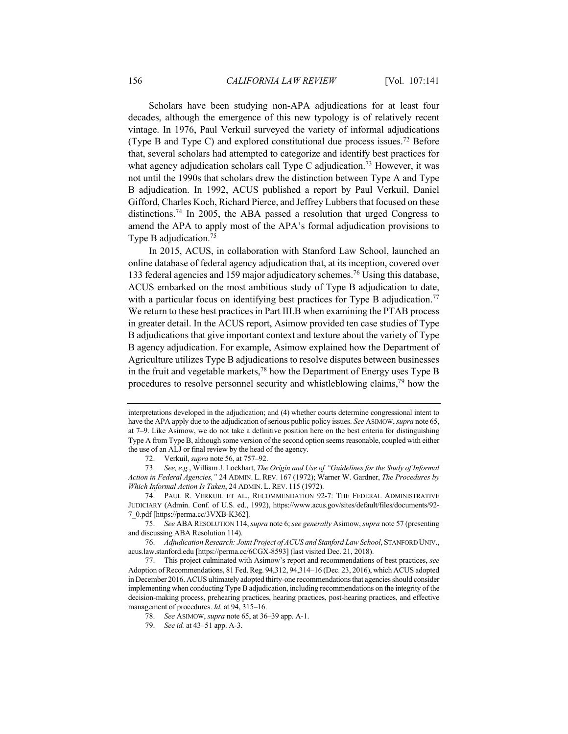Scholars have been studying non-APA adjudications for at least four decades, although the emergence of this new typology is of relatively recent vintage. In 1976, Paul Verkuil surveyed the variety of informal adjudications (Type B and Type C) and explored constitutional due process issues.[72] Before that, several scholars had attempted to categorize and identify best practices for what agency adjudication scholars call Type C adjudication.[73] However, it was not until the 1990s that scholars drew the distinction between Type A and Type B adjudication. In 1992, ACUS published a report by Paul Verkuil, Daniel Gifford, Charles Koch, Richard Pierce, and Jeffrey Lubbers that focused on these distinctions.[74] In 2005, the ABA passed a resolution that urged Congress to amend the APA to apply most of the APA's formal adjudication provisions to Type B adjudication.[75]

In 2015, ACUS, in collaboration with Stanford Law School, launched an online database of federal agency adjudication that, at its inception, covered over 133 federal agencies and 159 major adjudicatory schemes.[76] Using this database, ACUS embarked on the most ambitious study of Type B adjudication to date, with a particular focus on identifying best practices for Type B adjudication.[77] We return to these best practices in Part III.B when examining the PTAB process in greater detail. In the ACUS report, Asimow provided ten case studies of Type B adjudications that give important context and texture about the variety of Type B agency adjudication. For example, Asimow explained how the Department of Agriculture utilizes Type B adjudications to resolve disputes between businesses in the fruit and vegetable markets,[78] how the Department of Energy uses Type B procedures to resolve personnel security and whistleblowing claims,[79] how the

---

interpretations developed in the adjudication; and (4) whether courts determine congressional intent to have the APA apply due to the adjudication of serious public policy issues. *See* ASIMOW, *supra* note 65, at 7–9. Like Asimow, we do not take a definitive position here on the best criteria for distinguishing Type A from Type B, although some version of the second option seems reasonable, coupled with either the use of an ALJ or final review by the head of the agency.

72. Verkuil, *supra* note 56, at 757–92.

73. *See, e.g.*, William J. Lockhart, *The Origin and Use of "Guidelines for the Study of Informal Action in Federal Agencies,"* 24 ADMIN. L. REV. 167 (1972); Warner W. Gardner, *The Procedures by Which Informal Action Is Taken*, 24 ADMIN. L. REV. 115 (1972).

74. PAUL R. VERKUIL ET AL., RECOMMENDATION 92-7: THE FEDERAL ADMINISTRATIVE JUDICIARY (Admin. Conf. of U.S. ed., 1992), https://www.acus.gov/sites/default/files/documents/92-7_0.pdf [https://perma.cc/3VXB-K362].

75. *See* ABA RESOLUTION 114, *supra* note 6; *see generally* Asimow, *supra* note 57 (presenting and discussing ABA Resolution 114).

76. *Adjudication Research: Joint Project of ACUS and Stanford Law School*, STANFORD UNIV., acus.law.stanford.edu [https://perma.cc/6CGX-8593] (last visited Dec. 21, 2018).

77. This project culminated with Asimow's report and recommendations of best practices, *see* Adoption of Recommendations, 81 Fed. Reg. 94,312, 94,314–16 (Dec. 23, 2016), which ACUS adopted in December 2016. ACUS ultimately adopted thirty-one recommendations that agencies should consider implementing when conducting Type B adjudication, including recommendations on the integrity of the decision-making process, prehearing practices, hearing practices, post-hearing practices, and effective management of procedures. *Id.* at 94, 315–16.

78. *See* ASIMOW, *supra* note 65, at 36–39 app. A-1.

79. *See id.* at 43–51 app. A-3.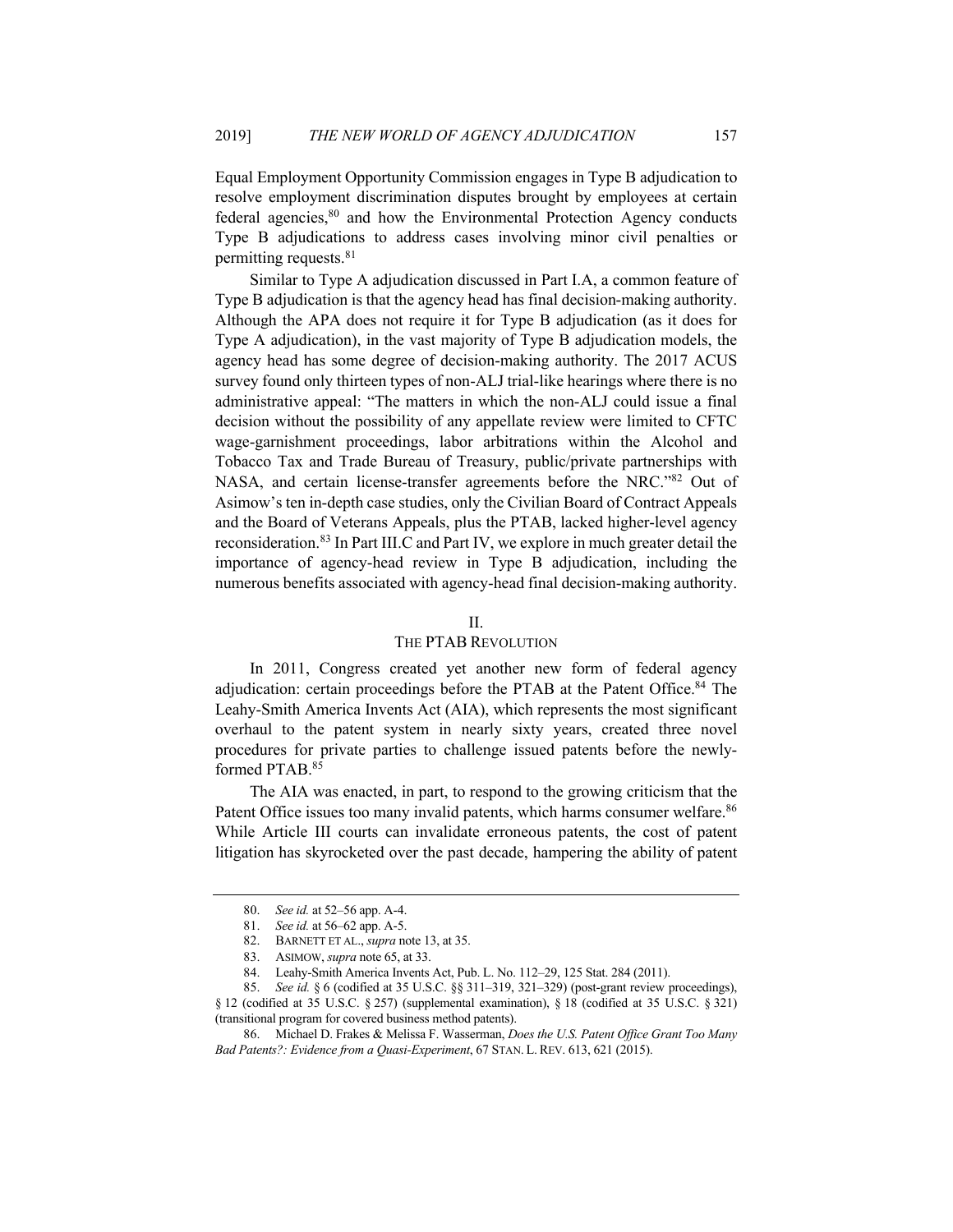Equal Employment Opportunity Commission engages in Type B adjudication to resolve employment discrimination disputes brought by employees at certain federal agencies,[80] and how the Environmental Protection Agency conducts Type B adjudications to address cases involving minor civil penalties or permitting requests.[81]

Similar to Type A adjudication discussed in Part I.A, a common feature of Type B adjudication is that the agency head has final decision-making authority. Although the APA does not require it for Type B adjudication (as it does for Type A adjudication), in the vast majority of Type B adjudication models, the agency head has some degree of decision-making authority. The 2017 ACUS survey found only thirteen types of non-ALJ trial-like hearings where there is no administrative appeal: "The matters in which the non-ALJ could issue a final decision without the possibility of any appellate review were limited to CFTC wage-garnishment proceedings, labor arbitrations within the Alcohol and Tobacco Tax and Trade Bureau of Treasury, public/private partnerships with NASA, and certain license-transfer agreements before the NRC."[82] Out of Asimow's ten in-depth case studies, only the Civilian Board of Contract Appeals and the Board of Veterans Appeals, plus the PTAB, lacked higher-level agency reconsideration.[83] In Part III.C and Part IV, we explore in much greater detail the importance of agency-head review in Type B adjudication, including the numerous benefits associated with agency-head final decision-making authority.

## II.
## THE PTAB REVOLUTION

In 2011, Congress created yet another new form of federal agency adjudication: certain proceedings before the PTAB at the Patent Office.[84] The Leahy-Smith America Invents Act (AIA), which represents the most significant overhaul to the patent system in nearly sixty years, created three novel procedures for private parties to challenge issued patents before the newly-formed PTAB.[85]

The AIA was enacted, in part, to respond to the growing criticism that the Patent Office issues too many invalid patents, which harms consumer welfare.[86] While Article III courts can invalidate erroneous patents, the cost of patent litigation has skyrocketed over the past decade, hampering the ability of patent

---

80. *See id.* at 52–56 app. A-4.

81. *See id.* at 56–62 app. A-5.

82. BARNETT ET AL., *supra* note 13, at 35.

83. ASIMOW, *supra* note 65, at 33.

84. Leahy-Smith America Invents Act, Pub. L. No. 112–29, 125 Stat. 284 (2011).

85. *See id.* § 6 (codified at 35 U.S.C. §§ 311–319, 321–329) (post-grant review proceedings), § 12 (codified at 35 U.S.C. § 257) (supplemental examination), § 18 (codified at 35 U.S.C. § 321) (transitional program for covered business method patents).

86. Michael D. Frakes & Melissa F. Wasserman, *Does the U.S. Patent Office Grant Too Many Bad Patents?: Evidence from a Quasi-Experiment*, 67 STAN. L. REV. 613, 621 (2015).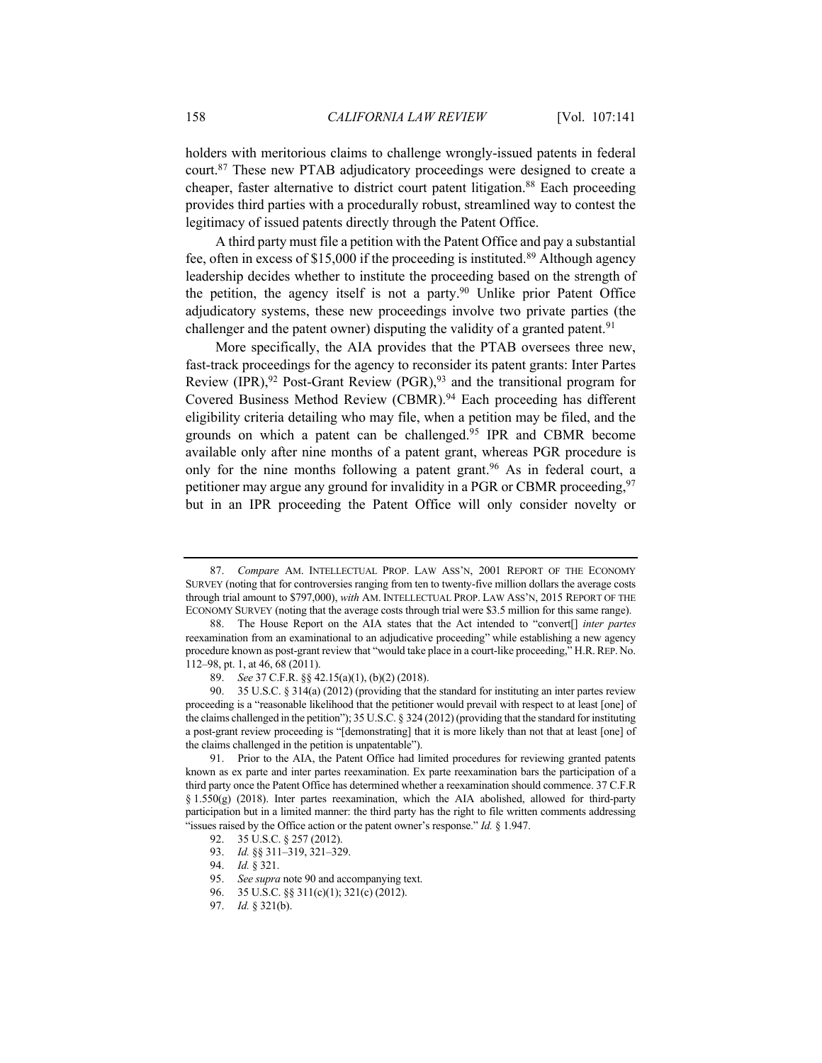holders with meritorious claims to challenge wrongly-issued patents in federal court.[87] These new PTAB adjudicatory proceedings were designed to create a cheaper, faster alternative to district court patent litigation.[88] Each proceeding provides third parties with a procedurally robust, streamlined way to contest the legitimacy of issued patents directly through the Patent Office.

A third party must file a petition with the Patent Office and pay a substantial fee, often in excess of $15,000 if the proceeding is instituted.[89] Although agency leadership decides whether to institute the proceeding based on the strength of the petition, the agency itself is not a party.[90] Unlike prior Patent Office adjudicatory systems, these new proceedings involve two private parties (the challenger and the patent owner) disputing the validity of a granted patent.[91]

More specifically, the AIA provides that the PTAB oversees three new, fast-track proceedings for the agency to reconsider its patent grants: Inter Partes Review (IPR),[92] Post-Grant Review (PGR),[93] and the transitional program for Covered Business Method Review (CBMR).[94] Each proceeding has different eligibility criteria detailing who may file, when a petition may be filed, and the grounds on which a patent can be challenged.[95] IPR and CBMR become available only after nine months of a patent grant, whereas PGR procedure is only for the nine months following a patent grant.[96] As in federal court, a petitioner may argue any ground for invalidity in a PGR or CBMR proceeding,[97] but in an IPR proceeding the Patent Office will only consider novelty or

---

87. *Compare* AM. INTELLECTUAL PROP. LAW ASS'N, 2001 REPORT OF THE ECONOMY SURVEY (noting that for controversies ranging from ten to twenty-five million dollars the average costs through trial amount to $797,000), *with* AM. INTELLECTUAL PROP. LAW ASS'N, 2015 REPORT OF THE ECONOMY SURVEY (noting that the average costs through trial were $3.5 million for this same range).

88. The House Report on the AIA states that the Act intended to "convert[] *inter partes* reexamination from an examinational to an adjudicative proceeding" while establishing a new agency procedure known as post-grant review that "would take place in a court-like proceeding," H.R. REP. No. 112–98, pt. 1, at 46, 68 (2011).

89. *See* 37 C.F.R. §§ 42.15(a)(1), (b)(2) (2018).

90. 35 U.S.C. § 314(a) (2012) (providing that the standard for instituting an inter partes review proceeding is a "reasonable likelihood that the petitioner would prevail with respect to at least [one] of the claims challenged in the petition"); 35 U.S.C. § 324 (2012) (providing that the standard for instituting a post-grant review proceeding is "[demonstrating] that it is more likely than not that at least [one] of the claims challenged in the petition is unpatentable").

91. Prior to the AIA, the Patent Office had limited procedures for reviewing granted patents known as ex parte and inter partes reexamination. Ex parte reexamination bars the participation of a third party once the Patent Office has determined whether a reexamination should commence. 37 C.F.R § 1.550(g) (2018). Inter partes reexamination, which the AIA abolished, allowed for third-party participation but in a limited manner: the third party has the right to file written comments addressing "issues raised by the Office action or the patent owner's response." *Id.* § 1.947.

92. 35 U.S.C. § 257 (2012).

93. *Id.* §§ 311–319, 321–329.

94. *Id.* § 321.

95. *See supra* note 90 and accompanying text.

96. 35 U.S.C. §§ 311(c)(1); 321(c) (2012).

97. *Id.* § 321(b).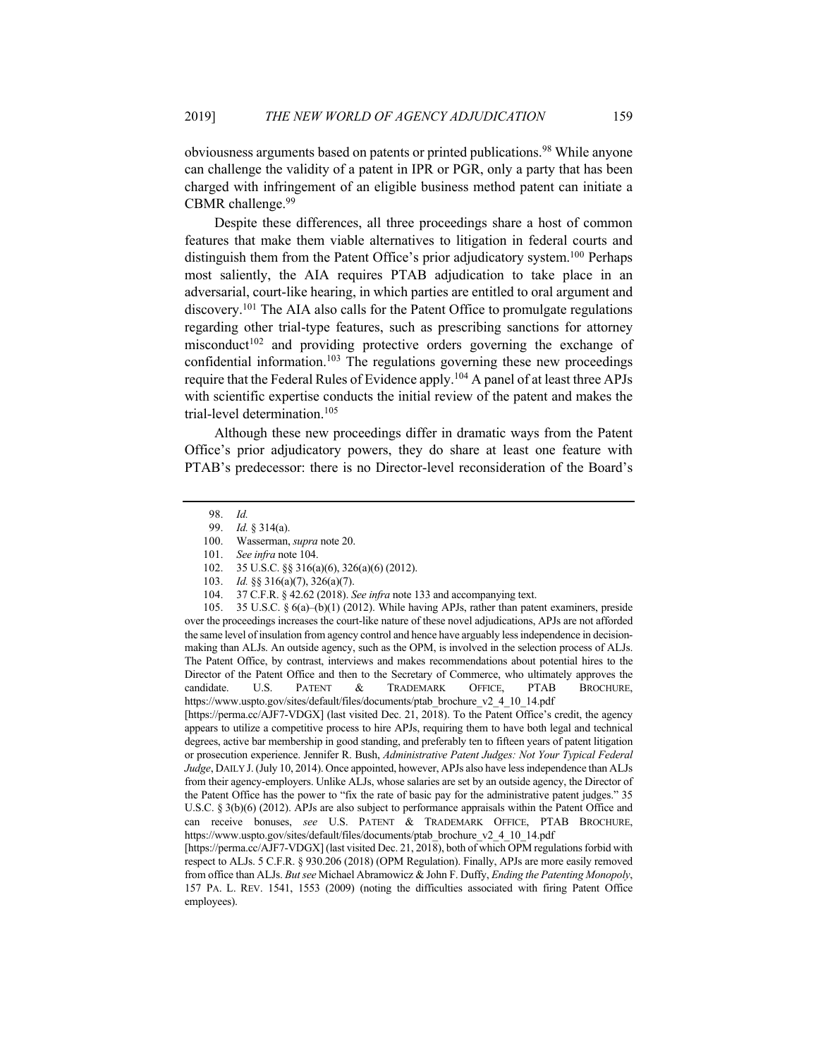obviousness arguments based on patents or printed publications.[98] While anyone can challenge the validity of a patent in IPR or PGR, only a party that has been charged with infringement of an eligible business method patent can initiate a CBMR challenge.[99]

Despite these differences, all three proceedings share a host of common features that make them viable alternatives to litigation in federal courts and distinguish them from the Patent Office's prior adjudicatory system.[100] Perhaps most saliently, the AIA requires PTAB adjudication to take place in an adversarial, court-like hearing, in which parties are entitled to oral argument and discovery.[101] The AIA also calls for the Patent Office to promulgate regulations regarding other trial-type features, such as prescribing sanctions for attorney misconduct[102] and providing protective orders governing the exchange of confidential information.[103] The regulations governing these new proceedings require that the Federal Rules of Evidence apply.[104] A panel of at least three APJs with scientific expertise conducts the initial review of the patent and makes the trial-level determination.[105]

Although these new proceedings differ in dramatic ways from the Patent Office's prior adjudicatory powers, they do share at least one feature with PTAB's predecessor: there is no Director-level reconsideration of the Board's

---

98. *Id.*

99. *Id.* § 314(a).

100. Wasserman, *supra* note 20.

101. *See infra* note 104.

102. 35 U.S.C. §§ 316(a)(6), 326(a)(6) (2012).

103. *Id.* §§ 316(a)(7), 326(a)(7).

104. 37 C.F.R. § 42.62 (2018). *See infra* note 133 and accompanying text.

105. 35 U.S.C. § 6(a)–(b)(1) (2012). While having APJs, rather than patent examiners, preside over the proceedings increases the court-like nature of these novel adjudications, APJs are not afforded the same level of insulation from agency control and hence have arguably less independence in decision-making than ALJs. An outside agency, such as the OPM, is involved in the selection process of ALJs. The Patent Office, by contrast, interviews and makes recommendations about potential hires to the Director of the Patent Office and then to the Secretary of Commerce, who ultimately approves the candidate. U.S. PATENT & TRADEMARK OFFICE, PTAB BROCHURE, https://www.uspto.gov/sites/default/files/documents/ptab_brochure_v2_4_10_14.pdf [https://perma.cc/AJF7-VDGX] (last visited Dec. 21, 2018). To the Patent Office's credit, the agency appears to utilize a competitive process to hire APJs, requiring them to have both legal and technical degrees, active bar membership in good standing, and preferably ten to fifteen years of patent litigation or prosecution experience. Jennifer R. Bush, *Administrative Patent Judges: Not Your Typical Federal Judge*, DAILY J. (July 10, 2014). Once appointed, however, APJs also have less independence than ALJs from their agency-employers. Unlike ALJs, whose salaries are set by an outside agency, the Director of the Patent Office has the power to "fix the rate of basic pay for the administrative patent judges." 35 U.S.C. § 3(b)(6) (2012). APJs are also subject to performance appraisals within the Patent Office and can receive bonuses, *see* U.S. PATENT & TRADEMARK OFFICE, PTAB BROCHURE, https://www.uspto.gov/sites/default/files/documents/ptab_brochure_v2_4_10_14.pdf [https://perma.cc/AJF7-VDGX] (last visited Dec. 21, 2018), both of which OPM regulations forbid with respect to ALJs. 5 C.F.R. § 930.206 (2018) (OPM Regulation). Finally, APJs are more easily removed from office than ALJs. *But see* Michael Abramowicz & John F. Duffy, *Ending the Patenting Monopoly*, 157 PA. L. REV. 1541, 1553 (2009) (noting the difficulties associated with firing Patent Office employees).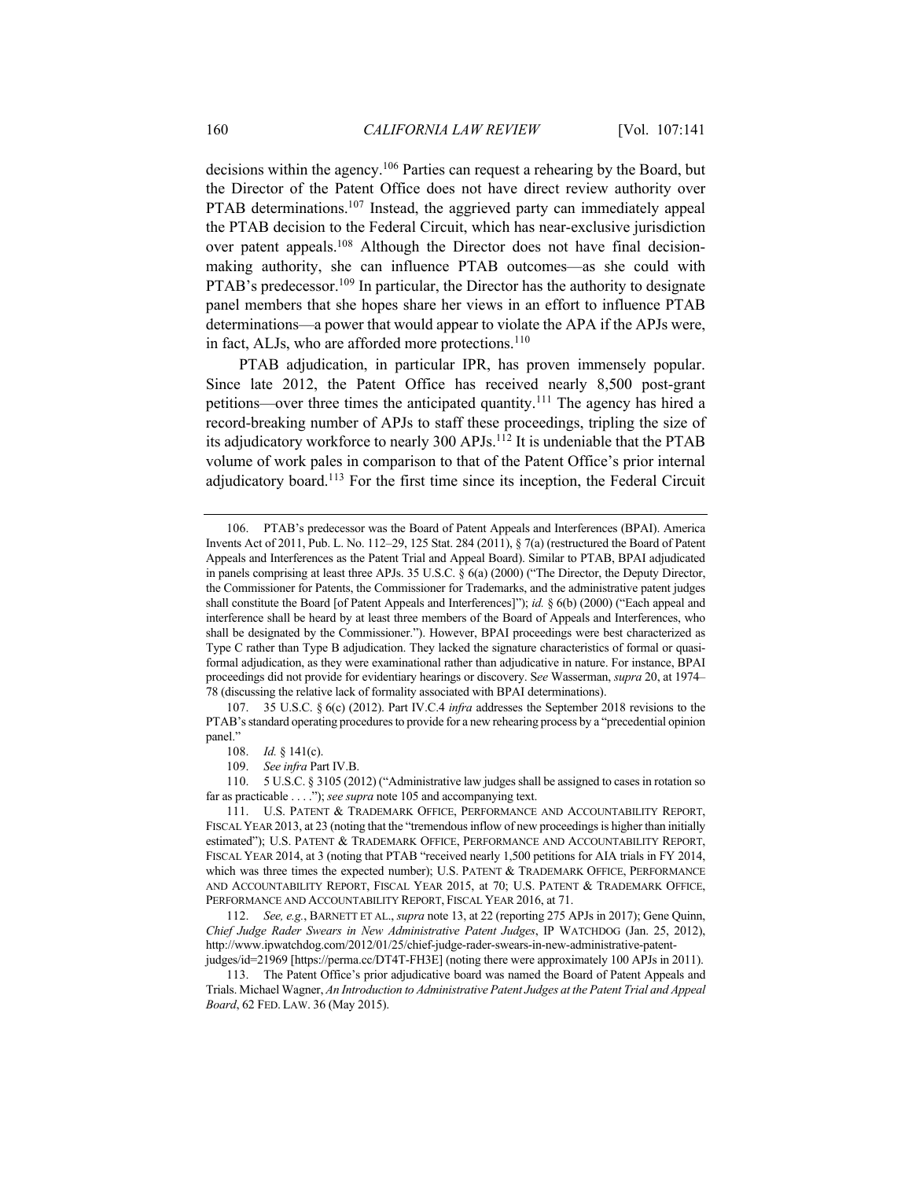decisions within the agency.[106] Parties can request a rehearing by the Board, but the Director of the Patent Office does not have direct review authority over PTAB determinations.[107] Instead, the aggrieved party can immediately appeal the PTAB decision to the Federal Circuit, which has near-exclusive jurisdiction over patent appeals.[108] Although the Director does not have final decision-making authority, she can influence PTAB outcomes—as she could with PTAB's predecessor.[109] In particular, the Director has the authority to designate panel members that she hopes share her views in an effort to influence PTAB determinations—a power that would appear to violate the APA if the APJs were, in fact, ALJs, who are afforded more protections.[110]

PTAB adjudication, in particular IPR, has proven immensely popular. Since late 2012, the Patent Office has received nearly 8,500 post-grant petitions—over three times the anticipated quantity.[111] The agency has hired a record-breaking number of APJs to staff these proceedings, tripling the size of its adjudicatory workforce to nearly 300 APJs.[112] It is undeniable that the PTAB volume of work pales in comparison to that of the Patent Office's prior internal adjudicatory board.[113] For the first time since its inception, the Federal Circuit

---

106. PTAB's predecessor was the Board of Patent Appeals and Interferences (BPAI). America Invents Act of 2011, Pub. L. No. 112–29, 125 Stat. 284 (2011), § 7(a) (restructured the Board of Patent Appeals and Interferences as the Patent Trial and Appeal Board). Similar to PTAB, BPAI adjudicated in panels comprising at least three APJs. 35 U.S.C. § 6(a) (2000) ("The Director, the Deputy Director, the Commissioner for Patents, the Commissioner for Trademarks, and the administrative patent judges shall constitute the Board [of Patent Appeals and Interferences]"); *id.* § 6(b) (2000) ("Each appeal and interference shall be heard by at least three members of the Board of Appeals and Interferences, who shall be designated by the Commissioner."). However, BPAI proceedings were best characterized as Type C rather than Type B adjudication. They lacked the signature characteristics of formal or quasi-formal adjudication, as they were examinational rather than adjudicative in nature. For instance, BPAI proceedings did not provide for evidentiary hearings or discovery. S*ee* Wasserman, *supra* 20, at 1974–78 (discussing the relative lack of formality associated with BPAI determinations).

107. 35 U.S.C. § 6(c) (2012). Part IV.C.4 *infra* addresses the September 2018 revisions to the PTAB's standard operating procedures to provide for a new rehearing process by a "precedential opinion panel."

108. *Id.* § 141(c).

109. *See infra* Part IV.B.

110. 5 U.S.C. § 3105 (2012) ("Administrative law judges shall be assigned to cases in rotation so far as practicable . . . ."); *see supra* note 105 and accompanying text.

111. U.S. PATENT & TRADEMARK OFFICE, PERFORMANCE AND ACCOUNTABILITY REPORT, FISCAL YEAR 2013, at 23 (noting that the "tremendous inflow of new proceedings is higher than initially estimated"); U.S. PATENT & TRADEMARK OFFICE, PERFORMANCE AND ACCOUNTABILITY REPORT, FISCAL YEAR 2014, at 3 (noting that PTAB "received nearly 1,500 petitions for AIA trials in FY 2014, which was three times the expected number); U.S. PATENT & TRADEMARK OFFICE, PERFORMANCE AND ACCOUNTABILITY REPORT, FISCAL YEAR 2015, at 70; U.S. PATENT & TRADEMARK OFFICE, PERFORMANCE AND ACCOUNTABILITY REPORT, FISCAL YEAR 2016, at 71.

112. *See, e.g.*, BARNETT ET AL., *supra* note 13, at 22 (reporting 275 APJs in 2017); Gene Quinn, *Chief Judge Rader Swears in New Administrative Patent Judges*, IP WATCHDOG (Jan. 25, 2012), http://www.ipwatchdog.com/2012/01/25/chief-judge-rader-swears-in-new-administrative-patent-judges/id=21969 [https://perma.cc/DT4T-FH3E] (noting there were approximately 100 APJs in 2011).

113. The Patent Office's prior adjudicative board was named the Board of Patent Appeals and Trials. Michael Wagner, *An Introduction to Administrative Patent Judges at the Patent Trial and Appeal Board*, 62 FED. LAW. 36 (May 2015).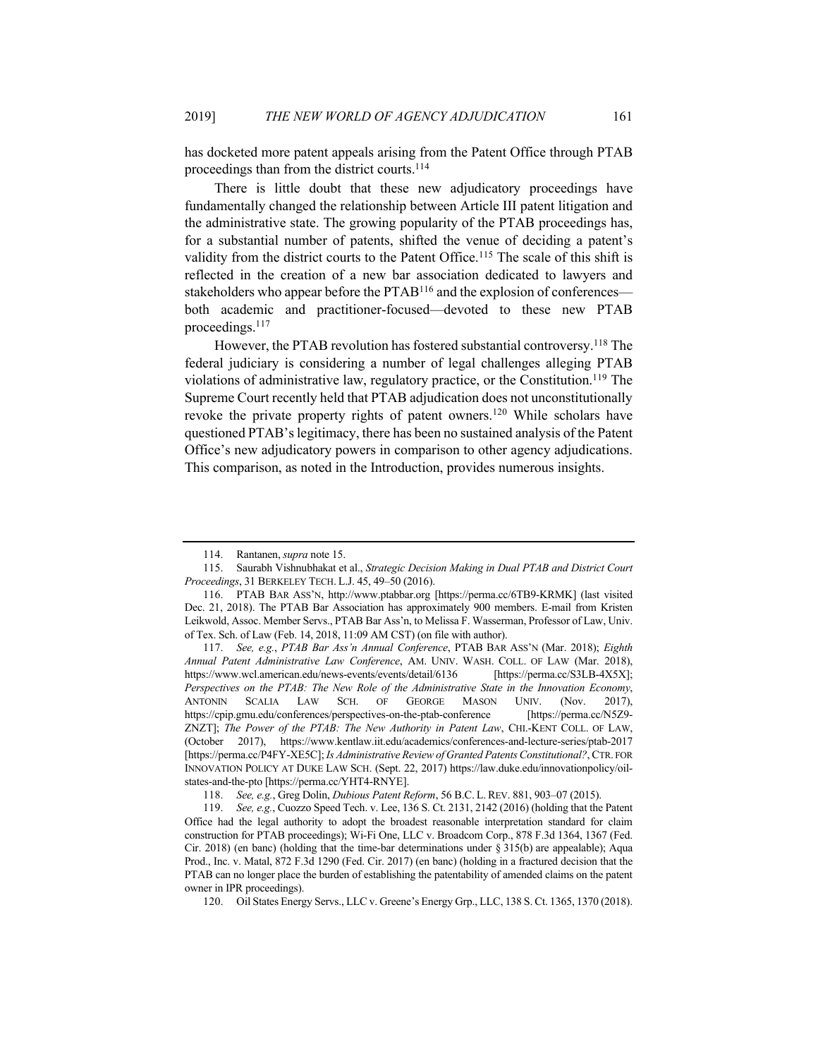has docketed more patent appeals arising from the Patent Office through PTAB proceedings than from the district courts.[114]

There is little doubt that these new adjudicatory proceedings have fundamentally changed the relationship between Article III patent litigation and the administrative state. The growing popularity of the PTAB proceedings has, for a substantial number of patents, shifted the venue of deciding a patent's validity from the district courts to the Patent Office.[115] The scale of this shift is reflected in the creation of a new bar association dedicated to lawyers and stakeholders who appear before the PTAB[116] and the explosion of conferences—both academic and practitioner-focused—devoted to these new PTAB proceedings.[117]

However, the PTAB revolution has fostered substantial controversy.[118] The federal judiciary is considering a number of legal challenges alleging PTAB violations of administrative law, regulatory practice, or the Constitution.[119] The Supreme Court recently held that PTAB adjudication does not unconstitutionally revoke the private property rights of patent owners.[120] While scholars have questioned PTAB's legitimacy, there has been no sustained analysis of the Patent Office's new adjudicatory powers in comparison to other agency adjudications. This comparison, as noted in the Introduction, provides numerous insights.

---

114. Rantanen, *supra* note 15.

115. Saurabh Vishnubhakat et al., *Strategic Decision Making in Dual PTAB and District Court Proceedings*, 31 BERKELEY TECH. L.J. 45, 49–50 (2016).

116. PTAB BAR ASS'N, http://www.ptabbar.org [https://perma.cc/6TB9-KRMK] (last visited Dec. 21, 2018). The PTAB Bar Association has approximately 900 members. E-mail from Kristen Leikwold, Assoc. Member Servs., PTAB Bar Ass'n, to Melissa F. Wasserman, Professor of Law, Univ. of Tex. Sch. of Law (Feb. 14, 2018, 11:09 AM CST) (on file with author).

117. *See, e.g.*, *PTAB Bar Ass'n Annual Conference*, PTAB BAR ASS'N (Mar. 2018); *Eighth Annual Patent Administrative Law Conference*, AM. UNIV. WASH. COLL. OF LAW (Mar. 2018), https://www.wcl.american.edu/news-events/events/detail/6136 [https://perma.cc/S3LB-4X5X]; *Perspectives on the PTAB: The New Role of the Administrative State in the Innovation Economy*, ANTONIN SCALIA LAW SCH. OF GEORGE MASON UNIV. (Nov. 2017), https://cpip.gmu.edu/conferences/perspectives-on-the-ptab-conference [https://perma.cc/N5Z9-ZNZT]; *The Power of the PTAB: The New Authority in Patent Law*, CHI.-KENT COLL. OF LAW, (October 2017), https://www.kentlaw.iit.edu/academics/conferences-and-lecture-series/ptab-2017 [https://perma.cc/P4FY-XE5C]; *Is Administrative Review of Granted Patents Constitutional?*, CTR. FOR INNOVATION POLICY AT DUKE LAW SCH. (Sept. 22, 2017) https://law.duke.edu/innovationpolicy/oil-states-and-the-pto [https://perma.cc/YHT4-RNYE].

118. *See, e.g.*, Greg Dolin, *Dubious Patent Reform*, 56 B.C. L. REV. 881, 903–07 (2015).

119. *See, e.g.*, Cuozzo Speed Tech. v. Lee, 136 S. Ct. 2131, 2142 (2016) (holding that the Patent Office had the legal authority to adopt the broadest reasonable interpretation standard for claim construction for PTAB proceedings); Wi-Fi One, LLC v. Broadcom Corp., 878 F.3d 1364, 1367 (Fed. Cir. 2018) (en banc) (holding that the time-bar determinations under § 315(b) are appealable); Aqua Prod., Inc. v. Matal, 872 F.3d 1290 (Fed. Cir. 2017) (en banc) (holding in a fractured decision that the PTAB can no longer place the burden of establishing the patentability of amended claims on the patent owner in IPR proceedings).

120. Oil States Energy Servs., LLC v. Greene's Energy Grp., LLC, 138 S. Ct. 1365, 1370 (2018).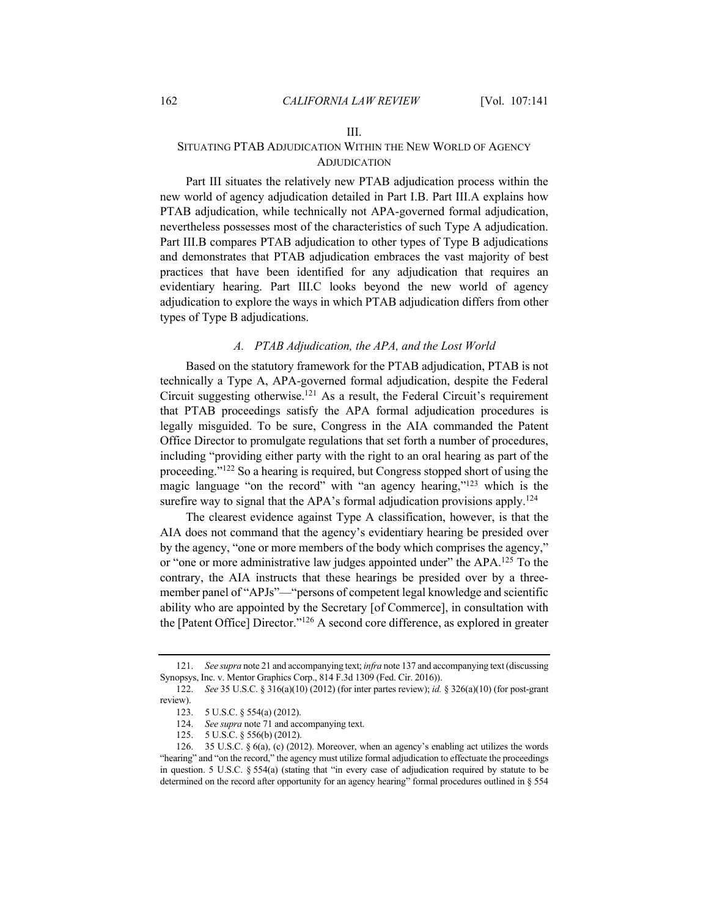## III. SITUATING PTAB ADJUDICATION WITHIN THE NEW WORLD OF AGENCY ADJUDICATION

Part III situates the relatively new PTAB adjudication process within the new world of agency adjudication detailed in Part I.B. Part III.A explains how PTAB adjudication, while technically not APA-governed formal adjudication, nevertheless possesses most of the characteristics of such Type A adjudication. Part III.B compares PTAB adjudication to other types of Type B adjudications and demonstrates that PTAB adjudication embraces the vast majority of best practices that have been identified for any adjudication that requires an evidentiary hearing. Part III.C looks beyond the new world of agency adjudication to explore the ways in which PTAB adjudication differs from other types of Type B adjudications.

### *A. PTAB Adjudication, the APA, and the Lost World*

Based on the statutory framework for the PTAB adjudication, PTAB is not technically a Type A, APA-governed formal adjudication, despite the Federal Circuit suggesting otherwise.[121] As a result, the Federal Circuit's requirement that PTAB proceedings satisfy the APA formal adjudication procedures is legally misguided. To be sure, Congress in the AIA commanded the Patent Office Director to promulgate regulations that set forth a number of procedures, including "providing either party with the right to an oral hearing as part of the proceeding."[122] So a hearing is required, but Congress stopped short of using the magic language "on the record" with "an agency hearing,"[123] which is the surefire way to signal that the APA's formal adjudication provisions apply.[124]

The clearest evidence against Type A classification, however, is that the AIA does not command that the agency's evidentiary hearing be presided over by the agency, "one or more members of the body which comprises the agency," or "one or more administrative law judges appointed under" the APA.[125] To the contrary, the AIA instructs that these hearings be presided over by a three-member panel of "APJs"—"persons of competent legal knowledge and scientific ability who are appointed by the Secretary [of Commerce], in consultation with the [Patent Office] Director."[126] A second core difference, as explored in greater

---

121. *See supra* note 21 and accompanying text; *infra* note 137 and accompanying text (discussing Synopsys, Inc. v. Mentor Graphics Corp., 814 F.3d 1309 (Fed. Cir. 2016)).

122. *See* 35 U.S.C. § 316(a)(10) (2012) (for inter partes review); *id.* § 326(a)(10) (for post-grant review).

123. 5 U.S.C. § 554(a) (2012).

124. *See supra* note 71 and accompanying text.

125. 5 U.S.C. § 556(b) (2012).

126. 35 U.S.C. § 6(a), (c) (2012). Moreover, when an agency's enabling act utilizes the words "hearing" and "on the record," the agency must utilize formal adjudication to effectuate the proceedings in question. 5 U.S.C. § 554(a) (stating that "in every case of adjudication required by statute to be determined on the record after opportunity for an agency hearing" formal procedures outlined in § 554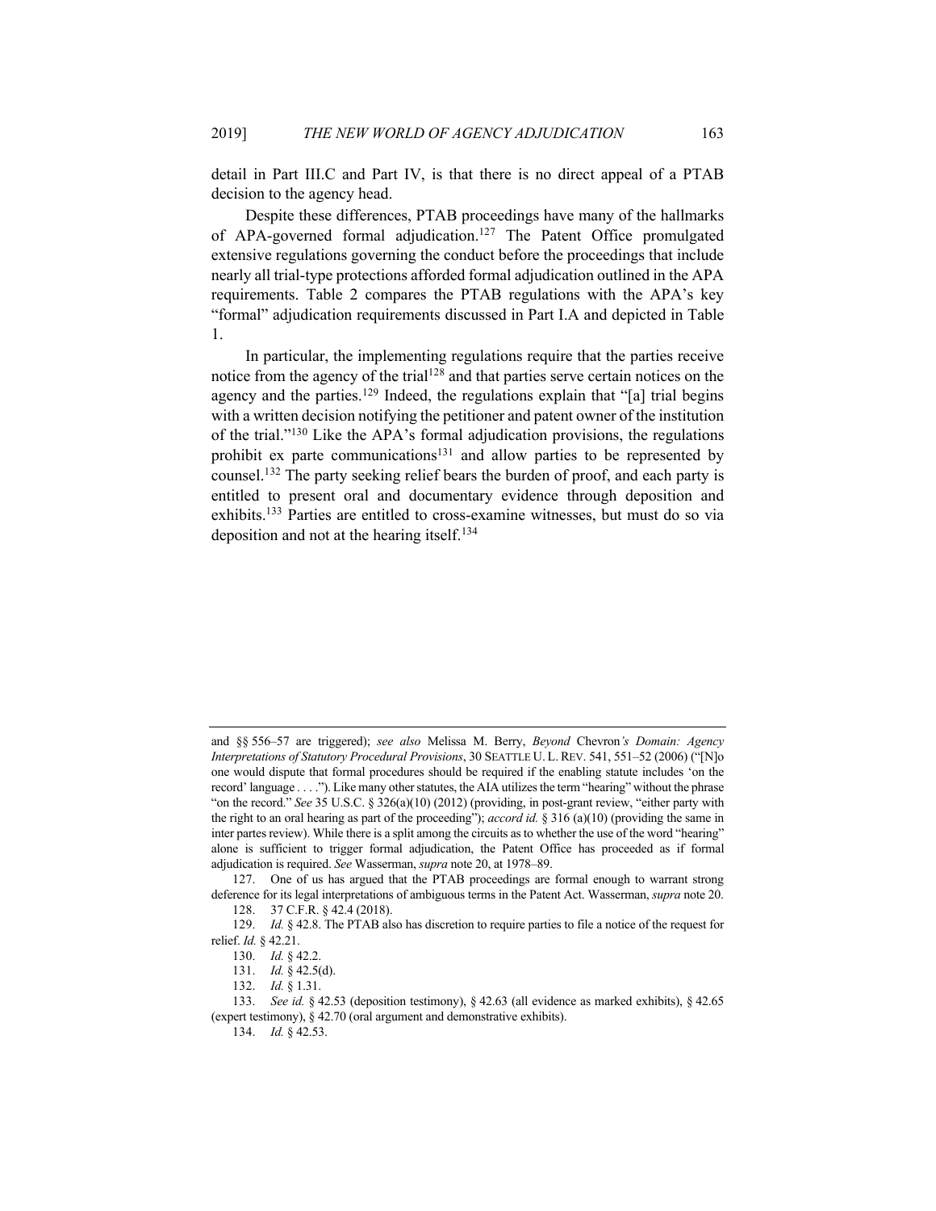detail in Part III.C and Part IV, is that there is no direct appeal of a PTAB decision to the agency head.

Despite these differences, PTAB proceedings have many of the hallmarks of APA-governed formal adjudication.[127] The Patent Office promulgated extensive regulations governing the conduct before the proceedings that include nearly all trial-type protections afforded formal adjudication outlined in the APA requirements. Table 2 compares the PTAB regulations with the APA's key "formal" adjudication requirements discussed in Part I.A and depicted in Table 1.

In particular, the implementing regulations require that the parties receive notice from the agency of the trial[128] and that parties serve certain notices on the agency and the parties.[129] Indeed, the regulations explain that "[a] trial begins with a written decision notifying the petitioner and patent owner of the institution of the trial."[130] Like the APA's formal adjudication provisions, the regulations prohibit ex parte communications[131] and allow parties to be represented by counsel.[132] The party seeking relief bears the burden of proof, and each party is entitled to present oral and documentary evidence through deposition and exhibits.[133] Parties are entitled to cross-examine witnesses, but must do so via deposition and not at the hearing itself.[134]

---

and §§ 556–57 are triggered); *see also* Melissa M. Berry, *Beyond* Chevron*'s Domain: Agency Interpretations of Statutory Procedural Provisions*, 30 SEATTLE U. L. REV. 541, 551–52 (2006) ("[N]o one would dispute that formal procedures should be required if the enabling statute includes 'on the record' language . . . ."). Like many other statutes, the AIA utilizes the term "hearing" without the phrase "on the record." *See* 35 U.S.C. § 326(a)(10) (2012) (providing, in post-grant review, "either party with the right to an oral hearing as part of the proceeding"); *accord id.* § 316 (a)(10) (providing the same in inter partes review). While there is a split among the circuits as to whether the use of the word "hearing" alone is sufficient to trigger formal adjudication, the Patent Office has proceeded as if formal adjudication is required. *See* Wasserman, *supra* note 20, at 1978–89.

127. One of us has argued that the PTAB proceedings are formal enough to warrant strong deference for its legal interpretations of ambiguous terms in the Patent Act. Wasserman, *supra* note 20.

128. 37 C.F.R. § 42.4 (2018).

129. *Id.* § 42.8. The PTAB also has discretion to require parties to file a notice of the request for relief. *Id.* § 42.21.

130. *Id.* § 42.2.

131. *Id.* § 42.5(d).

132. *Id.* § 1.31.

133. *See id.* § 42.53 (deposition testimony), § 42.63 (all evidence as marked exhibits), § 42.65 (expert testimony), § 42.70 (oral argument and demonstrative exhibits).

134. *Id.* § 42.53.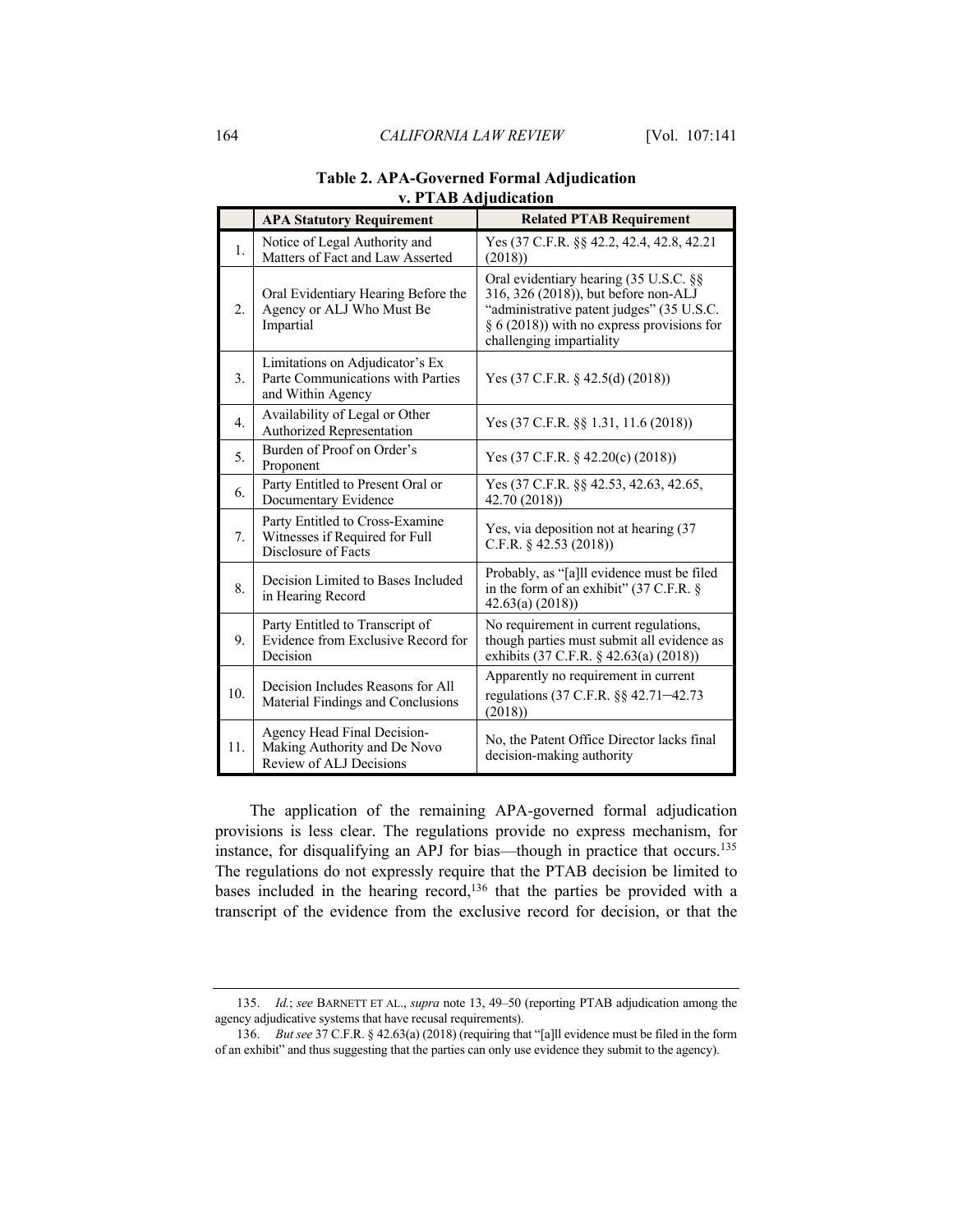**Table 2. APA-Governed Formal Adjudication v. PTAB Adjudication**

| | APA Statutory Requirement | Related PTAB Requirement |
|---|---|---|
| 1. | Notice of Legal Authority and Matters of Fact and Law Asserted | Yes (37 C.F.R. §§ 42.2, 42.4, 42.8, 42.21 (2018)) |
| 2. | Oral Evidentiary Hearing Before the Agency or ALJ Who Must Be Impartial | Oral evidentiary hearing (35 U.S.C. §§ 316, 326 (2018)), but before non-ALJ "administrative patent judges" (35 U.S.C. § 6 (2018)) with no express provisions for challenging impartiality |
| 3. | Limitations on Adjudicator's Ex Parte Communications with Parties and Within Agency | Yes (37 C.F.R. § 42.5(d) (2018)) |
| 4. | Availability of Legal or Other Authorized Representation | Yes (37 C.F.R. §§ 1.31, 11.6 (2018)) |
| 5. | Burden of Proof on Order's Proponent | Yes (37 C.F.R. § 42.20(c) (2018)) |
| 6. | Party Entitled to Present Oral or Documentary Evidence | Yes (37 C.F.R. §§ 42.53, 42.63, 42.65, 42.70 (2018)) |
| 7. | Party Entitled to Cross-Examine Witnesses if Required for Full Disclosure of Facts | Yes, via deposition not at hearing (37 C.F.R. § 42.53 (2018)) |
| 8. | Decision Limited to Bases Included in Hearing Record | Probably, as "[a]ll evidence must be filed in the form of an exhibit" (37 C.F.R. § 42.63(a) (2018)) |
| 9. | Party Entitled to Transcript of Evidence from Exclusive Record for Decision | No requirement in current regulations, though parties must submit all evidence as exhibits (37 C.F.R. § 42.63(a) (2018)) |
| 10. | Decision Includes Reasons for All Material Findings and Conclusions | Apparently no requirement in current regulations (37 C.F.R. §§ 42.71–42.73 (2018)) |
| 11. | Agency Head Final Decision-Making Authority and De Novo Review of ALJ Decisions | No, the Patent Office Director lacks final decision-making authority |

The application of the remaining APA-governed formal adjudication provisions is less clear. The regulations provide no express mechanism, for instance, for disqualifying an APJ for bias—though in practice that occurs.[135] The regulations do not expressly require that the PTAB decision be limited to bases included in the hearing record,[136] that the parties be provided with a transcript of the evidence from the exclusive record for decision, or that the

135. *Id.*; *see* BARNETT ET AL., *supra* note 13, 49–50 (reporting PTAB adjudication among the agency adjudicative systems that have recusal requirements).

136. *But see* 37 C.F.R. § 42.63(a) (2018) (requiring that "[a]ll evidence must be filed in the form of an exhibit" and thus suggesting that the parties can only use evidence they submit to the agency).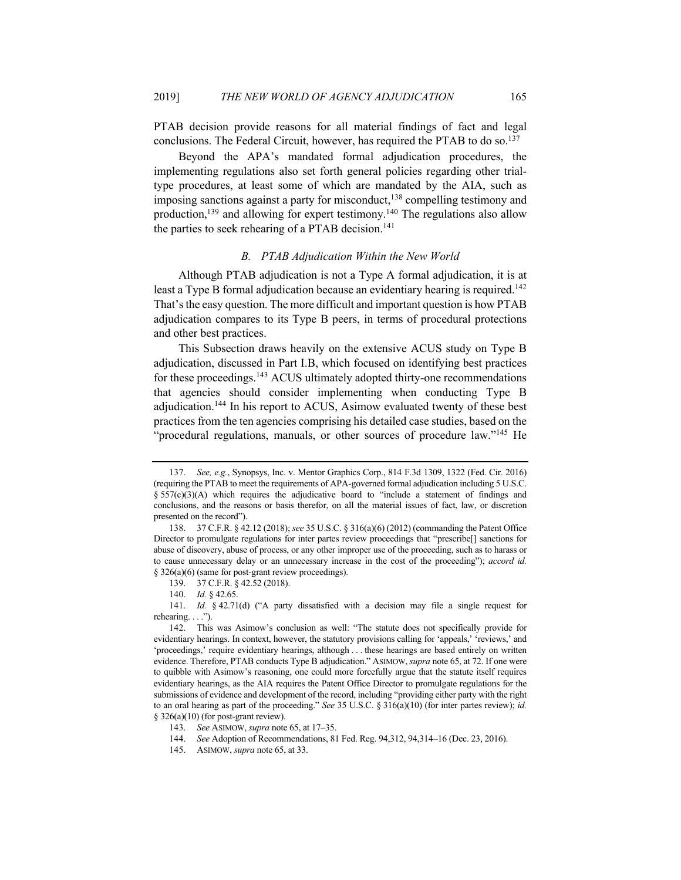PTAB decision provide reasons for all material findings of fact and legal conclusions. The Federal Circuit, however, has required the PTAB to do so.[137]

Beyond the APA's mandated formal adjudication procedures, the implementing regulations also set forth general policies regarding other trial-type procedures, at least some of which are mandated by the AIA, such as imposing sanctions against a party for misconduct,[138] compelling testimony and production,[139] and allowing for expert testimony.[140] The regulations also allow the parties to seek rehearing of a PTAB decision.[141]

### *B. PTAB Adjudication Within the New World*

Although PTAB adjudication is not a Type A formal adjudication, it is at least a Type B formal adjudication because an evidentiary hearing is required.[142] That's the easy question. The more difficult and important question is how PTAB adjudication compares to its Type B peers, in terms of procedural protections and other best practices.

This Subsection draws heavily on the extensive ACUS study on Type B adjudication, discussed in Part I.B, which focused on identifying best practices for these proceedings.[143] ACUS ultimately adopted thirty-one recommendations that agencies should consider implementing when conducting Type B adjudication.[144] In his report to ACUS, Asimow evaluated twenty of these best practices from the ten agencies comprising his detailed case studies, based on the "procedural regulations, manuals, or other sources of procedure law."[145] He

---

137. *See, e.g.*, Synopsys, Inc. v. Mentor Graphics Corp., 814 F.3d 1309, 1322 (Fed. Cir. 2016) (requiring the PTAB to meet the requirements of APA-governed formal adjudication including 5 U.S.C. § 557(c)(3)(A) which requires the adjudicative board to "include a statement of findings and conclusions, and the reasons or basis therefor, on all the material issues of fact, law, or discretion presented on the record").

138. 37 C.F.R. § 42.12 (2018); *see* 35 U.S.C. § 316(a)(6) (2012) (commanding the Patent Office Director to promulgate regulations for inter partes review proceedings that "prescribe[] sanctions for abuse of discovery, abuse of process, or any other improper use of the proceeding, such as to harass or to cause unnecessary delay or an unnecessary increase in the cost of the proceeding"); *accord id.* § 326(a)(6) (same for post-grant review proceedings).

139. 37 C.F.R. § 42.52 (2018).

140. *Id.* § 42.65.

141. *Id.* § 42.71(d) ("A party dissatisfied with a decision may file a single request for rehearing. . . .").

142. This was Asimow's conclusion as well: "The statute does not specifically provide for evidentiary hearings. In context, however, the statutory provisions calling for 'appeals,' 'reviews,' and 'proceedings,' require evidentiary hearings, although . . . these hearings are based entirely on written evidence. Therefore, PTAB conducts Type B adjudication." ASIMOW, *supra* note 65, at 72. If one were to quibble with Asimow's reasoning, one could more forcefully argue that the statute itself requires evidentiary hearings, as the AIA requires the Patent Office Director to promulgate regulations for the submissions of evidence and development of the record, including "providing either party with the right to an oral hearing as part of the proceeding." *See* 35 U.S.C. § 316(a)(10) (for inter partes review); *id.* § 326(a)(10) (for post-grant review).

143. *See* ASIMOW, *supra* note 65, at 17–35.

144. *See* Adoption of Recommendations, 81 Fed. Reg. 94,312, 94,314–16 (Dec. 23, 2016).

145. ASIMOW, *supra* note 65, at 33.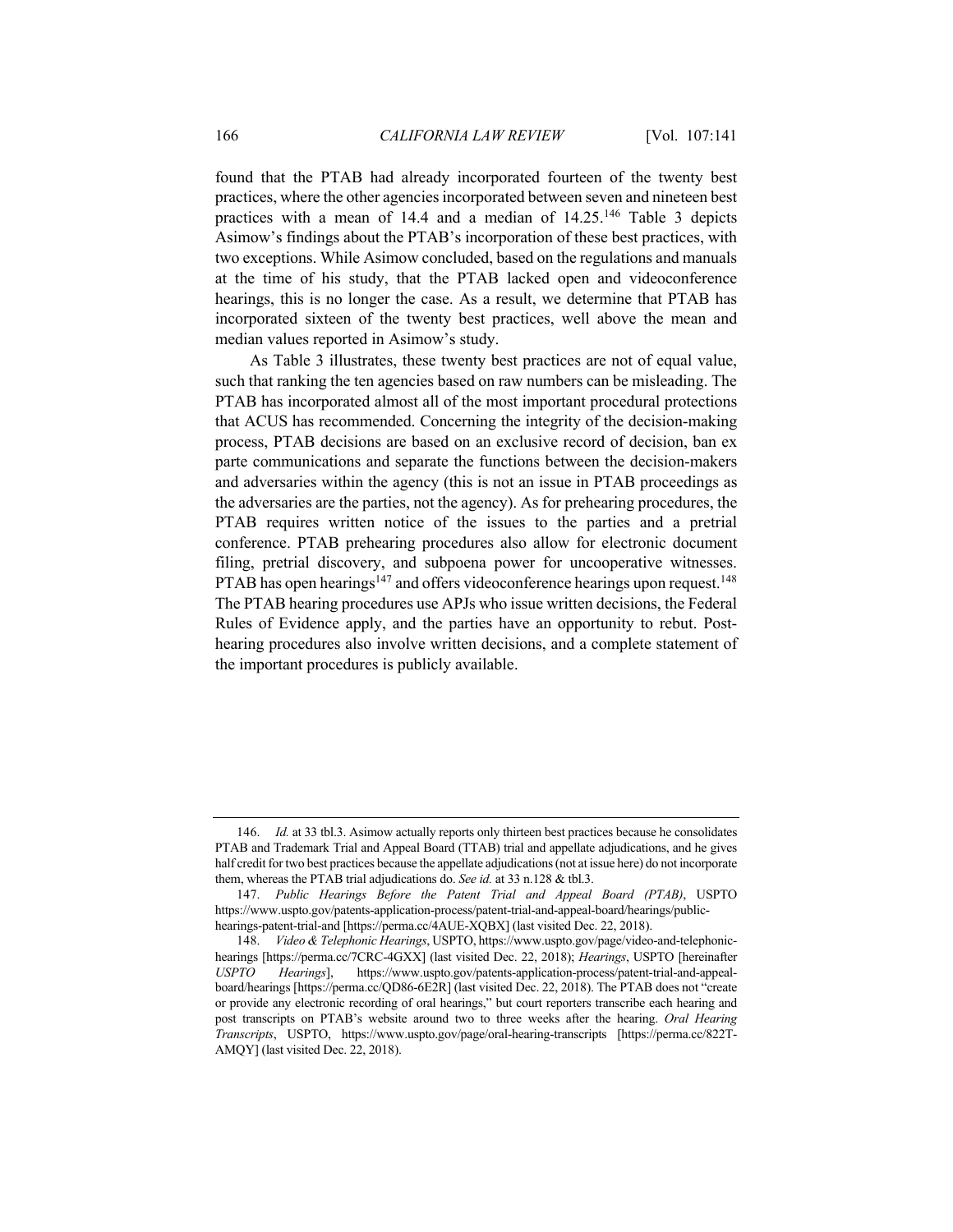found that the PTAB had already incorporated fourteen of the twenty best practices, where the other agencies incorporated between seven and nineteen best practices with a mean of 14.4 and a median of 14.25.[146] Table 3 depicts Asimow's findings about the PTAB's incorporation of these best practices, with two exceptions. While Asimow concluded, based on the regulations and manuals at the time of his study, that the PTAB lacked open and videoconference hearings, this is no longer the case. As a result, we determine that PTAB has incorporated sixteen of the twenty best practices, well above the mean and median values reported in Asimow's study.

As Table 3 illustrates, these twenty best practices are not of equal value, such that ranking the ten agencies based on raw numbers can be misleading. The PTAB has incorporated almost all of the most important procedural protections that ACUS has recommended. Concerning the integrity of the decision-making process, PTAB decisions are based on an exclusive record of decision, ban ex parte communications and separate the functions between the decision-makers and adversaries within the agency (this is not an issue in PTAB proceedings as the adversaries are the parties, not the agency). As for prehearing procedures, the PTAB requires written notice of the issues to the parties and a pretrial conference. PTAB prehearing procedures also allow for electronic document filing, pretrial discovery, and subpoena power for uncooperative witnesses. PTAB has open hearings[147] and offers videoconference hearings upon request.[148] The PTAB hearing procedures use APJs who issue written decisions, the Federal Rules of Evidence apply, and the parties have an opportunity to rebut. Post-hearing procedures also involve written decisions, and a complete statement of the important procedures is publicly available.

---

146. *Id.* at 33 tbl.3. Asimow actually reports only thirteen best practices because he consolidates PTAB and Trademark Trial and Appeal Board (TTAB) trial and appellate adjudications, and he gives half credit for two best practices because the appellate adjudications (not at issue here) do not incorporate them, whereas the PTAB trial adjudications do. *See id.* at 33 n.128 & tbl.3.

147. *Public Hearings Before the Patent Trial and Appeal Board (PTAB)*, USPTO https://www.uspto.gov/patents-application-process/patent-trial-and-appeal-board/hearings/public-hearings-patent-trial-and [https://perma.cc/4AUE-XQBX] (last visited Dec. 22, 2018).

148. *Video & Telephonic Hearings*, USPTO, https://www.uspto.gov/page/video-and-telephonic-hearings [https://perma.cc/7CRC-4GXX] (last visited Dec. 22, 2018); *Hearings*, USPTO [hereinafter *USPTO Hearings*], https://www.uspto.gov/patents-application-process/patent-trial-and-appeal-board/hearings [https://perma.cc/QD86-6E2R] (last visited Dec. 22, 2018). The PTAB does not "create or provide any electronic recording of oral hearings," but court reporters transcribe each hearing and post transcripts on PTAB's website around two to three weeks after the hearing. *Oral Hearing Transcripts*, USPTO, https://www.uspto.gov/page/oral-hearing-transcripts [https://perma.cc/822T-AMQY] (last visited Dec. 22, 2018).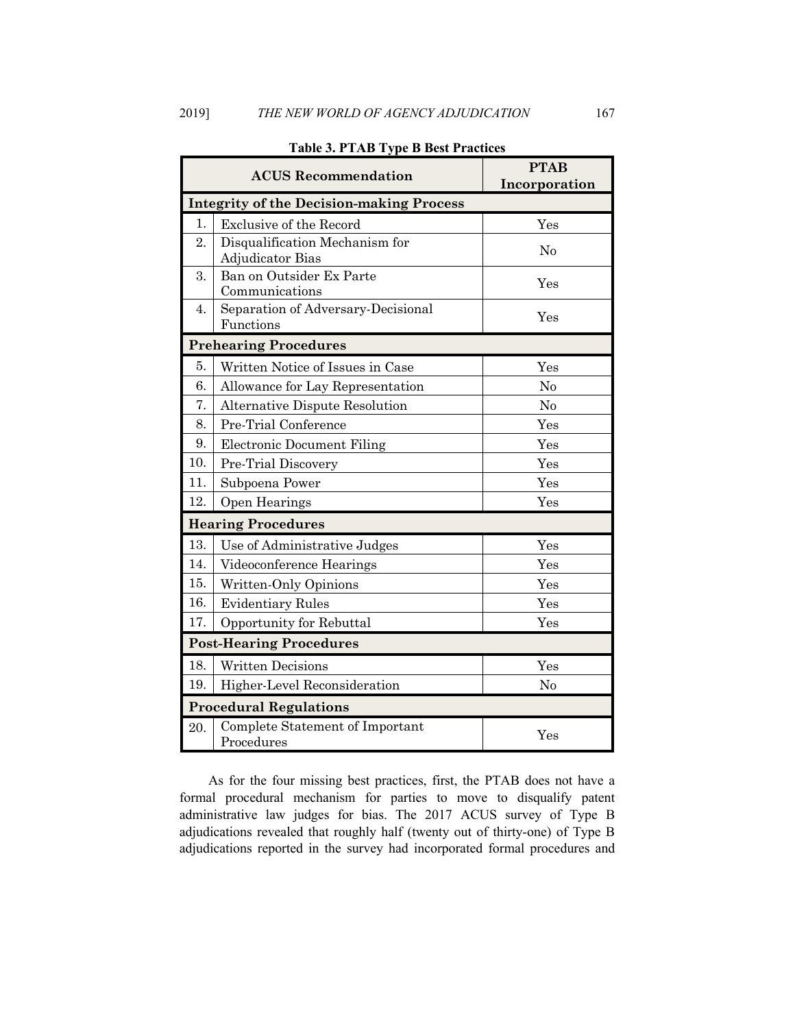**Table 3. PTAB Type B Best Practices**

| | ACUS Recommendation | PTAB Incorporation |
|---|---|---|
| **Integrity of the Decision-making Process** | | |
| 1. | Exclusive of the Record | Yes |
| 2. | Disqualification Mechanism for Adjudicator Bias | No |
| 3. | Ban on Outsider Ex Parte Communications | Yes |
| 4. | Separation of Adversary-Decisional Functions | Yes |
| **Prehearing Procedures** | | |
| 5. | Written Notice of Issues in Case | Yes |
| 6. | Allowance for Lay Representation | No |
| 7. | Alternative Dispute Resolution | No |
| 8. | Pre-Trial Conference | Yes |
| 9. | Electronic Document Filing | Yes |
| 10. | Pre-Trial Discovery | Yes |
| 11. | Subpoena Power | Yes |
| 12. | Open Hearings | Yes |
| **Hearing Procedures** | | |
| 13. | Use of Administrative Judges | Yes |
| 14. | Videoconference Hearings | Yes |
| 15. | Written-Only Opinions | Yes |
| 16. | Evidentiary Rules | Yes |
| 17. | Opportunity for Rebuttal | Yes |
| **Post-Hearing Procedures** | | |
| 18. | Written Decisions | Yes |
| 19. | Higher-Level Reconsideration | No |
| **Procedural Regulations** | | |
| 20. | Complete Statement of Important Procedures | Yes |

As for the four missing best practices, first, the PTAB does not have a formal procedural mechanism for parties to move to disqualify patent administrative law judges for bias. The 2017 ACUS survey of Type B adjudications revealed that roughly half (twenty out of thirty-one) of Type B adjudications reported in the survey had incorporated formal procedures and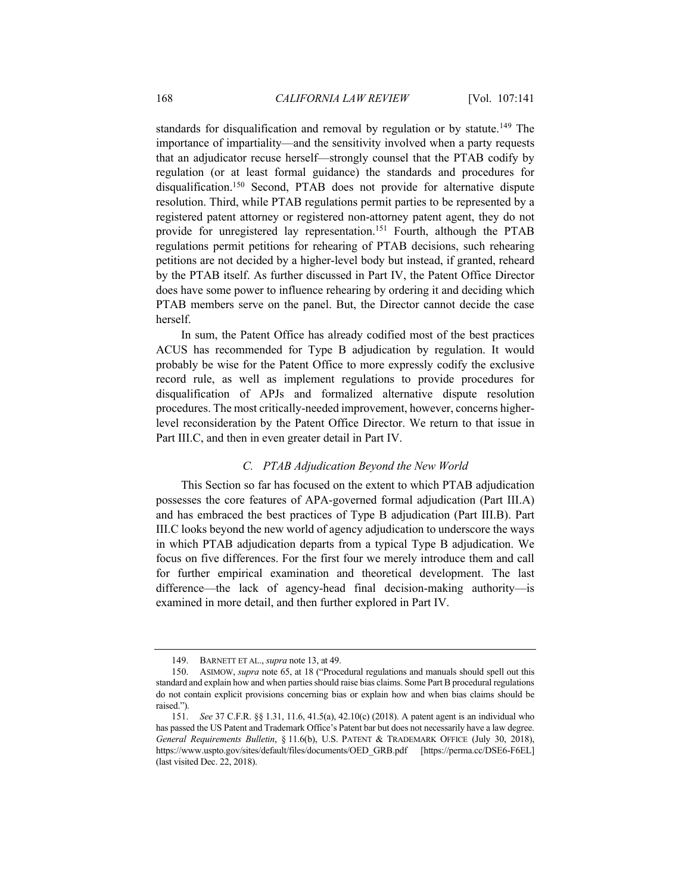standards for disqualification and removal by regulation or by statute.[149] The importance of impartiality—and the sensitivity involved when a party requests that an adjudicator recuse herself—strongly counsel that the PTAB codify by regulation (or at least formal guidance) the standards and procedures for disqualification.[150] Second, PTAB does not provide for alternative dispute resolution. Third, while PTAB regulations permit parties to be represented by a registered patent attorney or registered non-attorney patent agent, they do not provide for unregistered lay representation.[151] Fourth, although the PTAB regulations permit petitions for rehearing of PTAB decisions, such rehearing petitions are not decided by a higher-level body but instead, if granted, reheard by the PTAB itself. As further discussed in Part IV, the Patent Office Director does have some power to influence rehearing by ordering it and deciding which PTAB members serve on the panel. But, the Director cannot decide the case herself.

In sum, the Patent Office has already codified most of the best practices ACUS has recommended for Type B adjudication by regulation. It would probably be wise for the Patent Office to more expressly codify the exclusive record rule, as well as implement regulations to provide procedures for disqualification of APJs and formalized alternative dispute resolution procedures. The most critically-needed improvement, however, concerns higher-level reconsideration by the Patent Office Director. We return to that issue in Part III.C, and then in even greater detail in Part IV.

### *C. PTAB Adjudication Beyond the New World*

This Section so far has focused on the extent to which PTAB adjudication possesses the core features of APA-governed formal adjudication (Part III.A) and has embraced the best practices of Type B adjudication (Part III.B). Part III.C looks beyond the new world of agency adjudication to underscore the ways in which PTAB adjudication departs from a typical Type B adjudication. We focus on five differences. For the first four we merely introduce them and call for further empirical examination and theoretical development. The last difference—the lack of agency-head final decision-making authority—is examined in more detail, and then further explored in Part IV.

---

149. BARNETT ET AL., *supra* note 13, at 49.

150. ASIMOW, *supra* note 65, at 18 ("Procedural regulations and manuals should spell out this standard and explain how and when parties should raise bias claims. Some Part B procedural regulations do not contain explicit provisions concerning bias or explain how and when bias claims should be raised.").

151. *See* 37 C.F.R. §§ 1.31, 11.6, 41.5(a), 42.10(c) (2018). A patent agent is an individual who has passed the US Patent and Trademark Office's Patent bar but does not necessarily have a law degree. *General Requirements Bulletin*, § 11.6(b), U.S. PATENT & TRADEMARK OFFICE (July 30, 2018), https://www.uspto.gov/sites/default/files/documents/OED_GRB.pdf [https://perma.cc/DSE6-F6EL] (last visited Dec. 22, 2018).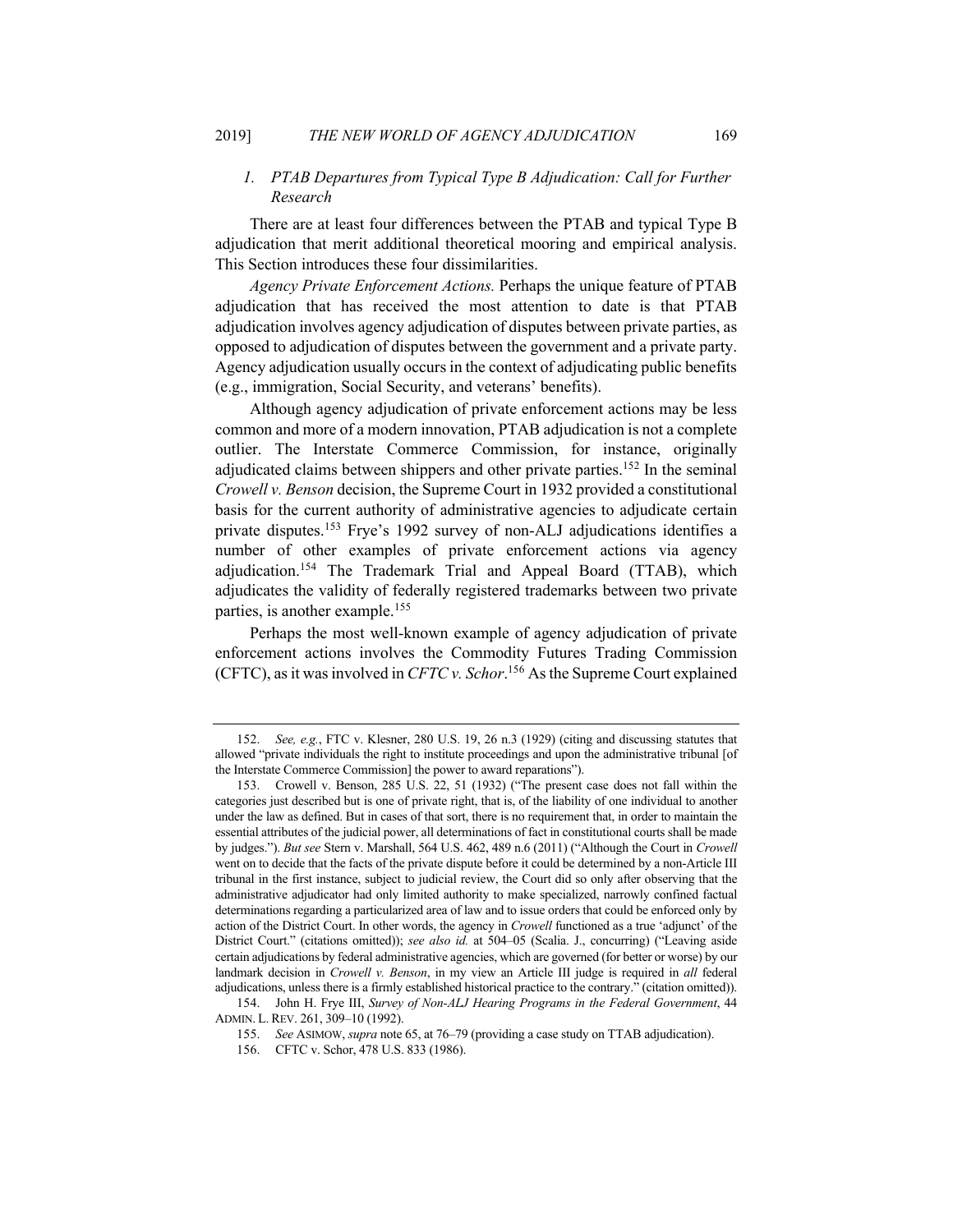### 1. *PTAB Departures from Typical Type B Adjudication: Call for Further Research*

There are at least four differences between the PTAB and typical Type B adjudication that merit additional theoretical mooring and empirical analysis. This Section introduces these four dissimilarities.

*Agency Private Enforcement Actions.* Perhaps the unique feature of PTAB adjudication that has received the most attention to date is that PTAB adjudication involves agency adjudication of disputes between private parties, as opposed to adjudication of disputes between the government and a private party. Agency adjudication usually occurs in the context of adjudicating public benefits (e.g., immigration, Social Security, and veterans' benefits).

Although agency adjudication of private enforcement actions may be less common and more of a modern innovation, PTAB adjudication is not a complete outlier. The Interstate Commerce Commission, for instance, originally adjudicated claims between shippers and other private parties.[152] In the seminal *Crowell v. Benson* decision, the Supreme Court in 1932 provided a constitutional basis for the current authority of administrative agencies to adjudicate certain private disputes.[153] Frye's 1992 survey of non-ALJ adjudications identifies a number of other examples of private enforcement actions via agency adjudication.[154] The Trademark Trial and Appeal Board (TTAB), which adjudicates the validity of federally registered trademarks between two private parties, is another example.[155]

Perhaps the most well-known example of agency adjudication of private enforcement actions involves the Commodity Futures Trading Commission (CFTC), as it was involved in *CFTC v. Schor*.[156] As the Supreme Court explained

---

152. *See, e.g.*, FTC v. Klesner, 280 U.S. 19, 26 n.3 (1929) (citing and discussing statutes that allowed "private individuals the right to institute proceedings and upon the administrative tribunal [of the Interstate Commerce Commission] the power to award reparations").

153. Crowell v. Benson, 285 U.S. 22, 51 (1932) ("The present case does not fall within the categories just described but is one of private right, that is, of the liability of one individual to another under the law as defined. But in cases of that sort, there is no requirement that, in order to maintain the essential attributes of the judicial power, all determinations of fact in constitutional courts shall be made by judges."). *But see* Stern v. Marshall, 564 U.S. 462, 489 n.6 (2011) ("Although the Court in *Crowell* went on to decide that the facts of the private dispute before it could be determined by a non-Article III tribunal in the first instance, subject to judicial review, the Court did so only after observing that the administrative adjudicator had only limited authority to make specialized, narrowly confined factual determinations regarding a particularized area of law and to issue orders that could be enforced only by action of the District Court. In other words, the agency in *Crowell* functioned as a true 'adjunct' of the District Court." (citations omitted)); *see also id.* at 504–05 (Scalia. J., concurring) ("Leaving aside certain adjudications by federal administrative agencies, which are governed (for better or worse) by our landmark decision in *Crowell v. Benson*, in my view an Article III judge is required in *all* federal adjudications, unless there is a firmly established historical practice to the contrary." (citation omitted)).

154. John H. Frye III, *Survey of Non-ALJ Hearing Programs in the Federal Government*, 44 ADMIN. L. REV. 261, 309–10 (1992).

155. *See* ASIMOW, *supra* note 65, at 76–79 (providing a case study on TTAB adjudication).

156. CFTC v. Schor, 478 U.S. 833 (1986).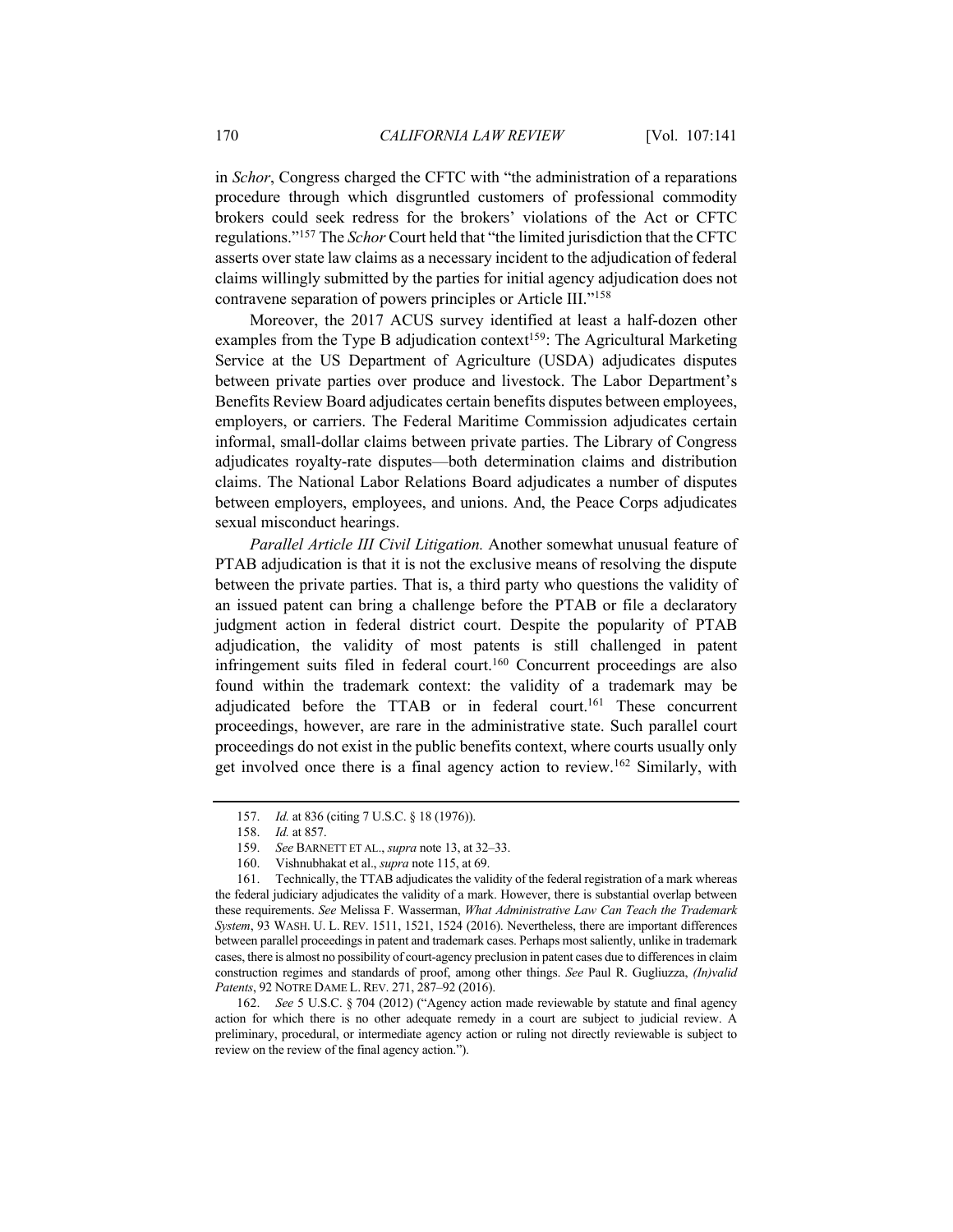in *Schor*, Congress charged the CFTC with "the administration of a reparations procedure through which disgruntled customers of professional commodity brokers could seek redress for the brokers' violations of the Act or CFTC regulations."[157] The *Schor* Court held that "the limited jurisdiction that the CFTC asserts over state law claims as a necessary incident to the adjudication of federal claims willingly submitted by the parties for initial agency adjudication does not contravene separation of powers principles or Article III."[158]

Moreover, the 2017 ACUS survey identified at least a half-dozen other examples from the Type B adjudication context[159]: The Agricultural Marketing Service at the US Department of Agriculture (USDA) adjudicates disputes between private parties over produce and livestock. The Labor Department's Benefits Review Board adjudicates certain benefits disputes between employees, employers, or carriers. The Federal Maritime Commission adjudicates certain informal, small-dollar claims between private parties. The Library of Congress adjudicates royalty-rate disputes—both determination claims and distribution claims. The National Labor Relations Board adjudicates a number of disputes between employers, employees, and unions. And, the Peace Corps adjudicates sexual misconduct hearings.

*Parallel Article III Civil Litigation.* Another somewhat unusual feature of PTAB adjudication is that it is not the exclusive means of resolving the dispute between the private parties. That is, a third party who questions the validity of an issued patent can bring a challenge before the PTAB or file a declaratory judgment action in federal district court. Despite the popularity of PTAB adjudication, the validity of most patents is still challenged in patent infringement suits filed in federal court.[160] Concurrent proceedings are also found within the trademark context: the validity of a trademark may be adjudicated before the TTAB or in federal court.[161] These concurrent proceedings, however, are rare in the administrative state. Such parallel court proceedings do not exist in the public benefits context, where courts usually only get involved once there is a final agency action to review.[162] Similarly, with

---

157. *Id.* at 836 (citing 7 U.S.C. § 18 (1976)).

158. *Id.* at 857.

159. *See* BARNETT ET AL., *supra* note 13, at 32–33.

160. Vishnubhakat et al., *supra* note 115, at 69.

161. Technically, the TTAB adjudicates the validity of the federal registration of a mark whereas the federal judiciary adjudicates the validity of a mark. However, there is substantial overlap between these requirements. *See* Melissa F. Wasserman, *What Administrative Law Can Teach the Trademark System*, 93 WASH. U. L. REV. 1511, 1521, 1524 (2016). Nevertheless, there are important differences between parallel proceedings in patent and trademark cases. Perhaps most saliently, unlike in trademark cases, there is almost no possibility of court-agency preclusion in patent cases due to differences in claim construction regimes and standards of proof, among other things. *See* Paul R. Gugliuzza, *(In)valid Patents*, 92 NOTRE DAME L. REV. 271, 287–92 (2016).

162. *See* 5 U.S.C. § 704 (2012) ("Agency action made reviewable by statute and final agency action for which there is no other adequate remedy in a court are subject to judicial review. A preliminary, procedural, or intermediate agency action or ruling not directly reviewable is subject to review on the review of the final agency action.").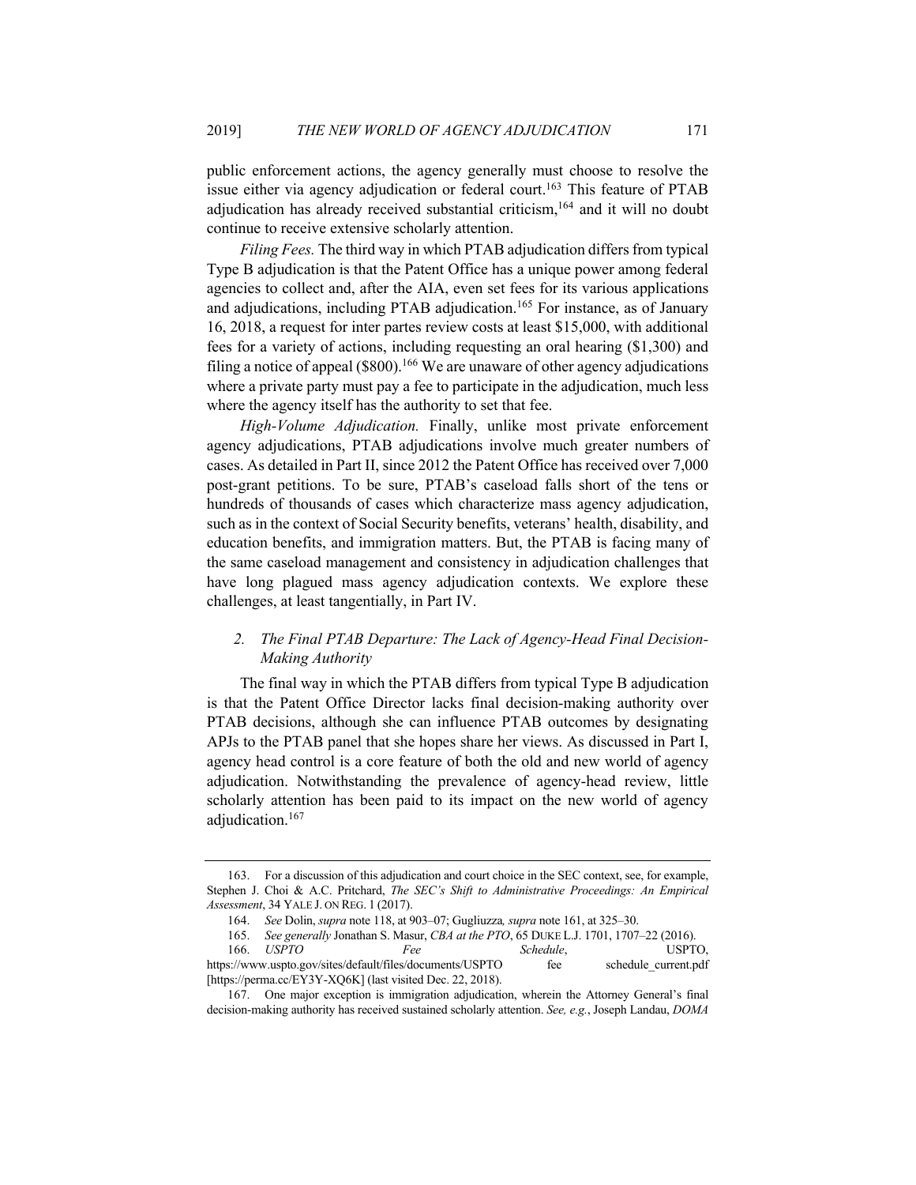public enforcement actions, the agency generally must choose to resolve the issue either via agency adjudication or federal court.[163] This feature of PTAB adjudication has already received substantial criticism,[164] and it will no doubt continue to receive extensive scholarly attention.

*Filing Fees.* The third way in which PTAB adjudication differs from typical Type B adjudication is that the Patent Office has a unique power among federal agencies to collect and, after the AIA, even set fees for its various applications and adjudications, including PTAB adjudication.[165] For instance, as of January 16, 2018, a request for inter partes review costs at least $15,000, with additional fees for a variety of actions, including requesting an oral hearing ($1,300) and filing a notice of appeal ($800).[166] We are unaware of other agency adjudications where a private party must pay a fee to participate in the adjudication, much less where the agency itself has the authority to set that fee.

*High-Volume Adjudication.* Finally, unlike most private enforcement agency adjudications, PTAB adjudications involve much greater numbers of cases. As detailed in Part II, since 2012 the Patent Office has received over 7,000 post-grant petitions. To be sure, PTAB's caseload falls short of the tens or hundreds of thousands of cases which characterize mass agency adjudication, such as in the context of Social Security benefits, veterans' health, disability, and education benefits, and immigration matters. But, the PTAB is facing many of the same caseload management and consistency in adjudication challenges that have long plagued mass agency adjudication contexts. We explore these challenges, at least tangentially, in Part IV.

### 2. *The Final PTAB Departure: The Lack of Agency-Head Final Decision-Making Authority*

The final way in which the PTAB differs from typical Type B adjudication is that the Patent Office Director lacks final decision-making authority over PTAB decisions, although she can influence PTAB outcomes by designating APJs to the PTAB panel that she hopes share her views. As discussed in Part I, agency head control is a core feature of both the old and new world of agency adjudication. Notwithstanding the prevalence of agency-head review, little scholarly attention has been paid to its impact on the new world of agency adjudication.[167]

---

163. For a discussion of this adjudication and court choice in the SEC context, see, for example, Stephen J. Choi & A.C. Pritchard, *The SEC's Shift to Administrative Proceedings: An Empirical Assessment*, 34 YALE J. ON REG. 1 (2017).

164. *See* Dolin, *supra* note 118, at 903–07; Gugliuzza*, supra* note 161, at 325–30.

165. *See generally* Jonathan S. Masur, *CBA at the PTO*, 65 DUKE L.J. 1701, 1707–22 (2016).

166. *USPTO Fee Schedule*, USPTO, https://www.uspto.gov/sites/default/files/documents/USPTO fee schedule_current.pdf [https://perma.cc/EY3Y-XQ6K] (last visited Dec. 22, 2018).

167. One major exception is immigration adjudication, wherein the Attorney General's final decision-making authority has received sustained scholarly attention. *See, e.g.*, Joseph Landau, *DOMA*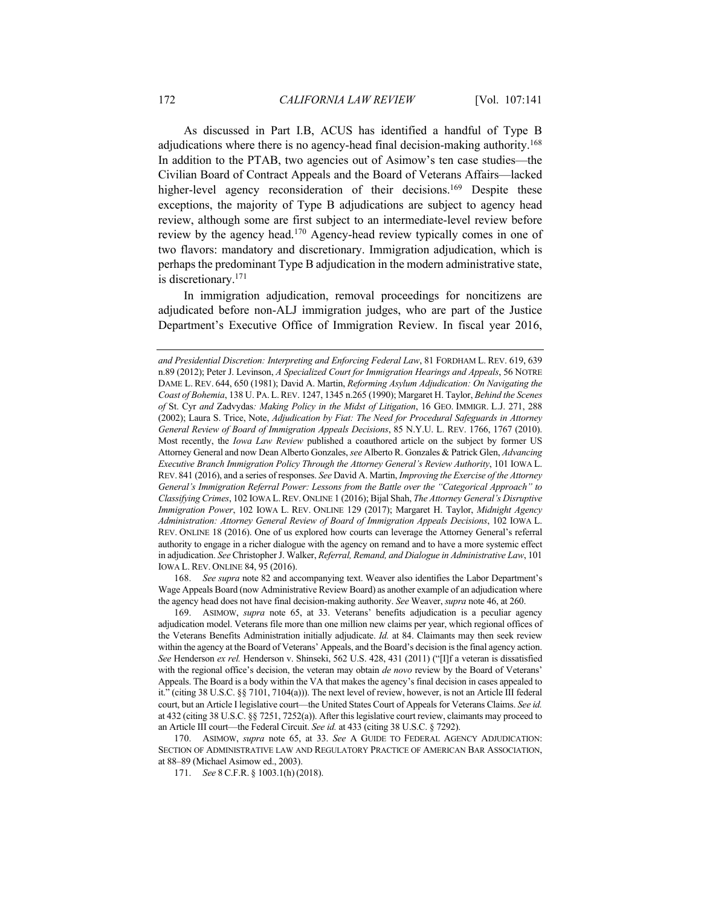As discussed in Part I.B, ACUS has identified a handful of Type B adjudications where there is no agency-head final decision-making authority.[168] In addition to the PTAB, two agencies out of Asimow's ten case studies—the Civilian Board of Contract Appeals and the Board of Veterans Affairs—lacked higher-level agency reconsideration of their decisions.[169] Despite these exceptions, the majority of Type B adjudications are subject to agency head review, although some are first subject to an intermediate-level review before review by the agency head.[170] Agency-head review typically comes in one of two flavors: mandatory and discretionary. Immigration adjudication, which is perhaps the predominant Type B adjudication in the modern administrative state, is discretionary.[171]

In immigration adjudication, removal proceedings for noncitizens are adjudicated before non-ALJ immigration judges, who are part of the Justice Department's Executive Office of Immigration Review. In fiscal year 2016,

---

*and Presidential Discretion: Interpreting and Enforcing Federal Law*, 81 FORDHAM L. REV. 619, 639 n.89 (2012); Peter J. Levinson, *A Specialized Court for Immigration Hearings and Appeals*, 56 NOTRE DAME L. REV. 644, 650 (1981); David A. Martin, *Reforming Asylum Adjudication: On Navigating the Coast of Bohemia*, 138 U. PA. L. REV. 1247, 1345 n.265 (1990); Margaret H. Taylor, *Behind the Scenes of* St. Cyr *and* Zadvydas*: Making Policy in the Midst of Litigation*, 16 GEO. IMMIGR. L.J. 271, 288 (2002); Laura S. Trice, Note, *Adjudication by Fiat: The Need for Procedural Safeguards in Attorney General Review of Board of Immigration Appeals Decisions*, 85 N.Y.U. L. REV. 1766, 1767 (2010). Most recently, the *Iowa Law Review* published a coauthored article on the subject by former US Attorney General and now Dean Alberto Gonzales, *see* Alberto R. Gonzales & Patrick Glen, *Advancing Executive Branch Immigration Policy Through the Attorney General's Review Authority*, 101 IOWA L. REV. 841 (2016), and a series of responses. *See* David A. Martin, *Improving the Exercise of the Attorney General's Immigration Referral Power: Lessons from the Battle over the "Categorical Approach" to Classifying Crimes*, 102 IOWA L. REV. ONLINE 1 (2016); Bijal Shah, *The Attorney General's Disruptive Immigration Power*, 102 IOWA L. REV. ONLINE 129 (2017); Margaret H. Taylor, *Midnight Agency Administration: Attorney General Review of Board of Immigration Appeals Decisions*, 102 IOWA L. REV. ONLINE 18 (2016). One of us explored how courts can leverage the Attorney General's referral authority to engage in a richer dialogue with the agency on remand and to have a more systemic effect in adjudication. *See* Christopher J. Walker, *Referral, Remand, and Dialogue in Administrative Law*, 101 IOWA L. REV. ONLINE 84, 95 (2016).

168. *See supra* note 82 and accompanying text. Weaver also identifies the Labor Department's Wage Appeals Board (now Administrative Review Board) as another example of an adjudication where the agency head does not have final decision-making authority. *See* Weaver, *supra* note 46, at 260.

169. ASIMOW, *supra* note 65, at 33. Veterans' benefits adjudication is a peculiar agency adjudication model. Veterans file more than one million new claims per year, which regional offices of the Veterans Benefits Administration initially adjudicate. *Id.* at 84. Claimants may then seek review within the agency at the Board of Veterans' Appeals, and the Board's decision is the final agency action. *See* Henderson *ex rel.* Henderson v. Shinseki, 562 U.S. 428, 431 (2011) ("[I]f a veteran is dissatisfied with the regional office's decision, the veteran may obtain *de novo* review by the Board of Veterans' Appeals. The Board is a body within the VA that makes the agency's final decision in cases appealed to it." (citing 38 U.S.C. §§ 7101, 7104(a))). The next level of review, however, is not an Article III federal court, but an Article I legislative court—the United States Court of Appeals for Veterans Claims. *See id.* at 432 (citing 38 U.S.C. §§ 7251, 7252(a)). After this legislative court review, claimants may proceed to an Article III court—the Federal Circuit. *See id.* at 433 (citing 38 U.S.C. § 7292).

170. ASIMOW, *supra* note 65, at 33. *See* A GUIDE TO FEDERAL AGENCY ADJUDICATION: SECTION OF ADMINISTRATIVE LAW AND REGULATORY PRACTICE OF AMERICAN BAR ASSOCIATION, at 88–89 (Michael Asimow ed., 2003).

171. *See* 8 C.F.R. § 1003.1(h) (2018).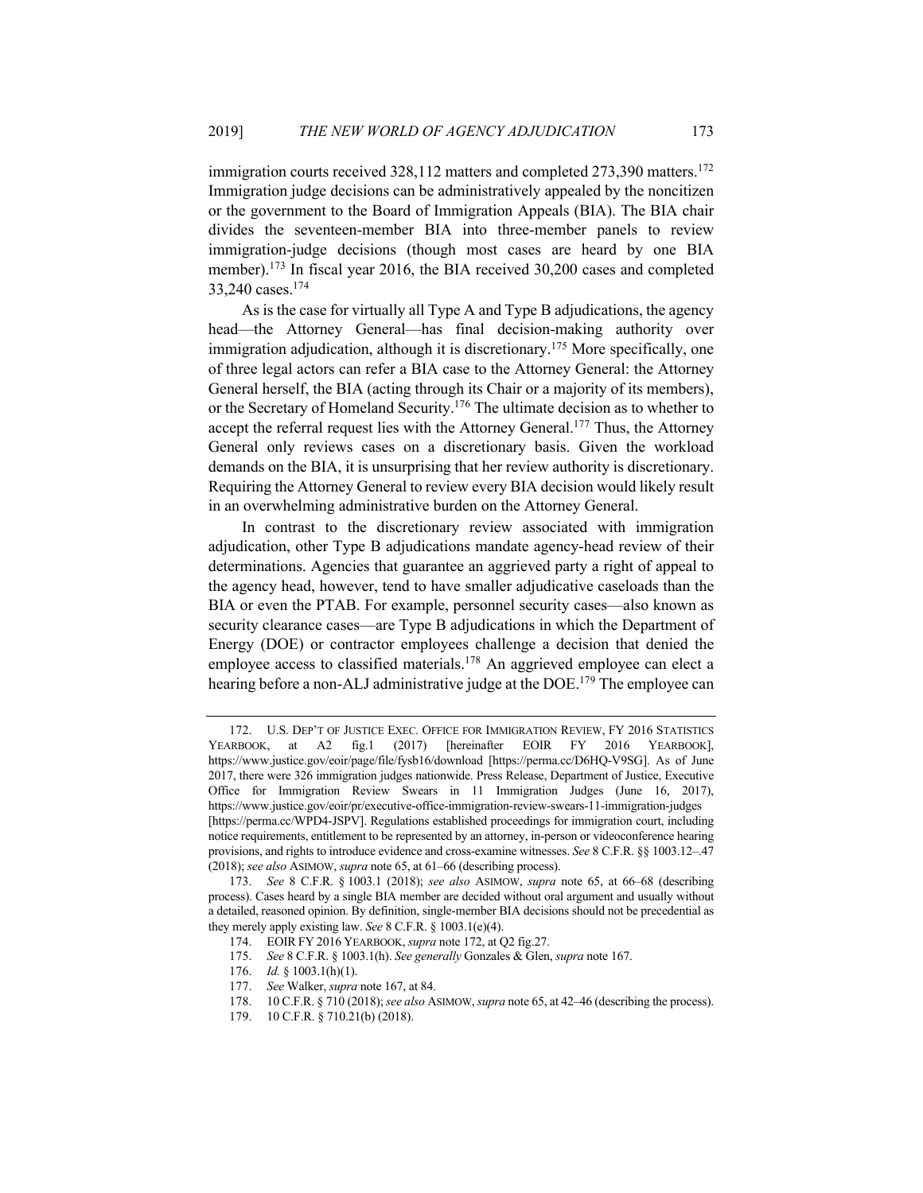immigration courts received 328,112 matters and completed 273,390 matters.[172] Immigration judge decisions can be administratively appealed by the noncitizen or the government to the Board of Immigration Appeals (BIA). The BIA chair divides the seventeen-member BIA into three-member panels to review immigration-judge decisions (though most cases are heard by one BIA member).[173] In fiscal year 2016, the BIA received 30,200 cases and completed 33,240 cases.[174]

As is the case for virtually all Type A and Type B adjudications, the agency head—the Attorney General—has final decision-making authority over immigration adjudication, although it is discretionary.[175] More specifically, one of three legal actors can refer a BIA case to the Attorney General: the Attorney General herself, the BIA (acting through its Chair or a majority of its members), or the Secretary of Homeland Security.[176] The ultimate decision as to whether to accept the referral request lies with the Attorney General.[177] Thus, the Attorney General only reviews cases on a discretionary basis. Given the workload demands on the BIA, it is unsurprising that her review authority is discretionary. Requiring the Attorney General to review every BIA decision would likely result in an overwhelming administrative burden on the Attorney General.

In contrast to the discretionary review associated with immigration adjudication, other Type B adjudications mandate agency-head review of their determinations. Agencies that guarantee an aggrieved party a right of appeal to the agency head, however, tend to have smaller adjudicative caseloads than the BIA or even the PTAB. For example, personnel security cases—also known as security clearance cases—are Type B adjudications in which the Department of Energy (DOE) or contractor employees challenge a decision that denied the employee access to classified materials.[178] An aggrieved employee can elect a hearing before a non-ALJ administrative judge at the DOE.[179] The employee can

---

172. U.S. DEP'T OF JUSTICE EXEC. OFFICE FOR IMMIGRATION REVIEW, FY 2016 STATISTICS YEARBOOK, at A2 fig.1 (2017) [hereinafter EOIR FY 2016 YEARBOOK], https://www.justice.gov/eoir/page/file/fysb16/download [https://perma.cc/D6HQ-V9SG]. As of June 2017, there were 326 immigration judges nationwide. Press Release, Department of Justice, Executive Office for Immigration Review Swears in 11 Immigration Judges (June 16, 2017), https://www.justice.gov/eoir/pr/executive-office-immigration-review-swears-11-immigration-judges [https://perma.cc/WPD4-JSPV]. Regulations established proceedings for immigration court, including notice requirements, entitlement to be represented by an attorney, in-person or videoconference hearing provisions, and rights to introduce evidence and cross-examine witnesses. *See* 8 C.F.R. §§ 1003.12–.47 (2018); *see also* ASIMOW, *supra* note 65, at 61–66 (describing process).

173. *See* 8 C.F.R. § 1003.1 (2018); *see also* ASIMOW, *supra* note 65, at 66–68 (describing process). Cases heard by a single BIA member are decided without oral argument and usually without a detailed, reasoned opinion. By definition, single-member BIA decisions should not be precedential as they merely apply existing law. *See* 8 C.F.R. § 1003.1(e)(4).

174. EOIR FY 2016 YEARBOOK, *supra* note 172, at Q2 fig.27.

175. *See* 8 C.F.R. § 1003.1(h). *See generally* Gonzales & Glen, *supra* note 167.

176. *Id.* § 1003.1(h)(1).

177. *See* Walker, *supra* note 167, at 84.

178. 10 C.F.R. § 710 (2018); *see also* ASIMOW, *supra* note 65, at 42–46 (describing the process).

179. 10 C.F.R. § 710.21(b) (2018).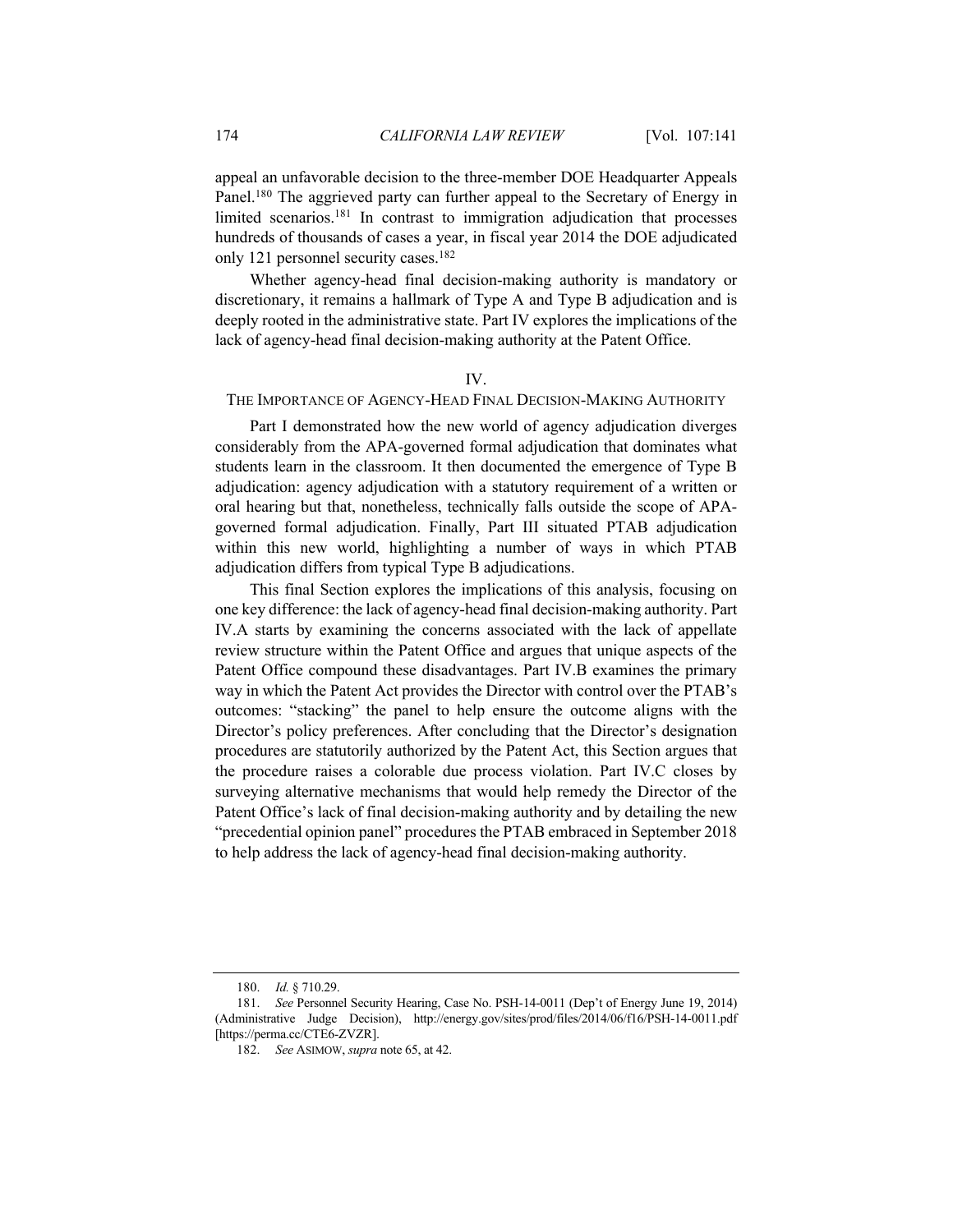appeal an unfavorable decision to the three-member DOE Headquarter Appeals Panel.[180] The aggrieved party can further appeal to the Secretary of Energy in limited scenarios.[181] In contrast to immigration adjudication that processes hundreds of thousands of cases a year, in fiscal year 2014 the DOE adjudicated only 121 personnel security cases.[182]

Whether agency-head final decision-making authority is mandatory or discretionary, it remains a hallmark of Type A and Type B adjudication and is deeply rooted in the administrative state. Part IV explores the implications of the lack of agency-head final decision-making authority at the Patent Office.

## IV.
## THE IMPORTANCE OF AGENCY-HEAD FINAL DECISION-MAKING AUTHORITY

Part I demonstrated how the new world of agency adjudication diverges considerably from the APA-governed formal adjudication that dominates what students learn in the classroom. It then documented the emergence of Type B adjudication: agency adjudication with a statutory requirement of a written or oral hearing but that, nonetheless, technically falls outside the scope of APA-governed formal adjudication. Finally, Part III situated PTAB adjudication within this new world, highlighting a number of ways in which PTAB adjudication differs from typical Type B adjudications.

This final Section explores the implications of this analysis, focusing on one key difference: the lack of agency-head final decision-making authority. Part IV.A starts by examining the concerns associated with the lack of appellate review structure within the Patent Office and argues that unique aspects of the Patent Office compound these disadvantages. Part IV.B examines the primary way in which the Patent Act provides the Director with control over the PTAB's outcomes: "stacking" the panel to help ensure the outcome aligns with the Director's policy preferences. After concluding that the Director's designation procedures are statutorily authorized by the Patent Act, this Section argues that the procedure raises a colorable due process violation. Part IV.C closes by surveying alternative mechanisms that would help remedy the Director of the Patent Office's lack of final decision-making authority and by detailing the new "precedential opinion panel" procedures the PTAB embraced in September 2018 to help address the lack of agency-head final decision-making authority.

---

180. *Id.* § 710.29.

181. *See* Personnel Security Hearing, Case No. PSH-14-0011 (Dep't of Energy June 19, 2014) (Administrative Judge Decision), http://energy.gov/sites/prod/files/2014/06/f16/PSH-14-0011.pdf [https://perma.cc/CTE6-ZVZR].

182. *See* ASIMOW, *supra* note 65, at 42.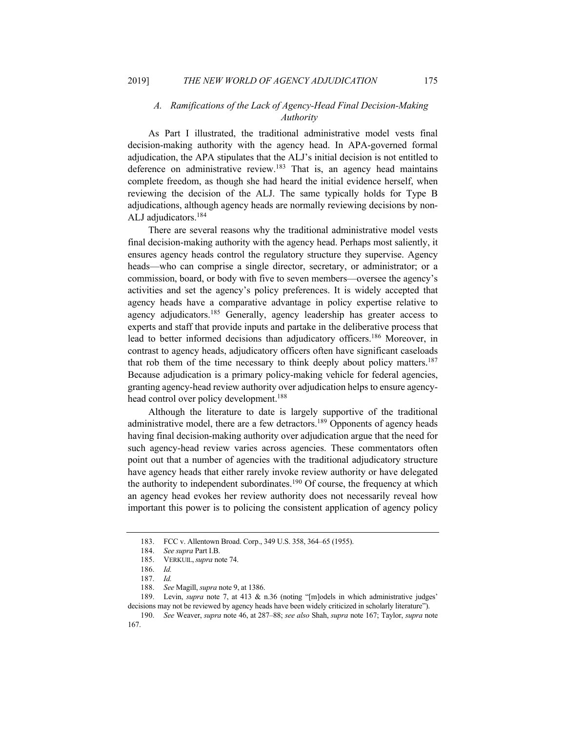### A. Ramifications of the Lack of Agency-Head Final Decision-Making Authority

As Part I illustrated, the traditional administrative model vests final decision-making authority with the agency head. In APA-governed formal adjudication, the APA stipulates that the ALJ's initial decision is not entitled to deference on administrative review.[183] That is, an agency head maintains complete freedom, as though she had heard the initial evidence herself, when reviewing the decision of the ALJ. The same typically holds for Type B adjudications, although agency heads are normally reviewing decisions by non-ALJ adjudicators.[184]

There are several reasons why the traditional administrative model vests final decision-making authority with the agency head. Perhaps most saliently, it ensures agency heads control the regulatory structure they supervise. Agency heads—who can comprise a single director, secretary, or administrator; or a commission, board, or body with five to seven members—oversee the agency's activities and set the agency's policy preferences. It is widely accepted that agency heads have a comparative advantage in policy expertise relative to agency adjudicators.[185] Generally, agency leadership has greater access to experts and staff that provide inputs and partake in the deliberative process that lead to better informed decisions than adjudicatory officers.[186] Moreover, in contrast to agency heads, adjudicatory officers often have significant caseloads that rob them of the time necessary to think deeply about policy matters.[187] Because adjudication is a primary policy-making vehicle for federal agencies, granting agency-head review authority over adjudication helps to ensure agency-head control over policy development.[188]

Although the literature to date is largely supportive of the traditional administrative model, there are a few detractors.[189] Opponents of agency heads having final decision-making authority over adjudication argue that the need for such agency-head review varies across agencies. These commentators often point out that a number of agencies with the traditional adjudicatory structure have agency heads that either rarely invoke review authority or have delegated the authority to independent subordinates.[190] Of course, the frequency at which an agency head evokes her review authority does not necessarily reveal how important this power is to policing the consistent application of agency policy

---

183. FCC v. Allentown Broad. Corp., 349 U.S. 358, 364–65 (1955).

184. *See supra* Part I.B.

185. VERKUIL, *supra* note 74.

186. *Id.*

187. *Id.*

188. *See* Magill, *supra* note 9, at 1386.

189. Levin, *supra* note 7, at 413 & n.36 (noting "[m]odels in which administrative judges' decisions may not be reviewed by agency heads have been widely criticized in scholarly literature").

190. *See* Weaver, *supra* note 46, at 287–88; *see also* Shah, *supra* note 167; Taylor, *supra* note 167.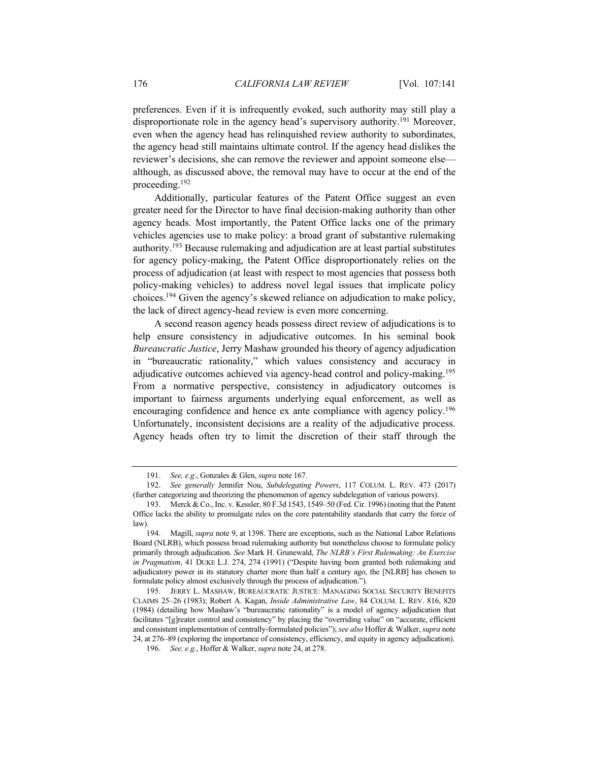preferences. Even if it is infrequently evoked, such authority may still play a disproportionate role in the agency head's supervisory authority.[191] Moreover, even when the agency head has relinquished review authority to subordinates, the agency head still maintains ultimate control. If the agency head dislikes the reviewer's decisions, she can remove the reviewer and appoint someone else—although, as discussed above, the removal may have to occur at the end of the proceeding.[192]

Additionally, particular features of the Patent Office suggest an even greater need for the Director to have final decision-making authority than other agency heads. Most importantly, the Patent Office lacks one of the primary vehicles agencies use to make policy: a broad grant of substantive rulemaking authority.[193] Because rulemaking and adjudication are at least partial substitutes for agency policy-making, the Patent Office disproportionately relies on the process of adjudication (at least with respect to most agencies that possess both policy-making vehicles) to address novel legal issues that implicate policy choices.[194] Given the agency's skewed reliance on adjudication to make policy, the lack of direct agency-head review is even more concerning.

A second reason agency heads possess direct review of adjudications is to help ensure consistency in adjudicative outcomes. In his seminal book *Bureaucratic Justice*, Jerry Mashaw grounded his theory of agency adjudication in "bureaucratic rationality," which values consistency and accuracy in adjudicative outcomes achieved via agency-head control and policy-making.[195] From a normative perspective, consistency in adjudicatory outcomes is important to fairness arguments underlying equal enforcement, as well as encouraging confidence and hence ex ante compliance with agency policy.[196] Unfortunately, inconsistent decisions are a reality of the adjudicative process. Agency heads often try to limit the discretion of their staff through the

---

191. *See, e.g.*, Gonzales & Glen, *supra* note 167.

192. *See generally* Jennifer Nou, *Subdelegating Powers*, 117 COLUM. L. REV. 473 (2017) (further categorizing and theorizing the phenomenon of agency subdelegation of various powers).

193. Merck & Co., Inc. v. Kessler, 80 F.3d 1543, 1549–50 (Fed. Cir. 1996) (noting that the Patent Office lacks the ability to promulgate rules on the core patentability standards that carry the force of law).

194. Magill, *supra* note 9, at 1398. There are exceptions, such as the National Labor Relations Board (NLRB), which possess broad rulemaking authority but nonetheless choose to formulate policy primarily through adjudication. *See* Mark H. Grunewald, *The NLRB's First Rulemaking: An Exercise in Pragmatism*, 41 DUKE L.J. 274, 274 (1991) ("Despite having been granted both rulemaking and adjudicatory power in its statutory charter more than half a century ago, the [NLRB] has chosen to formulate policy almost exclusively through the process of adjudication.").

195. JERRY L. MASHAW, BUREAUCRATIC JUSTICE: MANAGING SOCIAL SECURITY BENEFITS CLAIMS 25–26 (1983); Robert A. Kagan, *Inside Administrative Law*, 84 COLUM. L. REV. 816, 820 (1984) (detailing how Mashaw's "bureaucratic rationality" is a model of agency adjudication that facilitates "[g]reater control and consistency" by placing the "overriding value" on "accurate, efficient and consistent implementation of centrally-formulated policies"); *see also* Hoffer & Walker, *supra* note 24, at 276–89 (exploring the importance of consistency, efficiency, and equity in agency adjudication).

196. *See, e.g.*, Hoffer & Walker, *supra* note 24, at 278.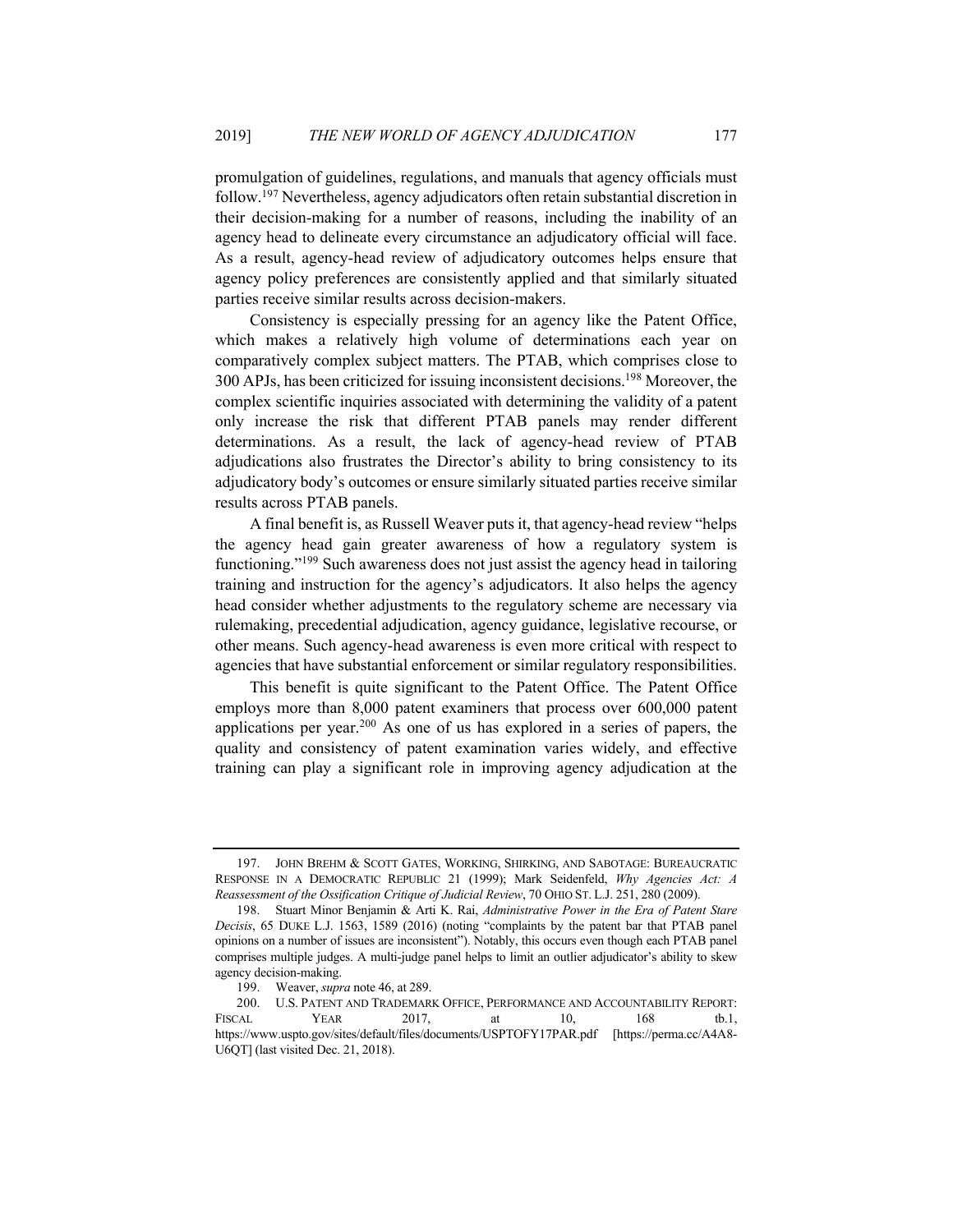promulgation of guidelines, regulations, and manuals that agency officials must follow.[197] Nevertheless, agency adjudicators often retain substantial discretion in their decision-making for a number of reasons, including the inability of an agency head to delineate every circumstance an adjudicatory official will face. As a result, agency-head review of adjudicatory outcomes helps ensure that agency policy preferences are consistently applied and that similarly situated parties receive similar results across decision-makers.

Consistency is especially pressing for an agency like the Patent Office, which makes a relatively high volume of determinations each year on comparatively complex subject matters. The PTAB, which comprises close to 300 APJs, has been criticized for issuing inconsistent decisions.[198] Moreover, the complex scientific inquiries associated with determining the validity of a patent only increase the risk that different PTAB panels may render different determinations. As a result, the lack of agency-head review of PTAB adjudications also frustrates the Director's ability to bring consistency to its adjudicatory body's outcomes or ensure similarly situated parties receive similar results across PTAB panels.

A final benefit is, as Russell Weaver puts it, that agency-head review "helps the agency head gain greater awareness of how a regulatory system is functioning."[199] Such awareness does not just assist the agency head in tailoring training and instruction for the agency's adjudicators. It also helps the agency head consider whether adjustments to the regulatory scheme are necessary via rulemaking, precedential adjudication, agency guidance, legislative recourse, or other means. Such agency-head awareness is even more critical with respect to agencies that have substantial enforcement or similar regulatory responsibilities.

This benefit is quite significant to the Patent Office. The Patent Office employs more than 8,000 patent examiners that process over 600,000 patent applications per year.[200] As one of us has explored in a series of papers, the quality and consistency of patent examination varies widely, and effective training can play a significant role in improving agency adjudication at the

---

197. JOHN BREHM & SCOTT GATES, WORKING, SHIRKING, AND SABOTAGE: BUREAUCRATIC RESPONSE IN A DEMOCRATIC REPUBLIC 21 (1999); Mark Seidenfeld, *Why Agencies Act: A Reassessment of the Ossification Critique of Judicial Review*, 70 OHIO ST. L.J. 251, 280 (2009).

198. Stuart Minor Benjamin & Arti K. Rai, *Administrative Power in the Era of Patent Stare Decisis*, 65 DUKE L.J. 1563, 1589 (2016) (noting "complaints by the patent bar that PTAB panel opinions on a number of issues are inconsistent"). Notably, this occurs even though each PTAB panel comprises multiple judges. A multi-judge panel helps to limit an outlier adjudicator's ability to skew agency decision-making.

199. Weaver, *supra* note 46, at 289.

200. U.S. PATENT AND TRADEMARK OFFICE, PERFORMANCE AND ACCOUNTABILITY REPORT: FISCAL YEAR 2017, at 10, 168 tb.1, https://www.uspto.gov/sites/default/files/documents/USPTOFY17PAR.pdf [https://perma.cc/A4A8-U6QT] (last visited Dec. 21, 2018).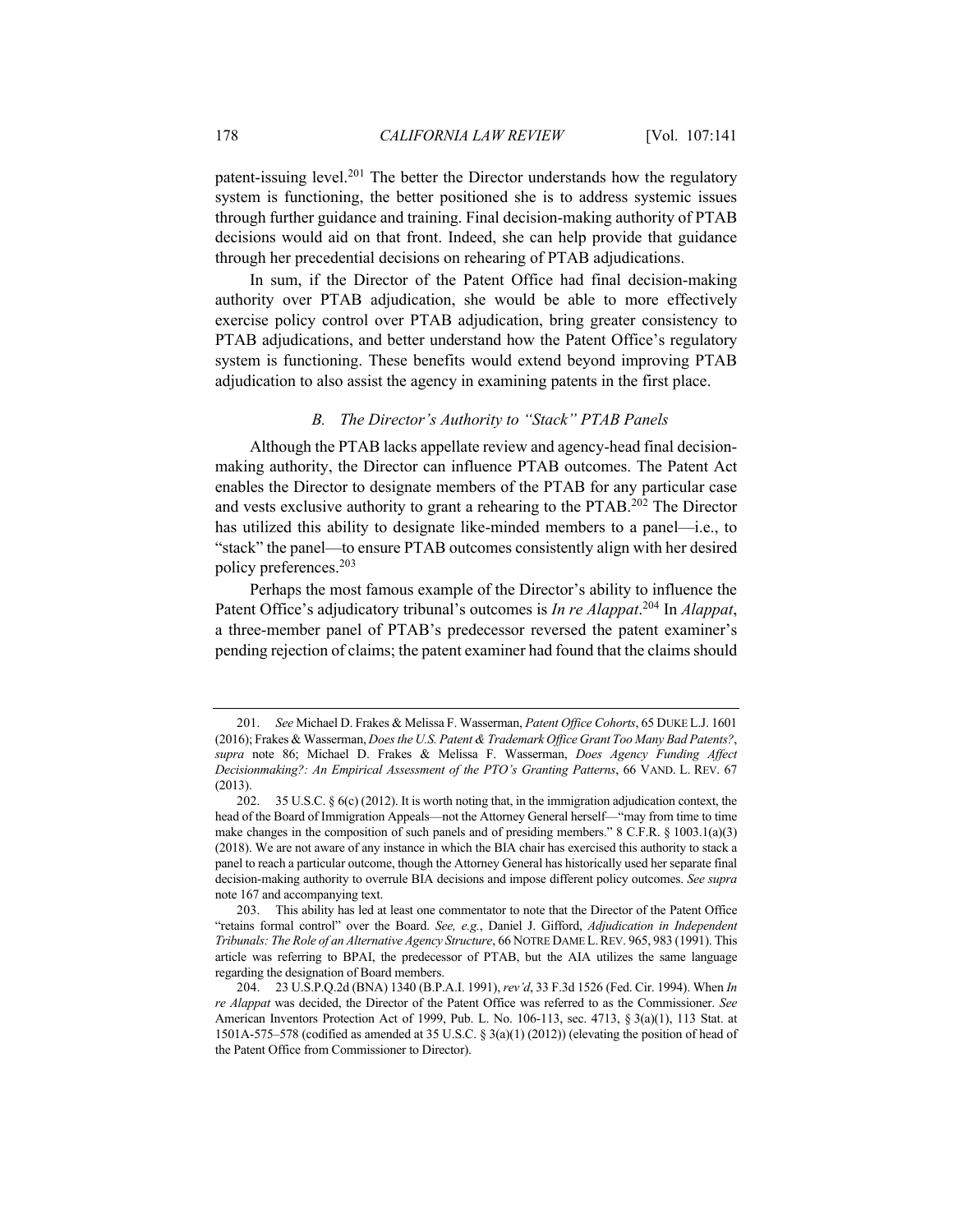patent-issuing level.[201] The better the Director understands how the regulatory system is functioning, the better positioned she is to address systemic issues through further guidance and training. Final decision-making authority of PTAB decisions would aid on that front. Indeed, she can help provide that guidance through her precedential decisions on rehearing of PTAB adjudications.

In sum, if the Director of the Patent Office had final decision-making authority over PTAB adjudication, she would be able to more effectively exercise policy control over PTAB adjudication, bring greater consistency to PTAB adjudications, and better understand how the Patent Office's regulatory system is functioning. These benefits would extend beyond improving PTAB adjudication to also assist the agency in examining patents in the first place.

### *B. The Director's Authority to "Stack" PTAB Panels*

Although the PTAB lacks appellate review and agency-head final decision-making authority, the Director can influence PTAB outcomes. The Patent Act enables the Director to designate members of the PTAB for any particular case and vests exclusive authority to grant a rehearing to the PTAB.[202] The Director has utilized this ability to designate like-minded members to a panel—i.e., to "stack" the panel—to ensure PTAB outcomes consistently align with her desired policy preferences.[203]

Perhaps the most famous example of the Director's ability to influence the Patent Office's adjudicatory tribunal's outcomes is *In re Alappat*.[204] In *Alappat*, a three-member panel of PTAB's predecessor reversed the patent examiner's pending rejection of claims; the patent examiner had found that the claims should

---

201. *See* Michael D. Frakes & Melissa F. Wasserman, *Patent Office Cohorts*, 65 DUKE L.J. 1601 (2016); Frakes & Wasserman, *Does the U.S. Patent & Trademark Office Grant Too Many Bad Patents?*, *supra* note 86; Michael D. Frakes & Melissa F. Wasserman, *Does Agency Funding Affect Decisionmaking?: An Empirical Assessment of the PTO's Granting Patterns*, 66 VAND. L. REV. 67 (2013).

202. 35 U.S.C. § 6(c) (2012). It is worth noting that, in the immigration adjudication context, the head of the Board of Immigration Appeals—not the Attorney General herself—"may from time to time make changes in the composition of such panels and of presiding members." 8 C.F.R. § 1003.1(a)(3) (2018). We are not aware of any instance in which the BIA chair has exercised this authority to stack a panel to reach a particular outcome, though the Attorney General has historically used her separate final decision-making authority to overrule BIA decisions and impose different policy outcomes. *See supra* note 167 and accompanying text.

203. This ability has led at least one commentator to note that the Director of the Patent Office "retains formal control" over the Board. *See, e.g.*, Daniel J. Gifford, *Adjudication in Independent Tribunals: The Role of an Alternative Agency Structure*, 66 NOTRE DAME L. REV. 965, 983 (1991). This article was referring to BPAI, the predecessor of PTAB, but the AIA utilizes the same language regarding the designation of Board members.

204. 23 U.S.P.Q.2d (BNA) 1340 (B.P.A.I. 1991), *rev'd*, 33 F.3d 1526 (Fed. Cir. 1994). When *In re Alappat* was decided, the Director of the Patent Office was referred to as the Commissioner. *See* American Inventors Protection Act of 1999, Pub. L. No. 106-113, sec. 4713, § 3(a)(1), 113 Stat. at 1501A-575–578 (codified as amended at 35 U.S.C. § 3(a)(1) (2012)) (elevating the position of head of the Patent Office from Commissioner to Director).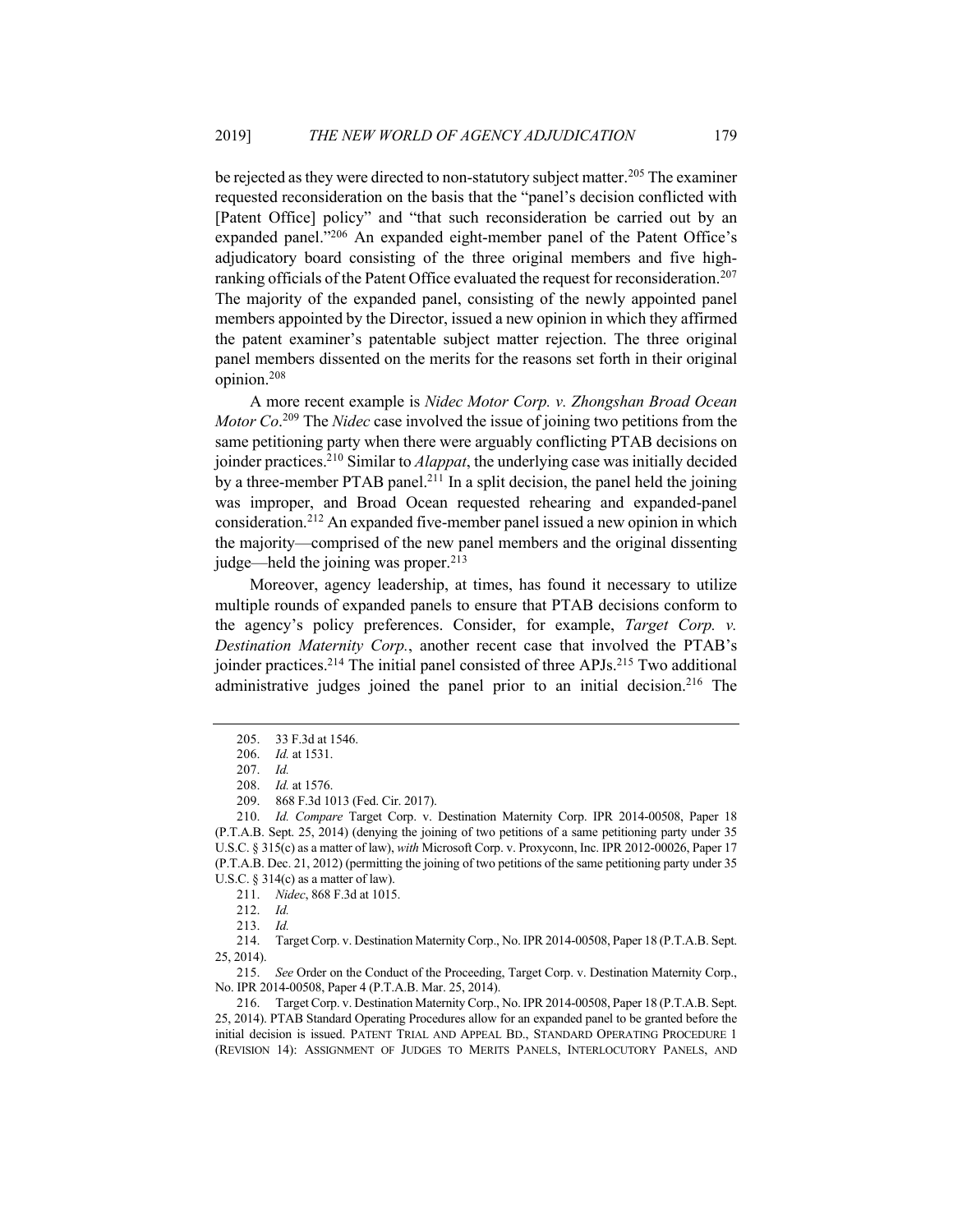be rejected as they were directed to non-statutory subject matter.[205] The examiner requested reconsideration on the basis that the "panel's decision conflicted with [Patent Office] policy" and "that such reconsideration be carried out by an expanded panel."[206] An expanded eight-member panel of the Patent Office's adjudicatory board consisting of the three original members and five high-ranking officials of the Patent Office evaluated the request for reconsideration.[207] The majority of the expanded panel, consisting of the newly appointed panel members appointed by the Director, issued a new opinion in which they affirmed the patent examiner's patentable subject matter rejection. The three original panel members dissented on the merits for the reasons set forth in their original opinion.[208]

A more recent example is *Nidec Motor Corp. v. Zhongshan Broad Ocean Motor Co*.[209] The *Nidec* case involved the issue of joining two petitions from the same petitioning party when there were arguably conflicting PTAB decisions on joinder practices.[210] Similar to *Alappat*, the underlying case was initially decided by a three-member PTAB panel.[211] In a split decision, the panel held the joining was improper, and Broad Ocean requested rehearing and expanded-panel consideration.[212] An expanded five-member panel issued a new opinion in which the majority—comprised of the new panel members and the original dissenting judge—held the joining was proper.[213]

Moreover, agency leadership, at times, has found it necessary to utilize multiple rounds of expanded panels to ensure that PTAB decisions conform to the agency's policy preferences. Consider, for example, *Target Corp. v. Destination Maternity Corp.*, another recent case that involved the PTAB's joinder practices.[214] The initial panel consisted of three APJs.[215] Two additional administrative judges joined the panel prior to an initial decision.[216] The

---

205. 33 F.3d at 1546.

206. *Id.* at 1531.

207. *Id.*

208. *Id.* at 1576.

209. 868 F.3d 1013 (Fed. Cir. 2017).

210. *Id. Compare* Target Corp. v. Destination Maternity Corp. IPR 2014-00508, Paper 18 (P.T.A.B. Sept. 25, 2014) (denying the joining of two petitions of a same petitioning party under 35 U.S.C. § 315(c) as a matter of law), *with* Microsoft Corp. v. Proxyconn, Inc. IPR 2012-00026, Paper 17 (P.T.A.B. Dec. 21, 2012) (permitting the joining of two petitions of the same petitioning party under 35 U.S.C. § 314(c) as a matter of law).

211. *Nidec*, 868 F.3d at 1015.

212. *Id.*

213. *Id.*

214. Target Corp. v. Destination Maternity Corp., No. IPR 2014-00508, Paper 18 (P.T.A.B. Sept. 25, 2014).

215. *See* Order on the Conduct of the Proceeding, Target Corp. v. Destination Maternity Corp., No. IPR 2014-00508, Paper 4 (P.T.A.B. Mar. 25, 2014).

216. Target Corp. v. Destination Maternity Corp., No. IPR 2014-00508, Paper 18 (P.T.A.B. Sept. 25, 2014). PTAB Standard Operating Procedures allow for an expanded panel to be granted before the initial decision is issued. PATENT TRIAL AND APPEAL BD., STANDARD OPERATING PROCEDURE 1 (REVISION 14): ASSIGNMENT OF JUDGES TO MERITS PANELS, INTERLOCUTORY PANELS, AND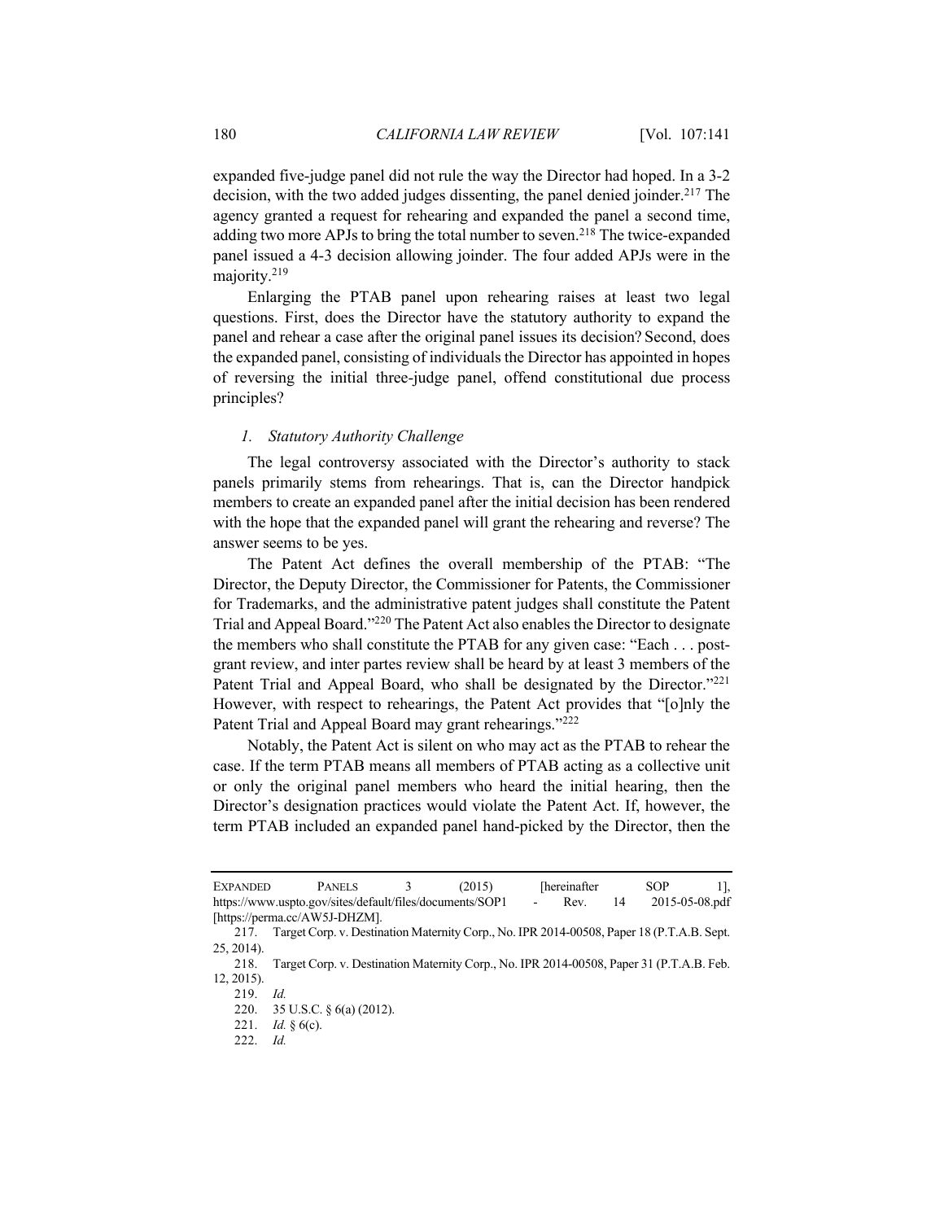expanded five-judge panel did not rule the way the Director had hoped. In a 3-2 decision, with the two added judges dissenting, the panel denied joinder.[217] The agency granted a request for rehearing and expanded the panel a second time, adding two more APJs to bring the total number to seven.[218] The twice-expanded panel issued a 4-3 decision allowing joinder. The four added APJs were in the majority.[219]

Enlarging the PTAB panel upon rehearing raises at least two legal questions. First, does the Director have the statutory authority to expand the panel and rehear a case after the original panel issues its decision? Second, does the expanded panel, consisting of individuals the Director has appointed in hopes of reversing the initial three-judge panel, offend constitutional due process principles?

### *1. Statutory Authority Challenge*

The legal controversy associated with the Director's authority to stack panels primarily stems from rehearings. That is, can the Director handpick members to create an expanded panel after the initial decision has been rendered with the hope that the expanded panel will grant the rehearing and reverse? The answer seems to be yes.

The Patent Act defines the overall membership of the PTAB: "The Director, the Deputy Director, the Commissioner for Patents, the Commissioner for Trademarks, and the administrative patent judges shall constitute the Patent Trial and Appeal Board."[220] The Patent Act also enables the Director to designate the members who shall constitute the PTAB for any given case: "Each . . . post-grant review, and inter partes review shall be heard by at least 3 members of the Patent Trial and Appeal Board, who shall be designated by the Director."[221] However, with respect to rehearings, the Patent Act provides that "[o]nly the Patent Trial and Appeal Board may grant rehearings."[222]

Notably, the Patent Act is silent on who may act as the PTAB to rehear the case. If the term PTAB means all members of PTAB acting as a collective unit or only the original panel members who heard the initial hearing, then the Director's designation practices would violate the Patent Act. If, however, the term PTAB included an expanded panel hand-picked by the Director, then the

---

EXPANDED PANELS 3 (2015) [hereinafter SOP 1], https://www.uspto.gov/sites/default/files/documents/SOP1 - Rev. 14 2015-05-08.pdf [https://perma.cc/AW5J-DHZM].

217. Target Corp. v. Destination Maternity Corp., No. IPR 2014-00508, Paper 18 (P.T.A.B. Sept. 25, 2014).

218. Target Corp. v. Destination Maternity Corp., No. IPR 2014-00508, Paper 31 (P.T.A.B. Feb. 12, 2015).

219. *Id.*

220. 35 U.S.C. § 6(a) (2012).

221. *Id.* § 6(c).

222. *Id.*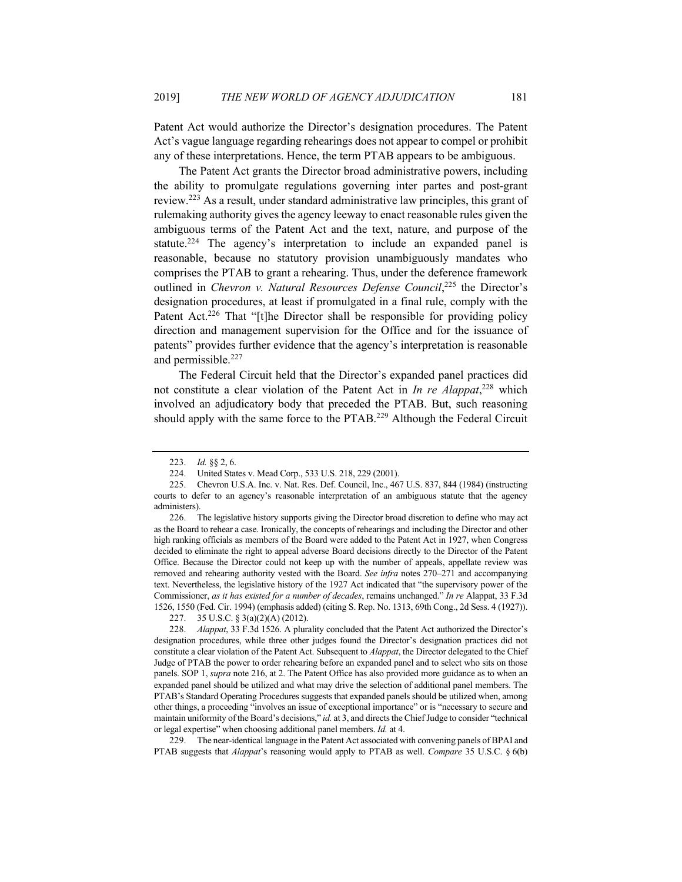Patent Act would authorize the Director's designation procedures. The Patent Act's vague language regarding rehearings does not appear to compel or prohibit any of these interpretations. Hence, the term PTAB appears to be ambiguous.

The Patent Act grants the Director broad administrative powers, including the ability to promulgate regulations governing inter partes and post-grant review.[223] As a result, under standard administrative law principles, this grant of rulemaking authority gives the agency leeway to enact reasonable rules given the ambiguous terms of the Patent Act and the text, nature, and purpose of the statute.[224] The agency's interpretation to include an expanded panel is reasonable, because no statutory provision unambiguously mandates who comprises the PTAB to grant a rehearing. Thus, under the deference framework outlined in *Chevron v. Natural Resources Defense Council*,[225] the Director's designation procedures, at least if promulgated in a final rule, comply with the Patent Act.[226] That "[t]he Director shall be responsible for providing policy direction and management supervision for the Office and for the issuance of patents" provides further evidence that the agency's interpretation is reasonable and permissible.[227]

The Federal Circuit held that the Director's expanded panel practices did not constitute a clear violation of the Patent Act in *In re Alappat*,[228] which involved an adjudicatory body that preceded the PTAB. But, such reasoning should apply with the same force to the PTAB.[229] Although the Federal Circuit

---

223. *Id.* §§ 2, 6.

224. United States v. Mead Corp., 533 U.S. 218, 229 (2001).

225. Chevron U.S.A. Inc. v. Nat. Res. Def. Council, Inc., 467 U.S. 837, 844 (1984) (instructing courts to defer to an agency's reasonable interpretation of an ambiguous statute that the agency administers).

226. The legislative history supports giving the Director broad discretion to define who may act as the Board to rehear a case. Ironically, the concepts of rehearings and including the Director and other high ranking officials as members of the Board were added to the Patent Act in 1927, when Congress decided to eliminate the right to appeal adverse Board decisions directly to the Director of the Patent Office. Because the Director could not keep up with the number of appeals, appellate review was removed and rehearing authority vested with the Board. *See infra* notes 270–271 and accompanying text. Nevertheless, the legislative history of the 1927 Act indicated that "the supervisory power of the Commissioner, *as it has existed for a number of decades*, remains unchanged." *In re* Alappat, 33 F.3d 1526, 1550 (Fed. Cir. 1994) (emphasis added) (citing S. Rep. No. 1313, 69th Cong., 2d Sess. 4 (1927)).

227. 35 U.S.C. § 3(a)(2)(A) (2012).

228. *Alappat*, 33 F.3d 1526. A plurality concluded that the Patent Act authorized the Director's designation procedures, while three other judges found the Director's designation practices did not constitute a clear violation of the Patent Act. Subsequent to *Alappat*, the Director delegated to the Chief Judge of PTAB the power to order rehearing before an expanded panel and to select who sits on those panels. SOP 1, *supra* note 216, at 2. The Patent Office has also provided more guidance as to when an expanded panel should be utilized and what may drive the selection of additional panel members. The PTAB's Standard Operating Procedures suggests that expanded panels should be utilized when, among other things, a proceeding "involves an issue of exceptional importance" or is "necessary to secure and maintain uniformity of the Board's decisions," *id.* at 3, and directs the Chief Judge to consider "technical or legal expertise" when choosing additional panel members. *Id.* at 4.

229. The near-identical language in the Patent Act associated with convening panels of BPAI and PTAB suggests that *Alappat*'s reasoning would apply to PTAB as well. *Compare* 35 U.S.C. § 6(b)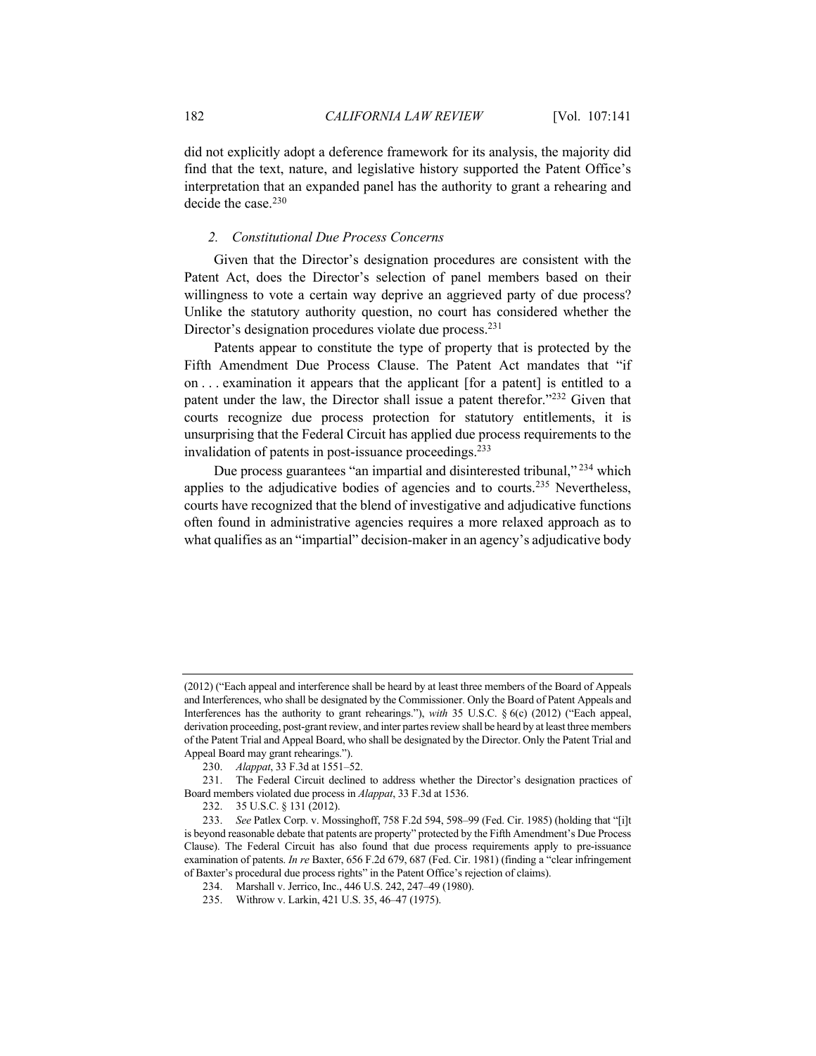did not explicitly adopt a deference framework for its analysis, the majority did find that the text, nature, and legislative history supported the Patent Office's interpretation that an expanded panel has the authority to grant a rehearing and decide the case.[230]

### *2. Constitutional Due Process Concerns*

Given that the Director's designation procedures are consistent with the Patent Act, does the Director's selection of panel members based on their willingness to vote a certain way deprive an aggrieved party of due process? Unlike the statutory authority question, no court has considered whether the Director's designation procedures violate due process.[231]

Patents appear to constitute the type of property that is protected by the Fifth Amendment Due Process Clause. The Patent Act mandates that "if on . . . examination it appears that the applicant [for a patent] is entitled to a patent under the law, the Director shall issue a patent therefor."[232] Given that courts recognize due process protection for statutory entitlements, it is unsurprising that the Federal Circuit has applied due process requirements to the invalidation of patents in post-issuance proceedings.[233]

Due process guarantees "an impartial and disinterested tribunal,"[234] which applies to the adjudicative bodies of agencies and to courts.[235] Nevertheless, courts have recognized that the blend of investigative and adjudicative functions often found in administrative agencies requires a more relaxed approach as to what qualifies as an "impartial" decision-maker in an agency's adjudicative body

---

(2012) ("Each appeal and interference shall be heard by at least three members of the Board of Appeals and Interferences, who shall be designated by the Commissioner. Only the Board of Patent Appeals and Interferences has the authority to grant rehearings."), *with* 35 U.S.C. § 6(c) (2012) ("Each appeal, derivation proceeding, post-grant review, and inter partes review shall be heard by at least three members of the Patent Trial and Appeal Board, who shall be designated by the Director. Only the Patent Trial and Appeal Board may grant rehearings.").

230. *Alappat*, 33 F.3d at 1551–52.

231. The Federal Circuit declined to address whether the Director's designation practices of Board members violated due process in *Alappat*, 33 F.3d at 1536.

232. 35 U.S.C. § 131 (2012).

233. *See* Patlex Corp. v. Mossinghoff, 758 F.2d 594, 598–99 (Fed. Cir. 1985) (holding that "[i]t is beyond reasonable debate that patents are property" protected by the Fifth Amendment's Due Process Clause). The Federal Circuit has also found that due process requirements apply to pre-issuance examination of patents. *In re* Baxter, 656 F.2d 679, 687 (Fed. Cir. 1981) (finding a "clear infringement of Baxter's procedural due process rights" in the Patent Office's rejection of claims).

234. Marshall v. Jerrico, Inc., 446 U.S. 242, 247–49 (1980).

235. Withrow v. Larkin, 421 U.S. 35, 46–47 (1975).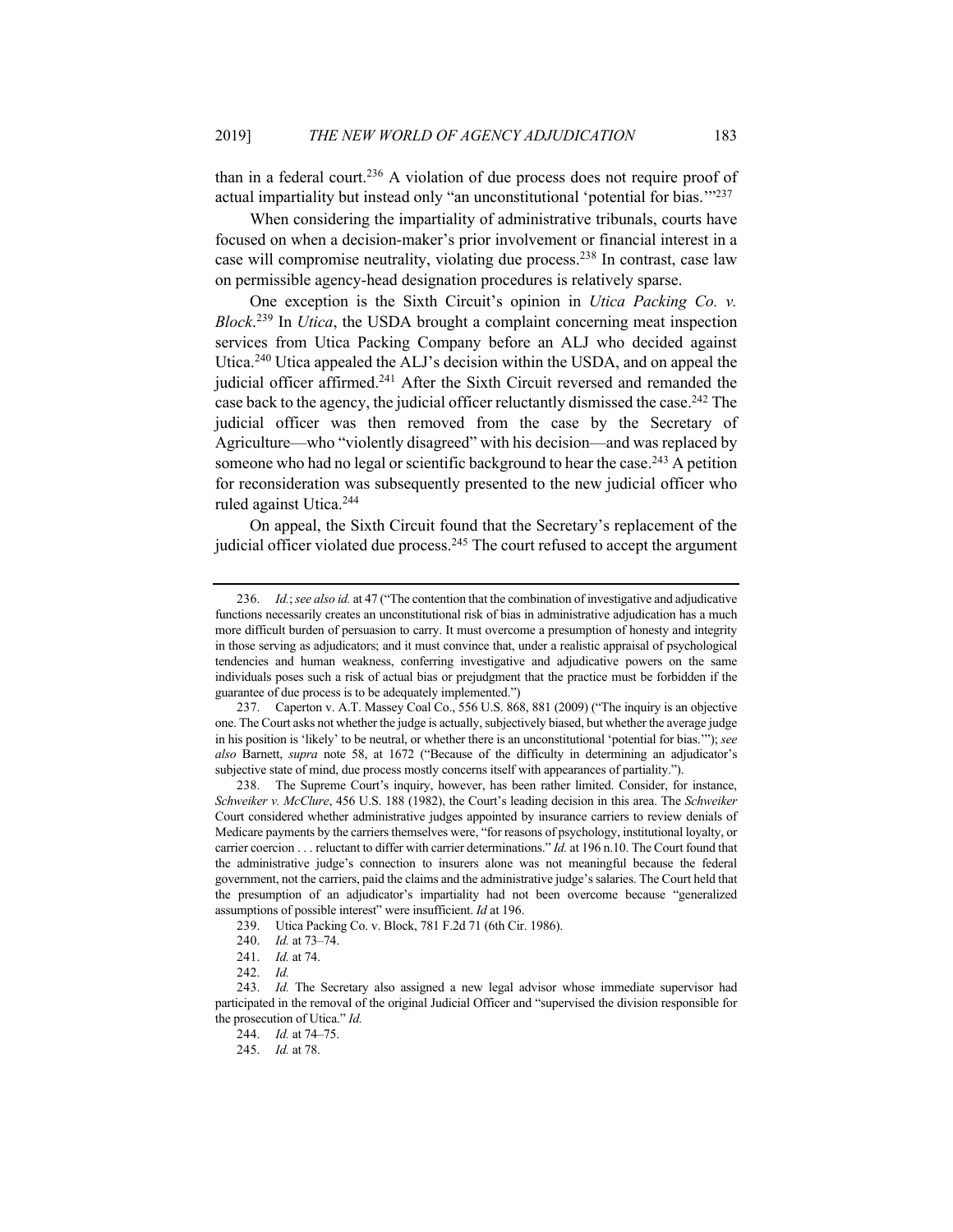than in a federal court.[236] A violation of due process does not require proof of actual impartiality but instead only "an unconstitutional 'potential for bias.'"[237]

When considering the impartiality of administrative tribunals, courts have focused on when a decision-maker's prior involvement or financial interest in a case will compromise neutrality, violating due process.[238] In contrast, case law on permissible agency-head designation procedures is relatively sparse.

One exception is the Sixth Circuit's opinion in *Utica Packing Co. v. Block*.[239] In *Utica*, the USDA brought a complaint concerning meat inspection services from Utica Packing Company before an ALJ who decided against Utica.[240] Utica appealed the ALJ's decision within the USDA, and on appeal the judicial officer affirmed.[241] After the Sixth Circuit reversed and remanded the case back to the agency, the judicial officer reluctantly dismissed the case.[242] The judicial officer was then removed from the case by the Secretary of Agriculture—who "violently disagreed" with his decision—and was replaced by someone who had no legal or scientific background to hear the case.[243] A petition for reconsideration was subsequently presented to the new judicial officer who ruled against Utica.[244]

On appeal, the Sixth Circuit found that the Secretary's replacement of the judicial officer violated due process.[245] The court refused to accept the argument

---

236. *Id.*; *see also id.* at 47 ("The contention that the combination of investigative and adjudicative functions necessarily creates an unconstitutional risk of bias in administrative adjudication has a much more difficult burden of persuasion to carry. It must overcome a presumption of honesty and integrity in those serving as adjudicators; and it must convince that, under a realistic appraisal of psychological tendencies and human weakness, conferring investigative and adjudicative powers on the same individuals poses such a risk of actual bias or prejudgment that the practice must be forbidden if the guarantee of due process is to be adequately implemented.")

237. Caperton v. A.T. Massey Coal Co., 556 U.S. 868, 881 (2009) ("The inquiry is an objective one. The Court asks not whether the judge is actually, subjectively biased, but whether the average judge in his position is 'likely' to be neutral, or whether there is an unconstitutional 'potential for bias.'"); *see also* Barnett, *supra* note 58, at 1672 ("Because of the difficulty in determining an adjudicator's subjective state of mind, due process mostly concerns itself with appearances of partiality.").

238. The Supreme Court's inquiry, however, has been rather limited. Consider, for instance, *Schweiker v. McClure*, 456 U.S. 188 (1982), the Court's leading decision in this area. The *Schweiker* Court considered whether administrative judges appointed by insurance carriers to review denials of Medicare payments by the carriers themselves were, "for reasons of psychology, institutional loyalty, or carrier coercion . . . reluctant to differ with carrier determinations." *Id.* at 196 n.10. The Court found that the administrative judge's connection to insurers alone was not meaningful because the federal government, not the carriers, paid the claims and the administrative judge's salaries. The Court held that the presumption of an adjudicator's impartiality had not been overcome because "generalized assumptions of possible interest" were insufficient. *Id* at 196.

239. Utica Packing Co. v. Block, 781 F.2d 71 (6th Cir. 1986).

240. *Id.* at 73–74.

241. *Id.* at 74.

242. *Id.*

243. *Id.* The Secretary also assigned a new legal advisor whose immediate supervisor had participated in the removal of the original Judicial Officer and "supervised the division responsible for the prosecution of Utica." *Id.*

244. *Id.* at 74–75.

245. *Id.* at 78.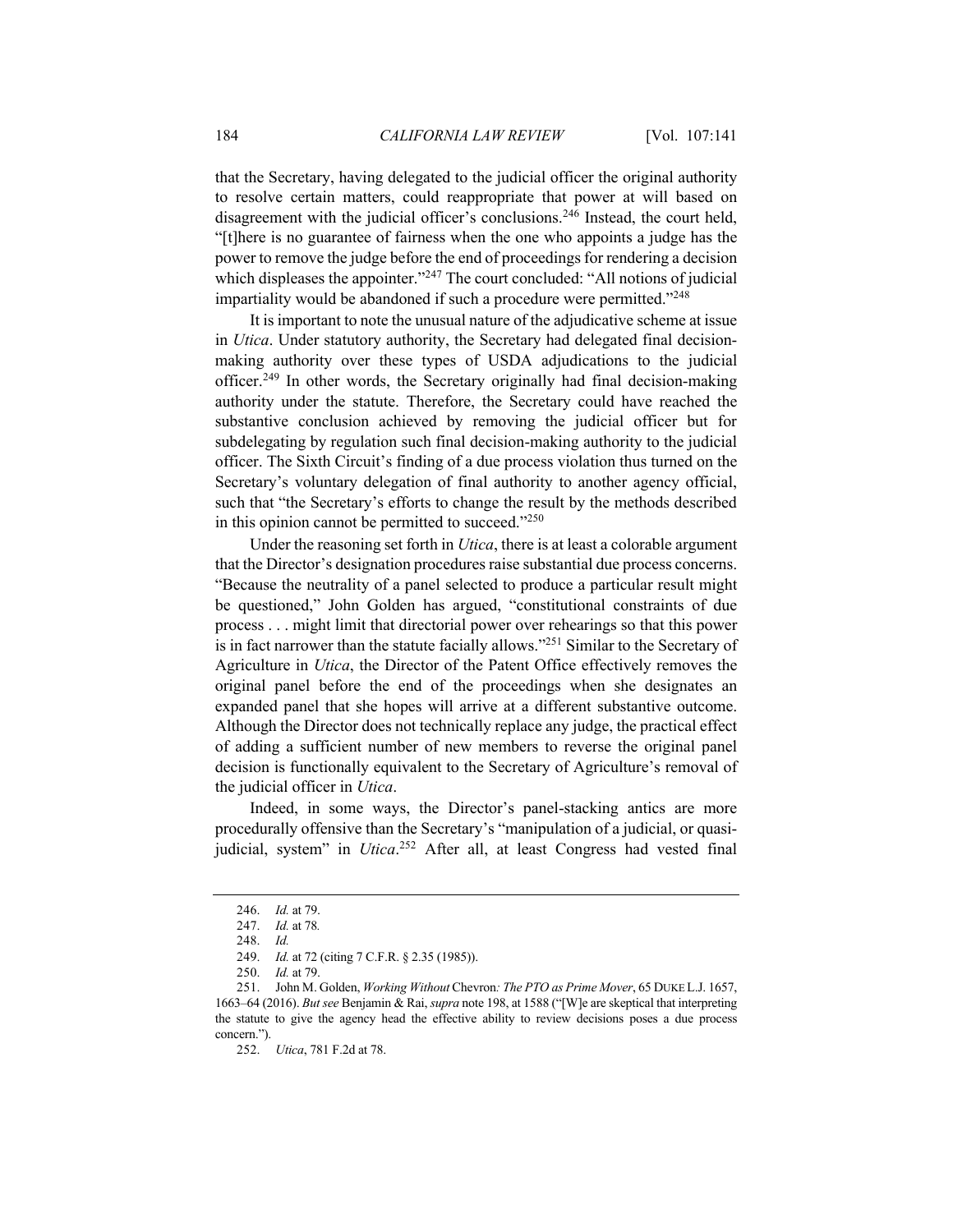that the Secretary, having delegated to the judicial officer the original authority to resolve certain matters, could reappropriate that power at will based on disagreement with the judicial officer's conclusions.[246] Instead, the court held, "[t]here is no guarantee of fairness when the one who appoints a judge has the power to remove the judge before the end of proceedings for rendering a decision which displeases the appointer."[247] The court concluded: "All notions of judicial impartiality would be abandoned if such a procedure were permitted."[248]

It is important to note the unusual nature of the adjudicative scheme at issue in *Utica*. Under statutory authority, the Secretary had delegated final decision-making authority over these types of USDA adjudications to the judicial officer.[249] In other words, the Secretary originally had final decision-making authority under the statute. Therefore, the Secretary could have reached the substantive conclusion achieved by removing the judicial officer but for subdelegating by regulation such final decision-making authority to the judicial officer. The Sixth Circuit's finding of a due process violation thus turned on the Secretary's voluntary delegation of final authority to another agency official, such that "the Secretary's efforts to change the result by the methods described in this opinion cannot be permitted to succeed."[250]

Under the reasoning set forth in *Utica*, there is at least a colorable argument that the Director's designation procedures raise substantial due process concerns. "Because the neutrality of a panel selected to produce a particular result might be questioned," John Golden has argued, "constitutional constraints of due process . . . might limit that directorial power over rehearings so that this power is in fact narrower than the statute facially allows."[251] Similar to the Secretary of Agriculture in *Utica*, the Director of the Patent Office effectively removes the original panel before the end of the proceedings when she designates an expanded panel that she hopes will arrive at a different substantive outcome. Although the Director does not technically replace any judge, the practical effect of adding a sufficient number of new members to reverse the original panel decision is functionally equivalent to the Secretary of Agriculture's removal of the judicial officer in *Utica*.

Indeed, in some ways, the Director's panel-stacking antics are more procedurally offensive than the Secretary's "manipulation of a judicial, or quasi-judicial, system" in *Utica*.[252] After all, at least Congress had vested final

---

246. *Id.* at 79.

247. *Id.* at 78.

248. *Id.*

249. *Id.* at 72 (citing 7 C.F.R. § 2.35 (1985)).

250. *Id.* at 79.

251. John M. Golden, *Working Without* Chevron*: The PTO as Prime Mover*, 65 DUKE L.J. 1657, 1663–64 (2016). *But see* Benjamin & Rai, *supra* note 198, at 1588 ("[W]e are skeptical that interpreting the statute to give the agency head the effective ability to review decisions poses a due process concern.").

252. *Utica*, 781 F.2d at 78.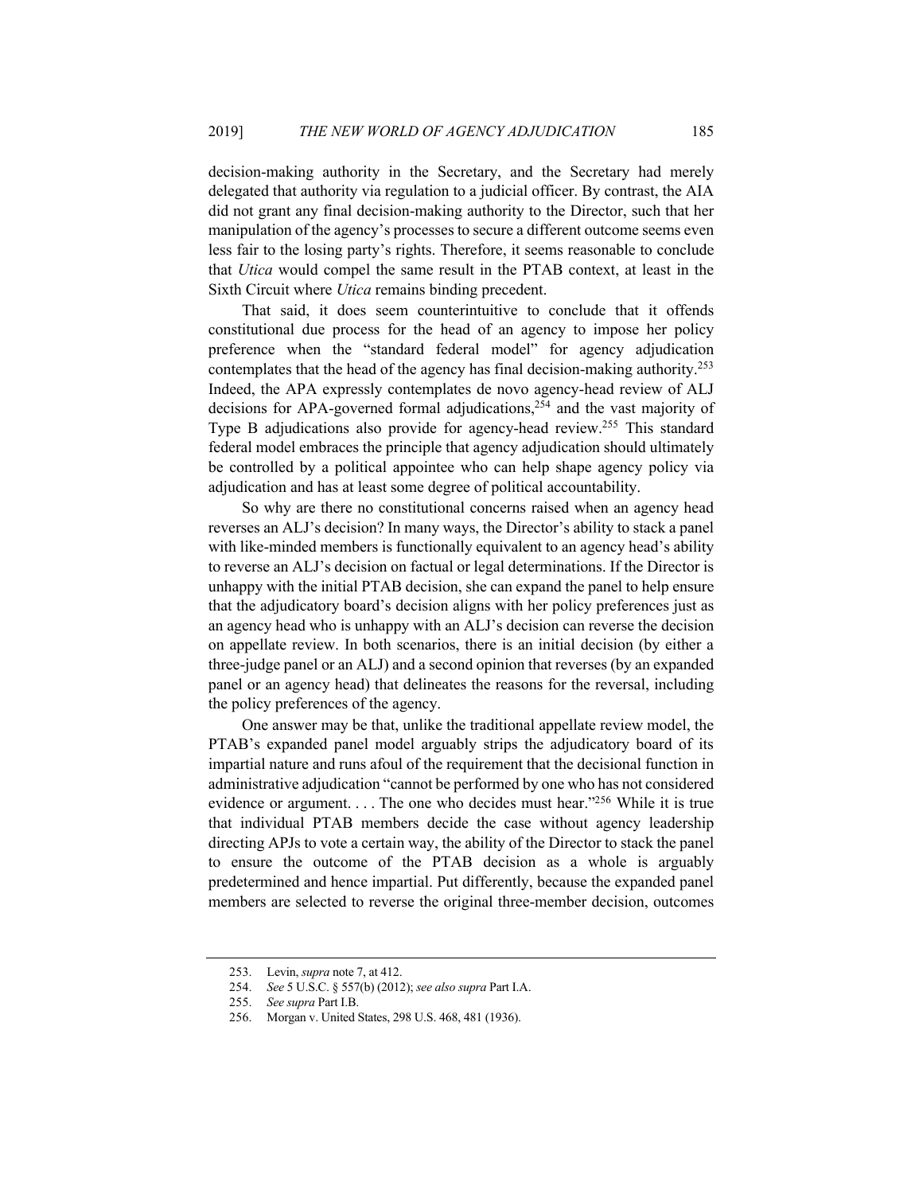decision-making authority in the Secretary, and the Secretary had merely delegated that authority via regulation to a judicial officer. By contrast, the AIA did not grant any final decision-making authority to the Director, such that her manipulation of the agency's processes to secure a different outcome seems even less fair to the losing party's rights. Therefore, it seems reasonable to conclude that *Utica* would compel the same result in the PTAB context, at least in the Sixth Circuit where *Utica* remains binding precedent.

That said, it does seem counterintuitive to conclude that it offends constitutional due process for the head of an agency to impose her policy preference when the "standard federal model" for agency adjudication contemplates that the head of the agency has final decision-making authority.[253] Indeed, the APA expressly contemplates de novo agency-head review of ALJ decisions for APA-governed formal adjudications,[254] and the vast majority of Type B adjudications also provide for agency-head review.[255] This standard federal model embraces the principle that agency adjudication should ultimately be controlled by a political appointee who can help shape agency policy via adjudication and has at least some degree of political accountability.

So why are there no constitutional concerns raised when an agency head reverses an ALJ's decision? In many ways, the Director's ability to stack a panel with like-minded members is functionally equivalent to an agency head's ability to reverse an ALJ's decision on factual or legal determinations. If the Director is unhappy with the initial PTAB decision, she can expand the panel to help ensure that the adjudicatory board's decision aligns with her policy preferences just as an agency head who is unhappy with an ALJ's decision can reverse the decision on appellate review. In both scenarios, there is an initial decision (by either a three-judge panel or an ALJ) and a second opinion that reverses (by an expanded panel or an agency head) that delineates the reasons for the reversal, including the policy preferences of the agency.

One answer may be that, unlike the traditional appellate review model, the PTAB's expanded panel model arguably strips the adjudicatory board of its impartial nature and runs afoul of the requirement that the decisional function in administrative adjudication "cannot be performed by one who has not considered evidence or argument. . . . The one who decides must hear."[256] While it is true that individual PTAB members decide the case without agency leadership directing APJs to vote a certain way, the ability of the Director to stack the panel to ensure the outcome of the PTAB decision as a whole is arguably predetermined and hence impartial. Put differently, because the expanded panel members are selected to reverse the original three-member decision, outcomes

253. Levin, *supra* note 7, at 412.

254. *See* 5 U.S.C. § 557(b) (2012); *see also supra* Part I.A.

255. *See supra* Part I.B.

256. Morgan v. United States, 298 U.S. 468, 481 (1936).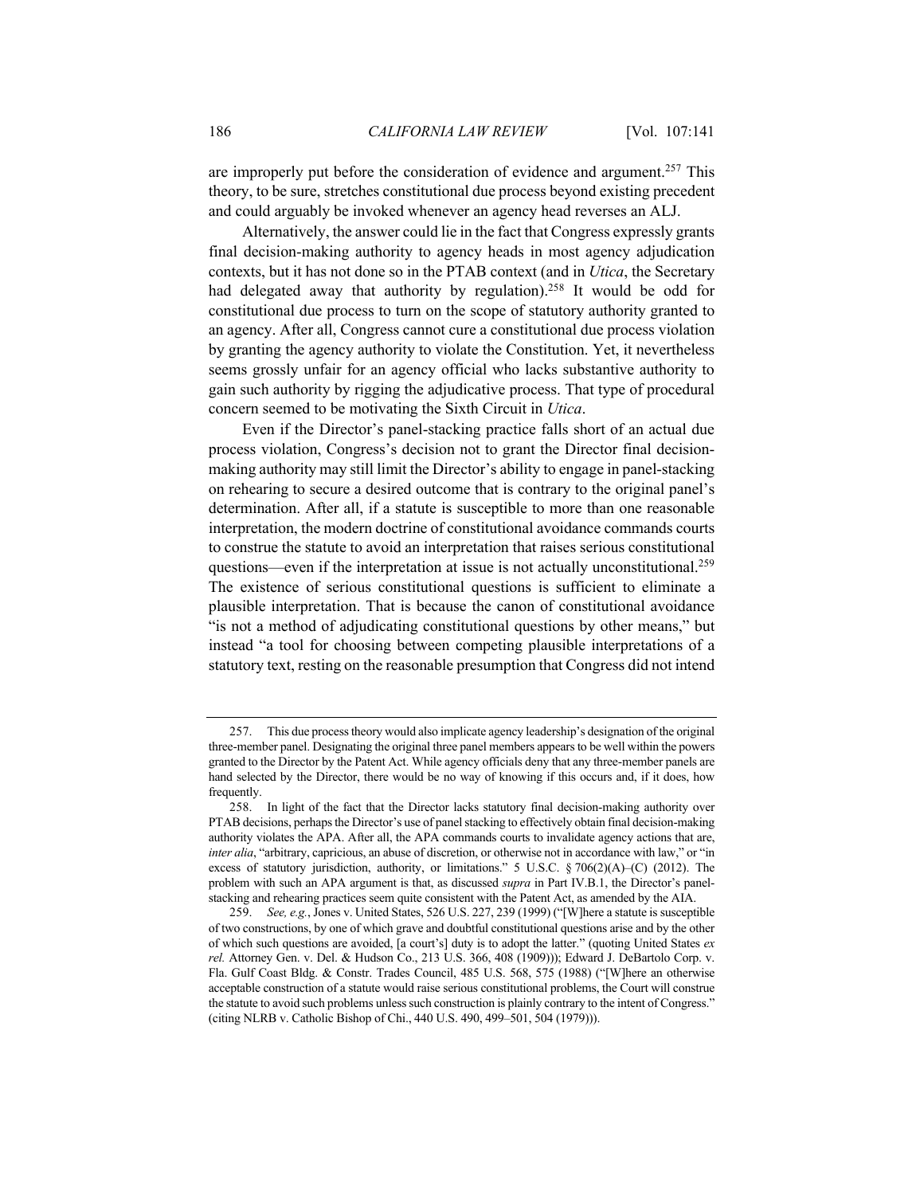are improperly put before the consideration of evidence and argument.[257] This theory, to be sure, stretches constitutional due process beyond existing precedent and could arguably be invoked whenever an agency head reverses an ALJ.

Alternatively, the answer could lie in the fact that Congress expressly grants final decision-making authority to agency heads in most agency adjudication contexts, but it has not done so in the PTAB context (and in *Utica*, the Secretary had delegated away that authority by regulation).[258] It would be odd for constitutional due process to turn on the scope of statutory authority granted to an agency. After all, Congress cannot cure a constitutional due process violation by granting the agency authority to violate the Constitution. Yet, it nevertheless seems grossly unfair for an agency official who lacks substantive authority to gain such authority by rigging the adjudicative process. That type of procedural concern seemed to be motivating the Sixth Circuit in *Utica*.

Even if the Director's panel-stacking practice falls short of an actual due process violation, Congress's decision not to grant the Director final decision-making authority may still limit the Director's ability to engage in panel-stacking on rehearing to secure a desired outcome that is contrary to the original panel's determination. After all, if a statute is susceptible to more than one reasonable interpretation, the modern doctrine of constitutional avoidance commands courts to construe the statute to avoid an interpretation that raises serious constitutional questions—even if the interpretation at issue is not actually unconstitutional.[259] The existence of serious constitutional questions is sufficient to eliminate a plausible interpretation. That is because the canon of constitutional avoidance "is not a method of adjudicating constitutional questions by other means," but instead "a tool for choosing between competing plausible interpretations of a statutory text, resting on the reasonable presumption that Congress did not intend

---

257. This due process theory would also implicate agency leadership's designation of the original three-member panel. Designating the original three panel members appears to be well within the powers granted to the Director by the Patent Act. While agency officials deny that any three-member panels are hand selected by the Director, there would be no way of knowing if this occurs and, if it does, how frequently.

258. In light of the fact that the Director lacks statutory final decision-making authority over PTAB decisions, perhaps the Director's use of panel stacking to effectively obtain final decision-making authority violates the APA. After all, the APA commands courts to invalidate agency actions that are, *inter alia*, "arbitrary, capricious, an abuse of discretion, or otherwise not in accordance with law," or "in excess of statutory jurisdiction, authority, or limitations." 5 U.S.C. § 706(2)(A)–(C) (2012). The problem with such an APA argument is that, as discussed *supra* in Part IV.B.1, the Director's panel-stacking and rehearing practices seem quite consistent with the Patent Act, as amended by the AIA.

259. *See, e.g.*, Jones v. United States, 526 U.S. 227, 239 (1999) ("[W]here a statute is susceptible of two constructions, by one of which grave and doubtful constitutional questions arise and by the other of which such questions are avoided, [a court's] duty is to adopt the latter." (quoting United States *ex rel.* Attorney Gen. v. Del. & Hudson Co., 213 U.S. 366, 408 (1909))); Edward J. DeBartolo Corp. v. Fla. Gulf Coast Bldg. & Constr. Trades Council, 485 U.S. 568, 575 (1988) ("[W]here an otherwise acceptable construction of a statute would raise serious constitutional problems, the Court will construe the statute to avoid such problems unless such construction is plainly contrary to the intent of Congress." (citing NLRB v. Catholic Bishop of Chi., 440 U.S. 490, 499–501, 504 (1979))).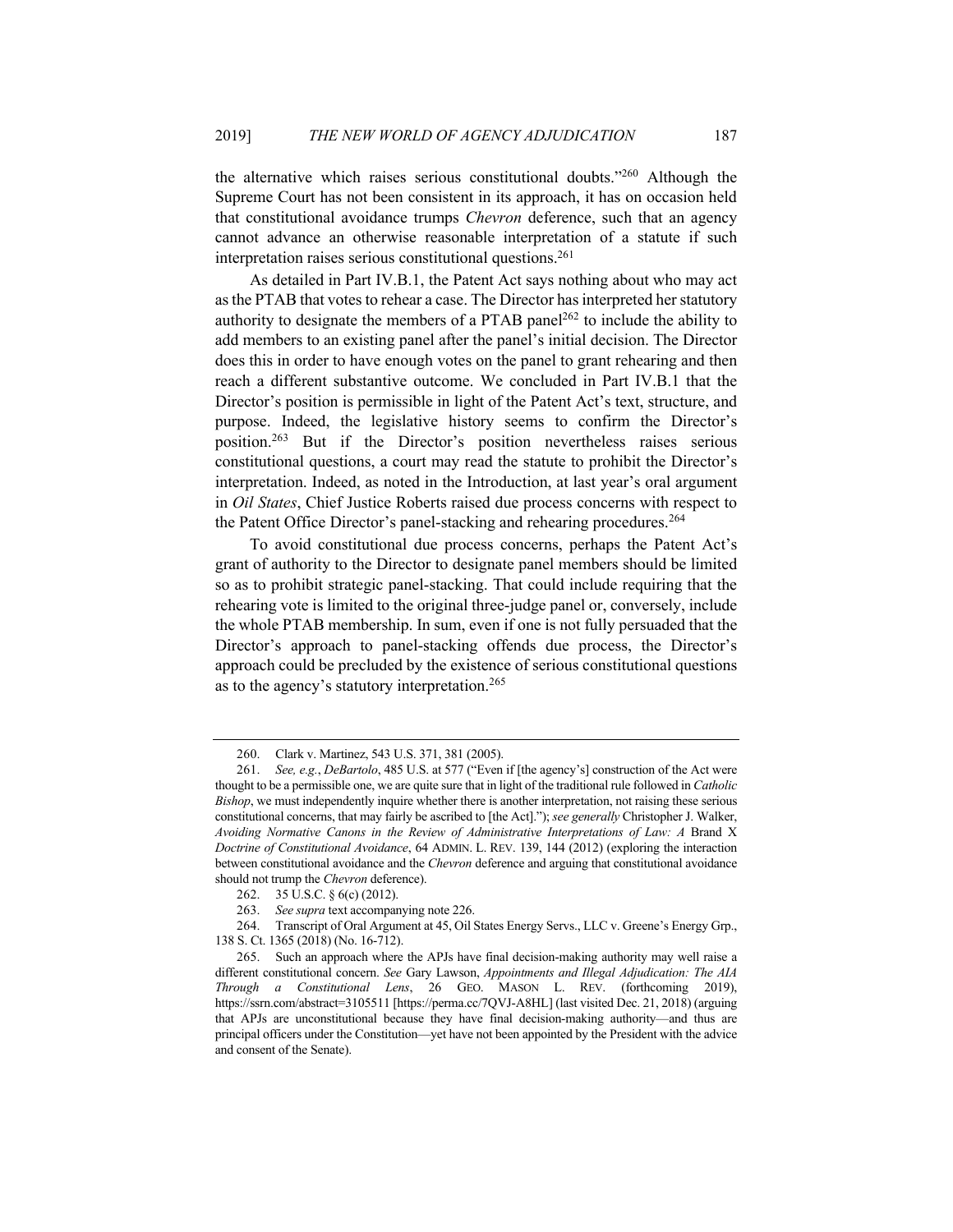the alternative which raises serious constitutional doubts."[260] Although the Supreme Court has not been consistent in its approach, it has on occasion held that constitutional avoidance trumps *Chevron* deference, such that an agency cannot advance an otherwise reasonable interpretation of a statute if such interpretation raises serious constitutional questions.[261]

As detailed in Part IV.B.1, the Patent Act says nothing about who may act as the PTAB that votes to rehear a case. The Director has interpreted her statutory authority to designate the members of a PTAB panel[262] to include the ability to add members to an existing panel after the panel's initial decision. The Director does this in order to have enough votes on the panel to grant rehearing and then reach a different substantive outcome. We concluded in Part IV.B.1 that the Director's position is permissible in light of the Patent Act's text, structure, and purpose. Indeed, the legislative history seems to confirm the Director's position.[263] But if the Director's position nevertheless raises serious constitutional questions, a court may read the statute to prohibit the Director's interpretation. Indeed, as noted in the Introduction, at last year's oral argument in *Oil States*, Chief Justice Roberts raised due process concerns with respect to the Patent Office Director's panel-stacking and rehearing procedures.[264]

To avoid constitutional due process concerns, perhaps the Patent Act's grant of authority to the Director to designate panel members should be limited so as to prohibit strategic panel-stacking. That could include requiring that the rehearing vote is limited to the original three-judge panel or, conversely, include the whole PTAB membership. In sum, even if one is not fully persuaded that the Director's approach to panel-stacking offends due process, the Director's approach could be precluded by the existence of serious constitutional questions as to the agency's statutory interpretation.[265]

---

260. Clark v. Martinez, 543 U.S. 371, 381 (2005).

261. *See, e.g.*, *DeBartolo*, 485 U.S. at 577 ("Even if [the agency's] construction of the Act were thought to be a permissible one, we are quite sure that in light of the traditional rule followed in *Catholic Bishop*, we must independently inquire whether there is another interpretation, not raising these serious constitutional concerns, that may fairly be ascribed to [the Act]."); *see generally* Christopher J. Walker, *Avoiding Normative Canons in the Review of Administrative Interpretations of Law: A* Brand X *Doctrine of Constitutional Avoidance*, 64 ADMIN. L. REV. 139, 144 (2012) (exploring the interaction between constitutional avoidance and the *Chevron* deference and arguing that constitutional avoidance should not trump the *Chevron* deference).

262. 35 U.S.C. § 6(c) (2012).

263. *See supra* text accompanying note 226.

264. Transcript of Oral Argument at 45, Oil States Energy Servs., LLC v. Greene's Energy Grp., 138 S. Ct. 1365 (2018) (No. 16-712).

265. Such an approach where the APJs have final decision-making authority may well raise a different constitutional concern. *See* Gary Lawson, *Appointments and Illegal Adjudication: The AIA Through a Constitutional Lens*, 26 GEO. MASON L. REV. (forthcoming 2019), https://ssrn.com/abstract=3105511 [https://perma.cc/7QVJ-A8HL] (last visited Dec. 21, 2018) (arguing that APJs are unconstitutional because they have final decision-making authority—and thus are principal officers under the Constitution—yet have not been appointed by the President with the advice and consent of the Senate).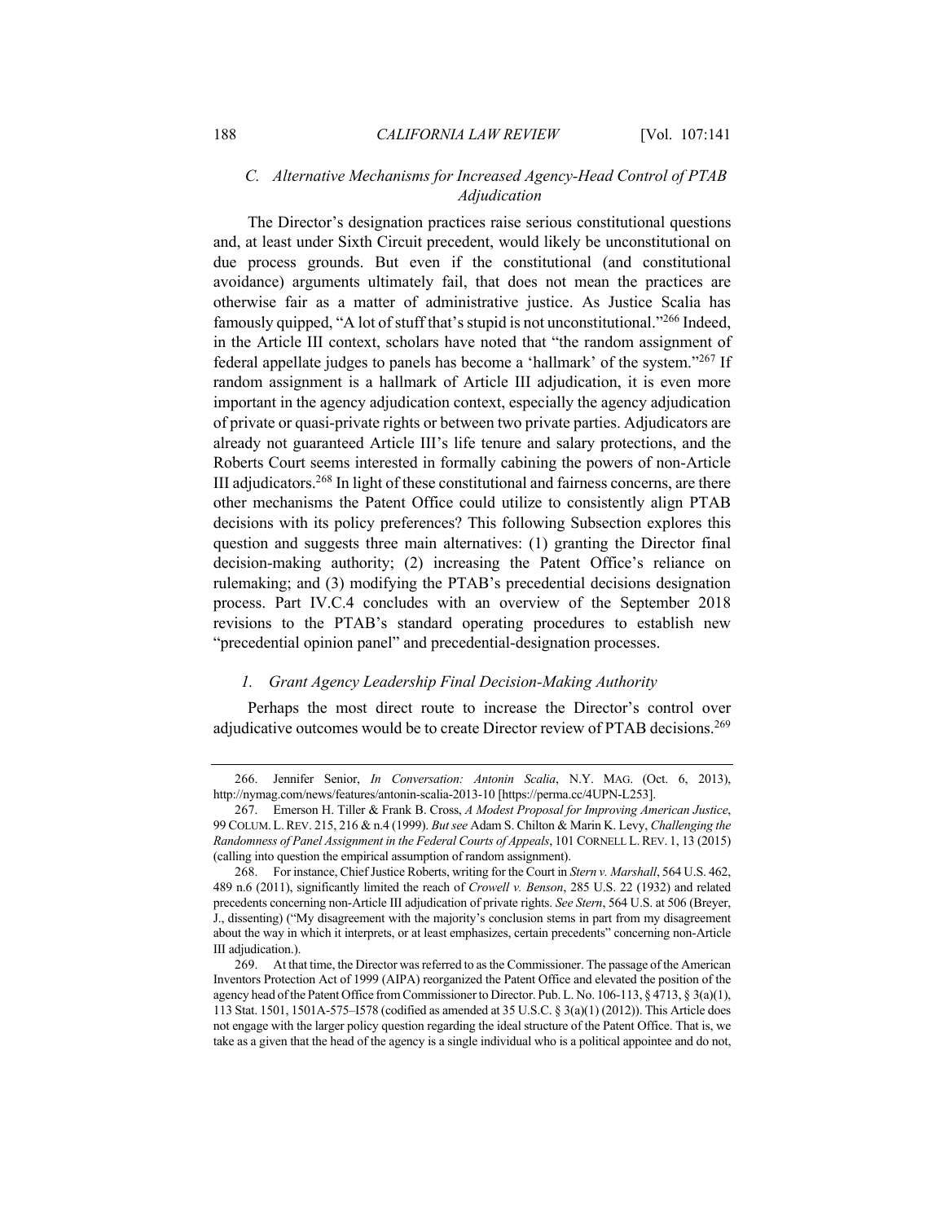### *C. Alternative Mechanisms for Increased Agency-Head Control of PTAB Adjudication*

The Director's designation practices raise serious constitutional questions and, at least under Sixth Circuit precedent, would likely be unconstitutional on due process grounds. But even if the constitutional (and constitutional avoidance) arguments ultimately fail, that does not mean the practices are otherwise fair as a matter of administrative justice. As Justice Scalia has famously quipped, "A lot of stuff that's stupid is not unconstitutional."[266] Indeed, in the Article III context, scholars have noted that "the random assignment of federal appellate judges to panels has become a 'hallmark' of the system."[267] If random assignment is a hallmark of Article III adjudication, it is even more important in the agency adjudication context, especially the agency adjudication of private or quasi-private rights or between two private parties. Adjudicators are already not guaranteed Article III's life tenure and salary protections, and the Roberts Court seems interested in formally cabining the powers of non-Article III adjudicators.[268] In light of these constitutional and fairness concerns, are there other mechanisms the Patent Office could utilize to consistently align PTAB decisions with its policy preferences? This following Subsection explores this question and suggests three main alternatives: (1) granting the Director final decision-making authority; (2) increasing the Patent Office's reliance on rulemaking; and (3) modifying the PTAB's precedential decisions designation process. Part IV.C.4 concludes with an overview of the September 2018 revisions to the PTAB's standard operating procedures to establish new "precedential opinion panel" and precedential-designation processes.

#### *1. Grant Agency Leadership Final Decision-Making Authority*

Perhaps the most direct route to increase the Director's control over adjudicative outcomes would be to create Director review of PTAB decisions.[269]

---

266. Jennifer Senior, *In Conversation: Antonin Scalia*, N.Y. MAG. (Oct. 6, 2013), http://nymag.com/news/features/antonin-scalia-2013-10 [https://perma.cc/4UPN-L253].

267. Emerson H. Tiller & Frank B. Cross, *A Modest Proposal for Improving American Justice*, 99 COLUM. L. REV. 215, 216 & n.4 (1999). *But see* Adam S. Chilton & Marin K. Levy, *Challenging the Randomness of Panel Assignment in the Federal Courts of Appeals*, 101 CORNELL L. REV. 1, 13 (2015) (calling into question the empirical assumption of random assignment).

268. For instance, Chief Justice Roberts, writing for the Court in *Stern v. Marshall*, 564 U.S. 462, 489 n.6 (2011), significantly limited the reach of *Crowell v. Benson*, 285 U.S. 22 (1932) and related precedents concerning non-Article III adjudication of private rights. *See Stern*, 564 U.S. at 506 (Breyer, J., dissenting) ("My disagreement with the majority's conclusion stems in part from my disagreement about the way in which it interprets, or at least emphasizes, certain precedents" concerning non-Article III adjudication.).

269. At that time, the Director was referred to as the Commissioner. The passage of the American Inventors Protection Act of 1999 (AIPA) reorganized the Patent Office and elevated the position of the agency head of the Patent Office from Commissioner to Director. Pub. L. No. 106-113, § 4713, § 3(a)(1), 113 Stat. 1501, 1501A-575–I578 (codified as amended at 35 U.S.C. § 3(a)(1) (2012)). This Article does not engage with the larger policy question regarding the ideal structure of the Patent Office. That is, we take as a given that the head of the agency is a single individual who is a political appointee and do not,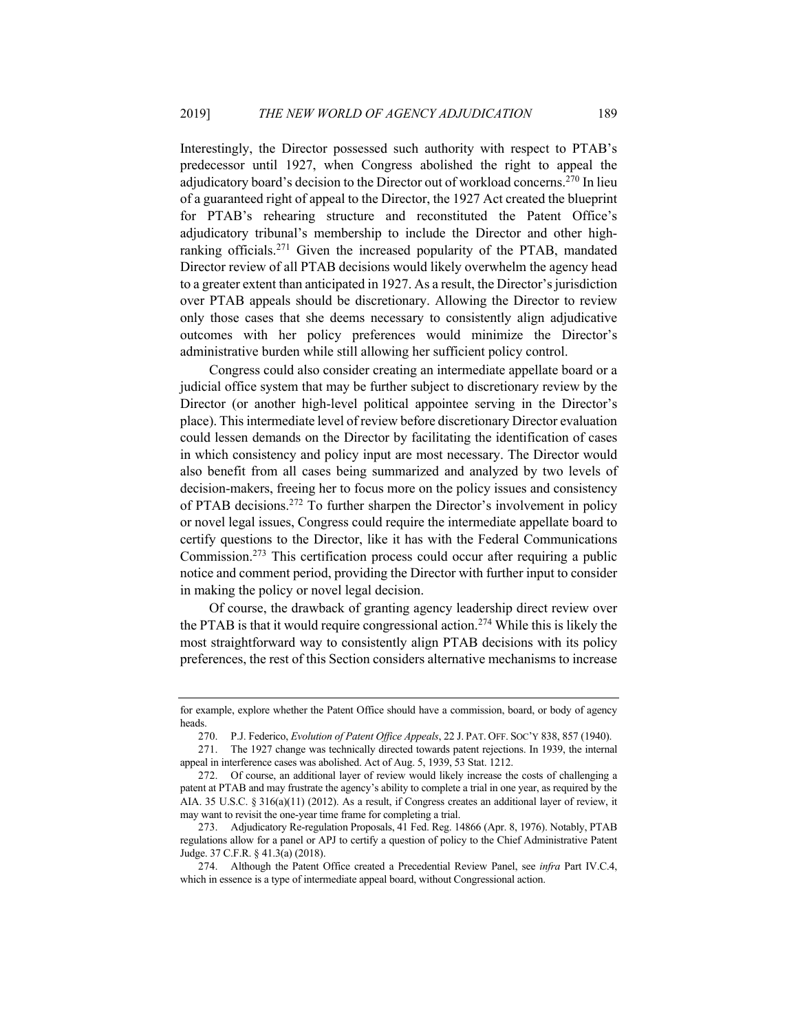Interestingly, the Director possessed such authority with respect to PTAB's predecessor until 1927, when Congress abolished the right to appeal the adjudicatory board's decision to the Director out of workload concerns.[270] In lieu of a guaranteed right of appeal to the Director, the 1927 Act created the blueprint for PTAB's rehearing structure and reconstituted the Patent Office's adjudicatory tribunal's membership to include the Director and other high-ranking officials.[271] Given the increased popularity of the PTAB, mandated Director review of all PTAB decisions would likely overwhelm the agency head to a greater extent than anticipated in 1927. As a result, the Director's jurisdiction over PTAB appeals should be discretionary. Allowing the Director to review only those cases that she deems necessary to consistently align adjudicative outcomes with her policy preferences would minimize the Director's administrative burden while still allowing her sufficient policy control.

Congress could also consider creating an intermediate appellate board or a judicial office system that may be further subject to discretionary review by the Director (or another high-level political appointee serving in the Director's place). This intermediate level of review before discretionary Director evaluation could lessen demands on the Director by facilitating the identification of cases in which consistency and policy input are most necessary. The Director would also benefit from all cases being summarized and analyzed by two levels of decision-makers, freeing her to focus more on the policy issues and consistency of PTAB decisions.[272] To further sharpen the Director's involvement in policy or novel legal issues, Congress could require the intermediate appellate board to certify questions to the Director, like it has with the Federal Communications Commission.[273] This certification process could occur after requiring a public notice and comment period, providing the Director with further input to consider in making the policy or novel legal decision.

Of course, the drawback of granting agency leadership direct review over the PTAB is that it would require congressional action.[274] While this is likely the most straightforward way to consistently align PTAB decisions with its policy preferences, the rest of this Section considers alternative mechanisms to increase

---

for example, explore whether the Patent Office should have a commission, board, or body of agency heads.

270. P.J. Federico, *Evolution of Patent Office Appeals*, 22 J. PAT. OFF. SOC'Y 838, 857 (1940).

271. The 1927 change was technically directed towards patent rejections. In 1939, the internal appeal in interference cases was abolished. Act of Aug. 5, 1939, 53 Stat. 1212.

272. Of course, an additional layer of review would likely increase the costs of challenging a patent at PTAB and may frustrate the agency's ability to complete a trial in one year, as required by the AIA. 35 U.S.C. § 316(a)(11) (2012). As a result, if Congress creates an additional layer of review, it may want to revisit the one-year time frame for completing a trial.

273. Adjudicatory Re-regulation Proposals, 41 Fed. Reg. 14866 (Apr. 8, 1976). Notably, PTAB regulations allow for a panel or APJ to certify a question of policy to the Chief Administrative Patent Judge. 37 C.F.R. § 41.3(a) (2018).

274. Although the Patent Office created a Precedential Review Panel, see *infra* Part IV.C.4, which in essence is a type of intermediate appeal board, without Congressional action.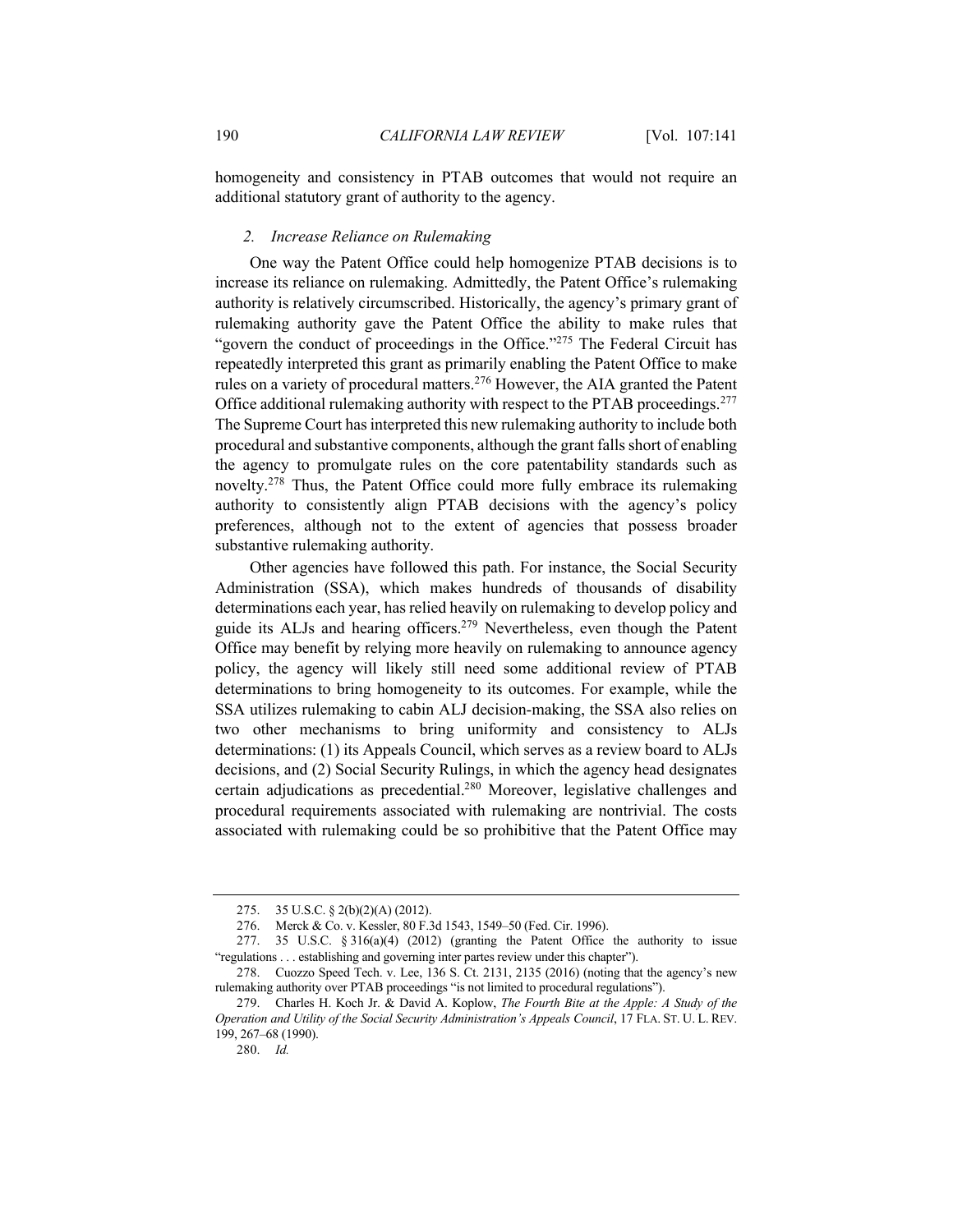homogeneity and consistency in PTAB outcomes that would not require an additional statutory grant of authority to the agency.

### *2. Increase Reliance on Rulemaking*

One way the Patent Office could help homogenize PTAB decisions is to increase its reliance on rulemaking. Admittedly, the Patent Office's rulemaking authority is relatively circumscribed. Historically, the agency's primary grant of rulemaking authority gave the Patent Office the ability to make rules that "govern the conduct of proceedings in the Office."[275] The Federal Circuit has repeatedly interpreted this grant as primarily enabling the Patent Office to make rules on a variety of procedural matters.[276] However, the AIA granted the Patent Office additional rulemaking authority with respect to the PTAB proceedings.[277] The Supreme Court has interpreted this new rulemaking authority to include both procedural and substantive components, although the grant falls short of enabling the agency to promulgate rules on the core patentability standards such as novelty.[278] Thus, the Patent Office could more fully embrace its rulemaking authority to consistently align PTAB decisions with the agency's policy preferences, although not to the extent of agencies that possess broader substantive rulemaking authority.

Other agencies have followed this path. For instance, the Social Security Administration (SSA), which makes hundreds of thousands of disability determinations each year, has relied heavily on rulemaking to develop policy and guide its ALJs and hearing officers.[279] Nevertheless, even though the Patent Office may benefit by relying more heavily on rulemaking to announce agency policy, the agency will likely still need some additional review of PTAB determinations to bring homogeneity to its outcomes. For example, while the SSA utilizes rulemaking to cabin ALJ decision-making, the SSA also relies on two other mechanisms to bring uniformity and consistency to ALJs determinations: (1) its Appeals Council, which serves as a review board to ALJs decisions, and (2) Social Security Rulings, in which the agency head designates certain adjudications as precedential.[280] Moreover, legislative challenges and procedural requirements associated with rulemaking are nontrivial. The costs associated with rulemaking could be so prohibitive that the Patent Office may

---

275. 35 U.S.C. § 2(b)(2)(A) (2012).

276. Merck & Co. v. Kessler, 80 F.3d 1543, 1549–50 (Fed. Cir. 1996).

277. 35 U.S.C. § 316(a)(4) (2012) (granting the Patent Office the authority to issue "regulations . . . establishing and governing inter partes review under this chapter").

278. Cuozzo Speed Tech. v. Lee, 136 S. Ct. 2131, 2135 (2016) (noting that the agency's new rulemaking authority over PTAB proceedings "is not limited to procedural regulations").

279. Charles H. Koch Jr. & David A. Koplow, *The Fourth Bite at the Apple: A Study of the Operation and Utility of the Social Security Administration's Appeals Council*, 17 FLA. ST. U. L. REV. 199, 267–68 (1990).

280. *Id.*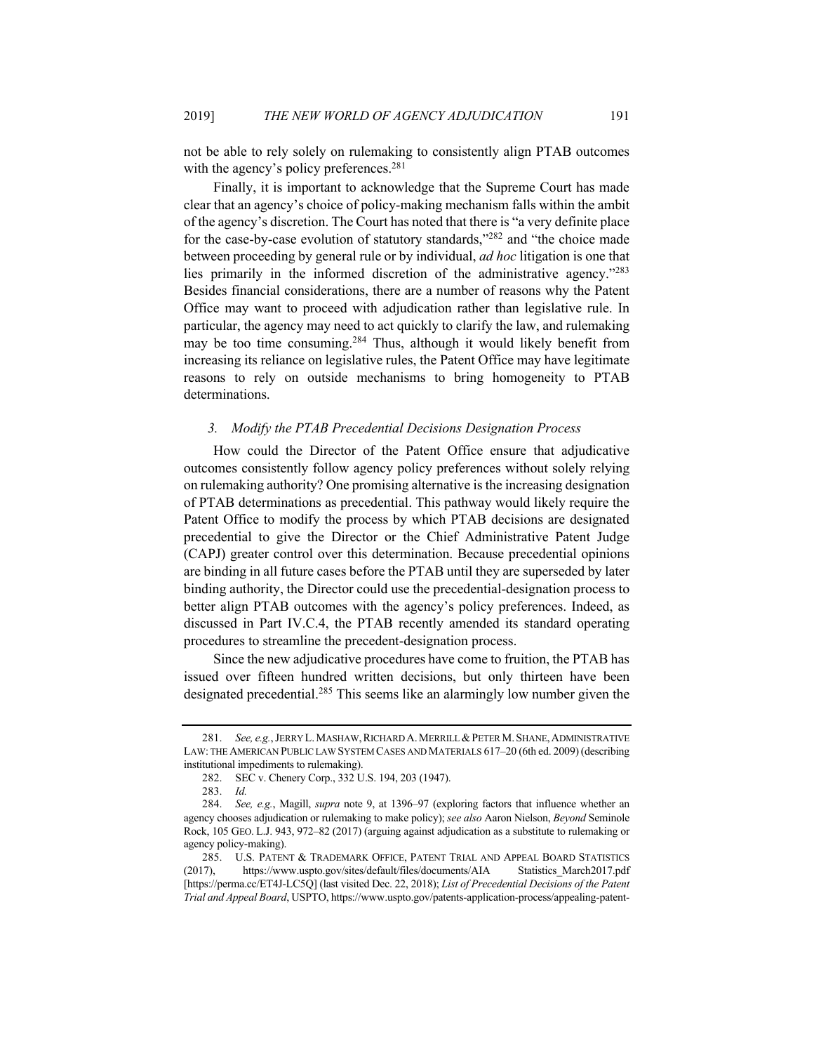not be able to rely solely on rulemaking to consistently align PTAB outcomes with the agency's policy preferences.[281]

Finally, it is important to acknowledge that the Supreme Court has made clear that an agency's choice of policy-making mechanism falls within the ambit of the agency's discretion. The Court has noted that there is "a very definite place for the case-by-case evolution of statutory standards,"[282] and "the choice made between proceeding by general rule or by individual, *ad hoc* litigation is one that lies primarily in the informed discretion of the administrative agency."[283] Besides financial considerations, there are a number of reasons why the Patent Office may want to proceed with adjudication rather than legislative rule. In particular, the agency may need to act quickly to clarify the law, and rulemaking may be too time consuming.[284] Thus, although it would likely benefit from increasing its reliance on legislative rules, the Patent Office may have legitimate reasons to rely on outside mechanisms to bring homogeneity to PTAB determinations.

### *3. Modify the PTAB Precedential Decisions Designation Process*

How could the Director of the Patent Office ensure that adjudicative outcomes consistently follow agency policy preferences without solely relying on rulemaking authority? One promising alternative is the increasing designation of PTAB determinations as precedential. This pathway would likely require the Patent Office to modify the process by which PTAB decisions are designated precedential to give the Director or the Chief Administrative Patent Judge (CAPJ) greater control over this determination. Because precedential opinions are binding in all future cases before the PTAB until they are superseded by later binding authority, the Director could use the precedential-designation process to better align PTAB outcomes with the agency's policy preferences. Indeed, as discussed in Part IV.C.4, the PTAB recently amended its standard operating procedures to streamline the precedent-designation process.

Since the new adjudicative procedures have come to fruition, the PTAB has issued over fifteen hundred written decisions, but only thirteen have been designated precedential.[285] This seems like an alarmingly low number given the

---

281. *See, e.g.*, JERRY L. MASHAW, RICHARD A. MERRILL & PETER M. SHANE, ADMINISTRATIVE LAW: THE AMERICAN PUBLIC LAW SYSTEM CASES AND MATERIALS 617–20 (6th ed. 2009) (describing institutional impediments to rulemaking).

282. SEC v. Chenery Corp., 332 U.S. 194, 203 (1947).

283. *Id.*

284. *See, e.g.*, Magill, *supra* note 9, at 1396–97 (exploring factors that influence whether an agency chooses adjudication or rulemaking to make policy); *see also* Aaron Nielson, *Beyond* Seminole Rock, 105 GEO. L.J. 943, 972–82 (2017) (arguing against adjudication as a substitute to rulemaking or agency policy-making).

285. U.S. PATENT & TRADEMARK OFFICE, PATENT TRIAL AND APPEAL BOARD STATISTICS (2017), https://www.uspto.gov/sites/default/files/documents/AIA Statistics_March2017.pdf [https://perma.cc/ET4J-LC5Q] (last visited Dec. 22, 2018); *List of Precedential Decisions of the Patent Trial and Appeal Board*, USPTO, https://www.uspto.gov/patents-application-process/appealing-patent-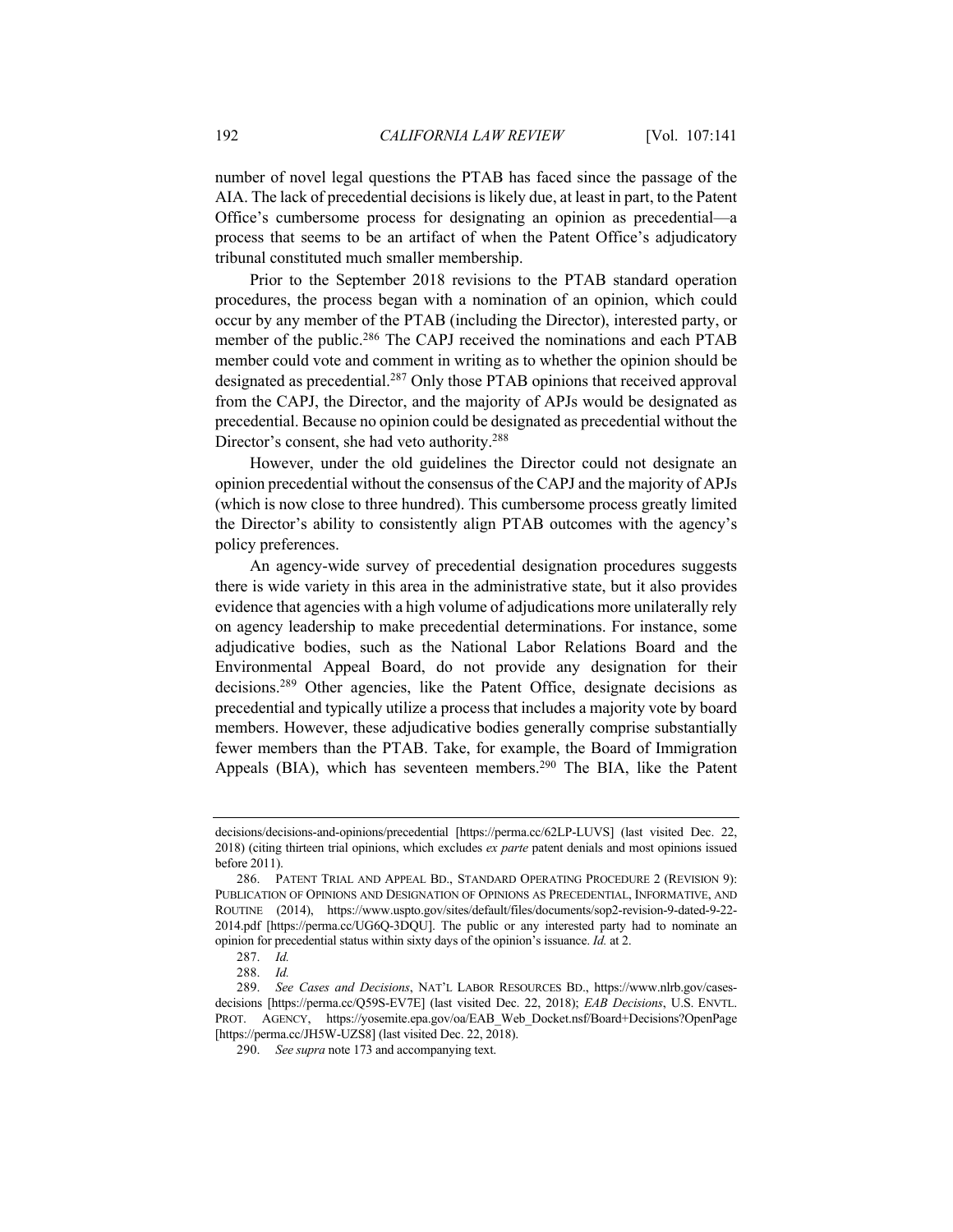number of novel legal questions the PTAB has faced since the passage of the AIA. The lack of precedential decisions is likely due, at least in part, to the Patent Office's cumbersome process for designating an opinion as precedential—a process that seems to be an artifact of when the Patent Office's adjudicatory tribunal constituted much smaller membership.

Prior to the September 2018 revisions to the PTAB standard operation procedures, the process began with a nomination of an opinion, which could occur by any member of the PTAB (including the Director), interested party, or member of the public.[286] The CAPJ received the nominations and each PTAB member could vote and comment in writing as to whether the opinion should be designated as precedential.[287] Only those PTAB opinions that received approval from the CAPJ, the Director, and the majority of APJs would be designated as precedential. Because no opinion could be designated as precedential without the Director's consent, she had veto authority.[288]

However, under the old guidelines the Director could not designate an opinion precedential without the consensus of the CAPJ and the majority of APJs (which is now close to three hundred). This cumbersome process greatly limited the Director's ability to consistently align PTAB outcomes with the agency's policy preferences.

An agency-wide survey of precedential designation procedures suggests there is wide variety in this area in the administrative state, but it also provides evidence that agencies with a high volume of adjudications more unilaterally rely on agency leadership to make precedential determinations. For instance, some adjudicative bodies, such as the National Labor Relations Board and the Environmental Appeal Board, do not provide any designation for their decisions.[289] Other agencies, like the Patent Office, designate decisions as precedential and typically utilize a process that includes a majority vote by board members. However, these adjudicative bodies generally comprise substantially fewer members than the PTAB. Take, for example, the Board of Immigration Appeals (BIA), which has seventeen members.[290] The BIA, like the Patent

---

decisions/decisions-and-opinions/precedential [https://perma.cc/62LP-LUVS] (last visited Dec. 22, 2018) (citing thirteen trial opinions, which excludes *ex parte* patent denials and most opinions issued before 2011).

286. PATENT TRIAL AND APPEAL BD., STANDARD OPERATING PROCEDURE 2 (REVISION 9): PUBLICATION OF OPINIONS AND DESIGNATION OF OPINIONS AS PRECEDENTIAL, INFORMATIVE, AND ROUTINE (2014), https://www.uspto.gov/sites/default/files/documents/sop2-revision-9-dated-9-22-2014.pdf [https://perma.cc/UG6Q-3DQU]. The public or any interested party had to nominate an opinion for precedential status within sixty days of the opinion's issuance. *Id.* at 2.

287. *Id.*

288. *Id.*

289. *See Cases and Decisions*, NAT'L LABOR RESOURCES BD., https://www.nlrb.gov/cases-decisions [https://perma.cc/Q59S-EV7E] (last visited Dec. 22, 2018); *EAB Decisions*, U.S. ENVTL. PROT. AGENCY, https://yosemite.epa.gov/oa/EAB_Web_Docket.nsf/Board+Decisions?OpenPage [https://perma.cc/JH5W-UZS8] (last visited Dec. 22, 2018).

290. *See supra* note 173 and accompanying text.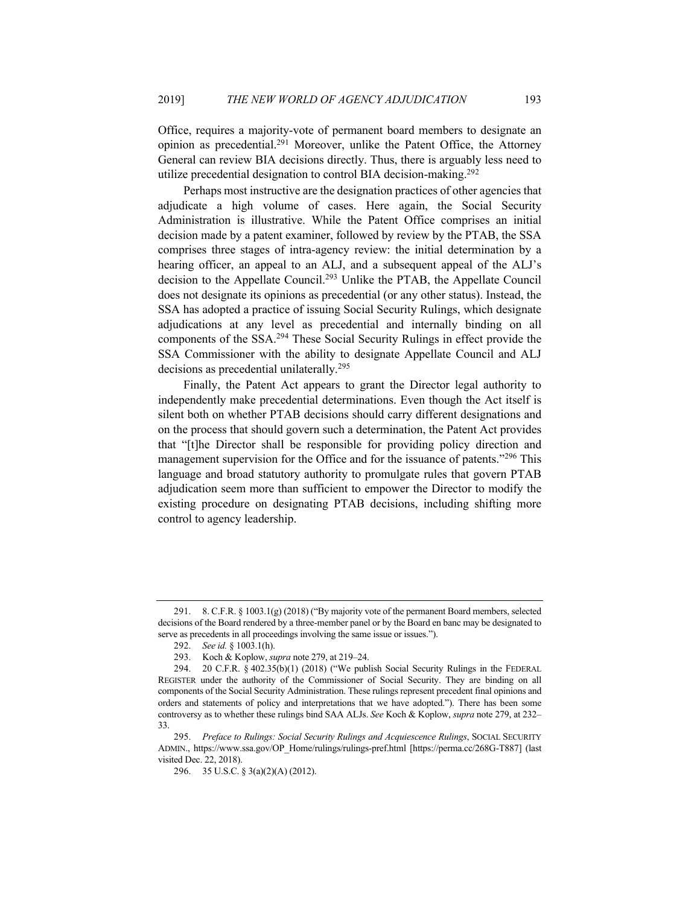Office, requires a majority-vote of permanent board members to designate an opinion as precedential.[291] Moreover, unlike the Patent Office, the Attorney General can review BIA decisions directly. Thus, there is arguably less need to utilize precedential designation to control BIA decision-making.[292]

Perhaps most instructive are the designation practices of other agencies that adjudicate a high volume of cases. Here again, the Social Security Administration is illustrative. While the Patent Office comprises an initial decision made by a patent examiner, followed by review by the PTAB, the SSA comprises three stages of intra-agency review: the initial determination by a hearing officer, an appeal to an ALJ, and a subsequent appeal of the ALJ's decision to the Appellate Council.[293] Unlike the PTAB, the Appellate Council does not designate its opinions as precedential (or any other status). Instead, the SSA has adopted a practice of issuing Social Security Rulings, which designate adjudications at any level as precedential and internally binding on all components of the SSA.[294] These Social Security Rulings in effect provide the SSA Commissioner with the ability to designate Appellate Council and ALJ decisions as precedential unilaterally.[295]

Finally, the Patent Act appears to grant the Director legal authority to independently make precedential determinations. Even though the Act itself is silent both on whether PTAB decisions should carry different designations and on the process that should govern such a determination, the Patent Act provides that "[t]he Director shall be responsible for providing policy direction and management supervision for the Office and for the issuance of patents."[296] This language and broad statutory authority to promulgate rules that govern PTAB adjudication seem more than sufficient to empower the Director to modify the existing procedure on designating PTAB decisions, including shifting more control to agency leadership.

---

291. 8. C.F.R. § 1003.1(g) (2018) ("By majority vote of the permanent Board members, selected decisions of the Board rendered by a three-member panel or by the Board en banc may be designated to serve as precedents in all proceedings involving the same issue or issues.").

292. *See id.* § 1003.1(h).

293. Koch & Koplow, *supra* note 279, at 219–24.

294. 20 C.F.R. § 402.35(b)(1) (2018) ("We publish Social Security Rulings in the FEDERAL REGISTER under the authority of the Commissioner of Social Security. They are binding on all components of the Social Security Administration. These rulings represent precedent final opinions and orders and statements of policy and interpretations that we have adopted."). There has been some controversy as to whether these rulings bind SAA ALJs. *See* Koch & Koplow, *supra* note 279, at 232–33.

295. *Preface to Rulings: Social Security Rulings and Acquiescence Rulings*, SOCIAL SECURITY ADMIN., https://www.ssa.gov/OP_Home/rulings/rulings-pref.html [https://perma.cc/268G-T887] (last visited Dec. 22, 2018).

296. 35 U.S.C. § 3(a)(2)(A) (2012).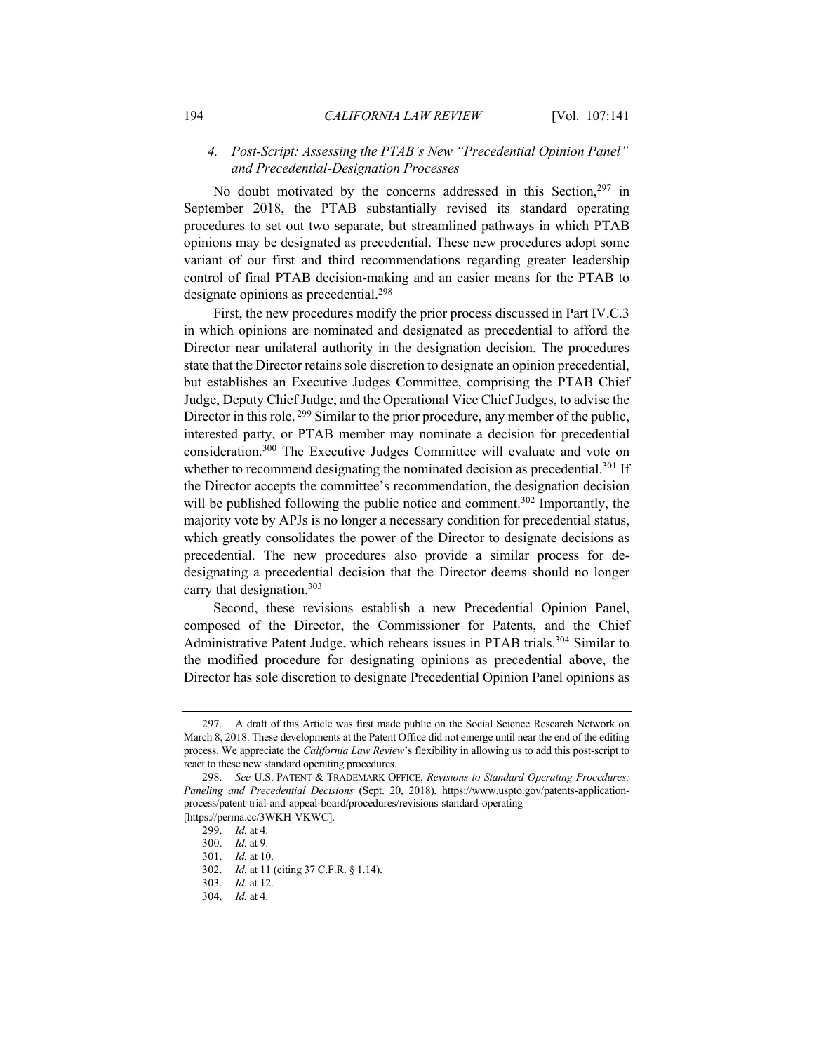### 4. *Post-Script: Assessing the PTAB's New "Precedential Opinion Panel" and Precedential-Designation Processes*

No doubt motivated by the concerns addressed in this Section,[297] in September 2018, the PTAB substantially revised its standard operating procedures to set out two separate, but streamlined pathways in which PTAB opinions may be designated as precedential. These new procedures adopt some variant of our first and third recommendations regarding greater leadership control of final PTAB decision-making and an easier means for the PTAB to designate opinions as precedential.[298]

First, the new procedures modify the prior process discussed in Part IV.C.3 in which opinions are nominated and designated as precedential to afford the Director near unilateral authority in the designation decision. The procedures state that the Director retains sole discretion to designate an opinion precedential, but establishes an Executive Judges Committee, comprising the PTAB Chief Judge, Deputy Chief Judge, and the Operational Vice Chief Judges, to advise the Director in this role.[299] Similar to the prior procedure, any member of the public, interested party, or PTAB member may nominate a decision for precedential consideration.[300] The Executive Judges Committee will evaluate and vote on whether to recommend designating the nominated decision as precedential.[301] If the Director accepts the committee's recommendation, the designation decision will be published following the public notice and comment.[302] Importantly, the majority vote by APJs is no longer a necessary condition for precedential status, which greatly consolidates the power of the Director to designate decisions as precedential. The new procedures also provide a similar process for de-designating a precedential decision that the Director deems should no longer carry that designation.[303]

Second, these revisions establish a new Precedential Opinion Panel, composed of the Director, the Commissioner for Patents, and the Chief Administrative Patent Judge, which rehears issues in PTAB trials.[304] Similar to the modified procedure for designating opinions as precedential above, the Director has sole discretion to designate Precedential Opinion Panel opinions as

---

297. A draft of this Article was first made public on the Social Science Research Network on March 8, 2018. These developments at the Patent Office did not emerge until near the end of the editing process. We appreciate the *California Law Review*'s flexibility in allowing us to add this post-script to react to these new standard operating procedures.

298. *See* U.S. PATENT & TRADEMARK OFFICE, *Revisions to Standard Operating Procedures: Paneling and Precedential Decisions* (Sept. 20, 2018), https://www.uspto.gov/patents-application-process/patent-trial-and-appeal-board/procedures/revisions-standard-operating [https://perma.cc/3WKH-VKWC].

299. *Id.* at 4.

300. *Id.* at 9.

301. *Id.* at 10.

302. *Id.* at 11 (citing 37 C.F.R. § 1.14).

303. *Id.* at 12.

304. *Id.* at 4.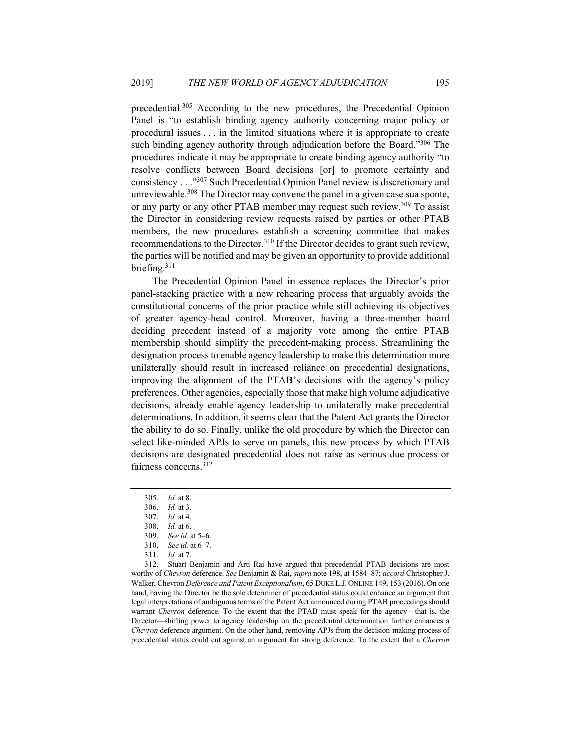precedential.[305] According to the new procedures, the Precedential Opinion Panel is "to establish binding agency authority concerning major policy or procedural issues . . . in the limited situations where it is appropriate to create such binding agency authority through adjudication before the Board."[306] The procedures indicate it may be appropriate to create binding agency authority "to resolve conflicts between Board decisions [or] to promote certainty and consistency . . ."[307] Such Precedential Opinion Panel review is discretionary and unreviewable.[308] The Director may convene the panel in a given case sua sponte, or any party or any other PTAB member may request such review.[309] To assist the Director in considering review requests raised by parties or other PTAB members, the new procedures establish a screening committee that makes recommendations to the Director.[310] If the Director decides to grant such review, the parties will be notified and may be given an opportunity to provide additional briefing.[311]

The Precedential Opinion Panel in essence replaces the Director's prior panel-stacking practice with a new rehearing process that arguably avoids the constitutional concerns of the prior practice while still achieving its objectives of greater agency-head control. Moreover, having a three-member board deciding precedent instead of a majority vote among the entire PTAB membership should simplify the precedent-making process. Streamlining the designation process to enable agency leadership to make this determination more unilaterally should result in increased reliance on precedential designations, improving the alignment of the PTAB's decisions with the agency's policy preferences. Other agencies, especially those that make high volume adjudicative decisions, already enable agency leadership to unilaterally make precedential determinations. In addition, it seems clear that the Patent Act grants the Director the ability to do so. Finally, unlike the old procedure by which the Director can select like-minded APJs to serve on panels, this new process by which PTAB decisions are designated precedential does not raise as serious due process or fairness concerns.[312]

---

305. *Id.* at 8.

306. *Id.* at 3.

307. *Id.* at 4.

308. *Id.* at 6.

309. *See id.* at 5–6.

310. *See id.* at 6–7.

311. *Id.* at 7.

312. Stuart Benjamin and Arti Rai have argued that precedential PTAB decisions are most worthy of *Chevron* deference. *See* Benjamin & Rai, *supra* note 198, at 1584–87; *accord* Christopher J. Walker, Chevron *Deference and Patent Exceptionalism*, 65 DUKE L.J. ONLINE 149, 153 (2016). On one hand, having the Director be the sole determiner of precedential status could enhance an argument that legal interpretations of ambiguous terms of the Patent Act announced during PTAB proceedings should warrant *Chevron* deference. To the extent that the PTAB must speak for the agency—that is, the Director—shifting power to agency leadership on the precedential determination further enhances a *Chevron* deference argument. On the other hand, removing APJs from the decision-making process of precedential status could cut against an argument for strong deference. To the extent that a *Chevron*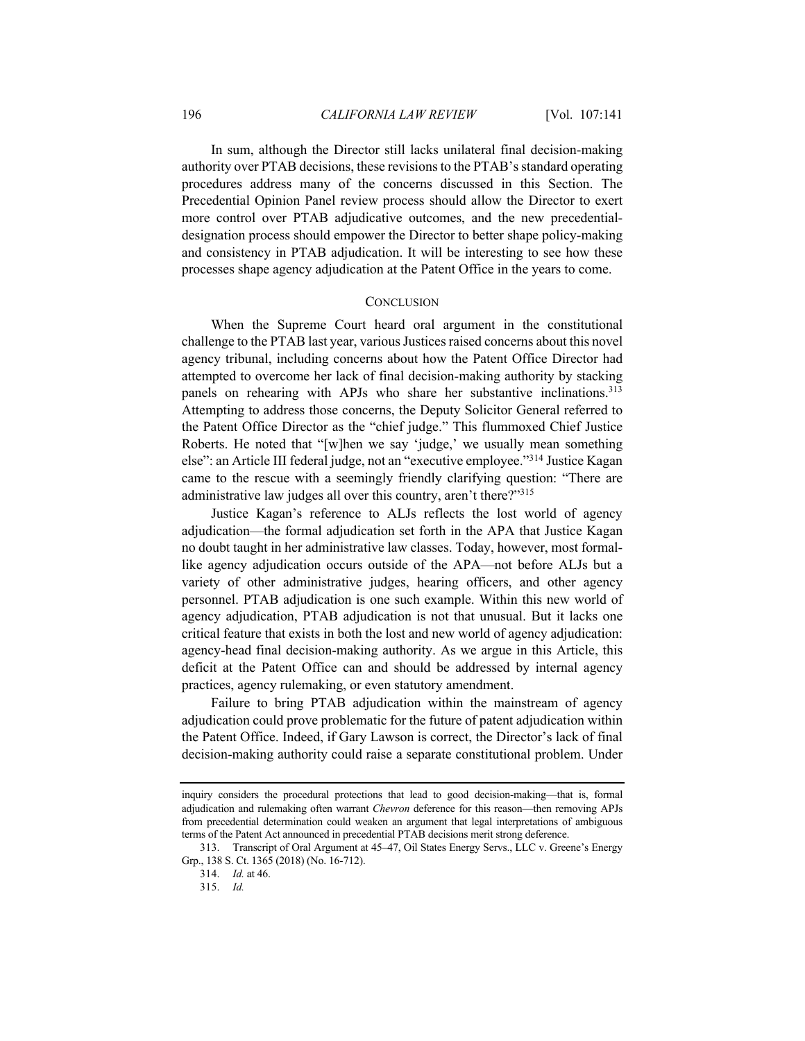In sum, although the Director still lacks unilateral final decision-making authority over PTAB decisions, these revisions to the PTAB's standard operating procedures address many of the concerns discussed in this Section. The Precedential Opinion Panel review process should allow the Director to exert more control over PTAB adjudicative outcomes, and the new precedential-designation process should empower the Director to better shape policy-making and consistency in PTAB adjudication. It will be interesting to see how these processes shape agency adjudication at the Patent Office in the years to come.

## CONCLUSION

When the Supreme Court heard oral argument in the constitutional challenge to the PTAB last year, various Justices raised concerns about this novel agency tribunal, including concerns about how the Patent Office Director had attempted to overcome her lack of final decision-making authority by stacking panels on rehearing with APJs who share her substantive inclinations.[313] Attempting to address those concerns, the Deputy Solicitor General referred to the Patent Office Director as the "chief judge." This flummoxed Chief Justice Roberts. He noted that "[w]hen we say 'judge,' we usually mean something else": an Article III federal judge, not an "executive employee."[314] Justice Kagan came to the rescue with a seemingly friendly clarifying question: "There are administrative law judges all over this country, aren't there?"[315]

Justice Kagan's reference to ALJs reflects the lost world of agency adjudication—the formal adjudication set forth in the APA that Justice Kagan no doubt taught in her administrative law classes. Today, however, most formal-like agency adjudication occurs outside of the APA—not before ALJs but a variety of other administrative judges, hearing officers, and other agency personnel. PTAB adjudication is one such example. Within this new world of agency adjudication, PTAB adjudication is not that unusual. But it lacks one critical feature that exists in both the lost and new world of agency adjudication: agency-head final decision-making authority. As we argue in this Article, this deficit at the Patent Office can and should be addressed by internal agency practices, agency rulemaking, or even statutory amendment.

Failure to bring PTAB adjudication within the mainstream of agency adjudication could prove problematic for the future of patent adjudication within the Patent Office. Indeed, if Gary Lawson is correct, the Director's lack of final decision-making authority could raise a separate constitutional problem. Under

---

inquiry considers the procedural protections that lead to good decision-making—that is, formal adjudication and rulemaking often warrant *Chevron* deference for this reason—then removing APJs from precedential determination could weaken an argument that legal interpretations of ambiguous terms of the Patent Act announced in precedential PTAB decisions merit strong deference.

313. Transcript of Oral Argument at 45–47, Oil States Energy Servs., LLC v. Greene's Energy Grp., 138 S. Ct. 1365 (2018) (No. 16-712).

314. *Id.* at 46.

315. *Id.*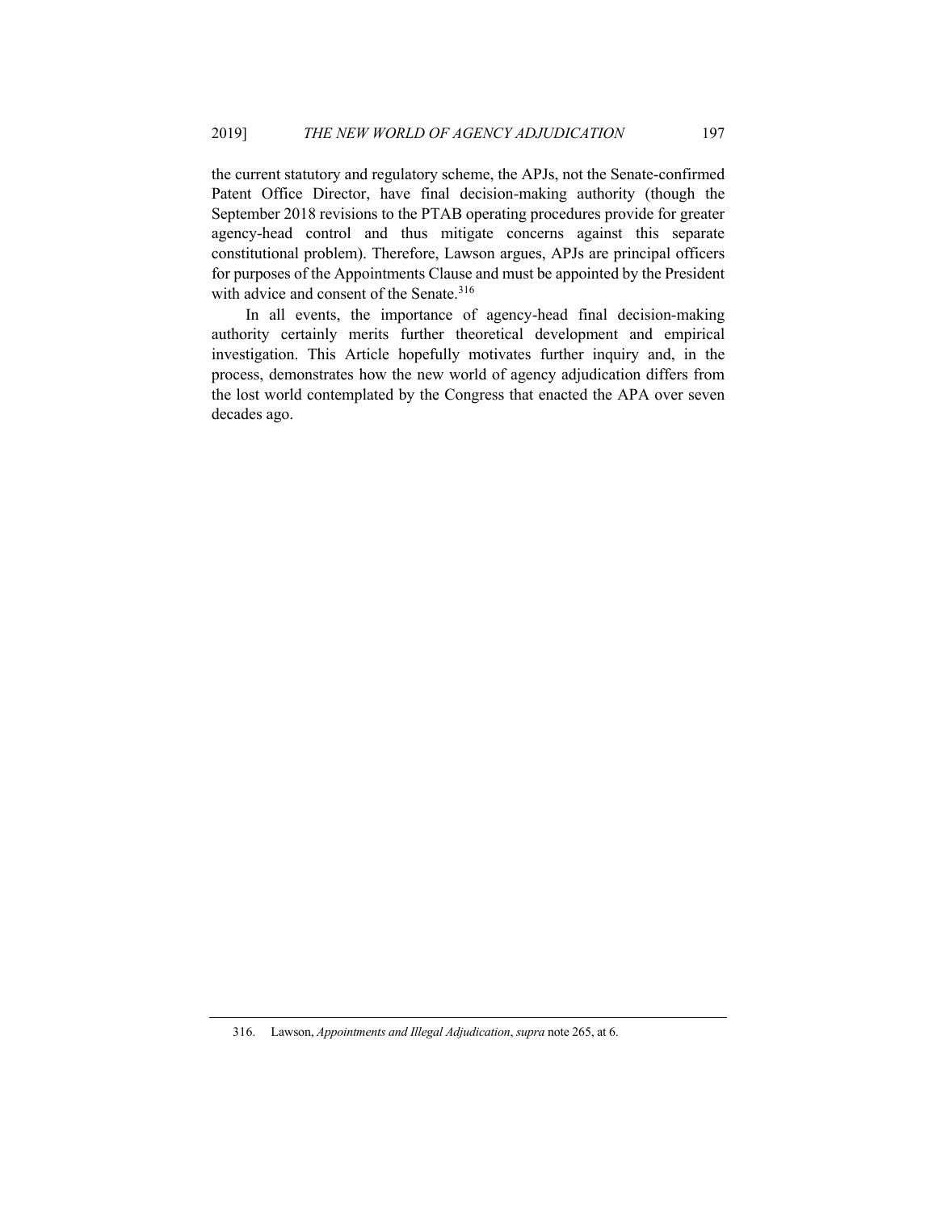the current statutory and regulatory scheme, the APJs, not the Senate-confirmed Patent Office Director, have final decision-making authority (though the September 2018 revisions to the PTAB operating procedures provide for greater agency-head control and thus mitigate concerns against this separate constitutional problem). Therefore, Lawson argues, APJs are principal officers for purposes of the Appointments Clause and must be appointed by the President with advice and consent of the Senate.[316]

In all events, the importance of agency-head final decision-making authority certainly merits further theoretical development and empirical investigation. This Article hopefully motivates further inquiry and, in the process, demonstrates how the new world of agency adjudication differs from the lost world contemplated by the Congress that enacted the APA over seven decades ago.

316. Lawson, *Appointments and Illegal Adjudication*, *supra* note 265, at 6.